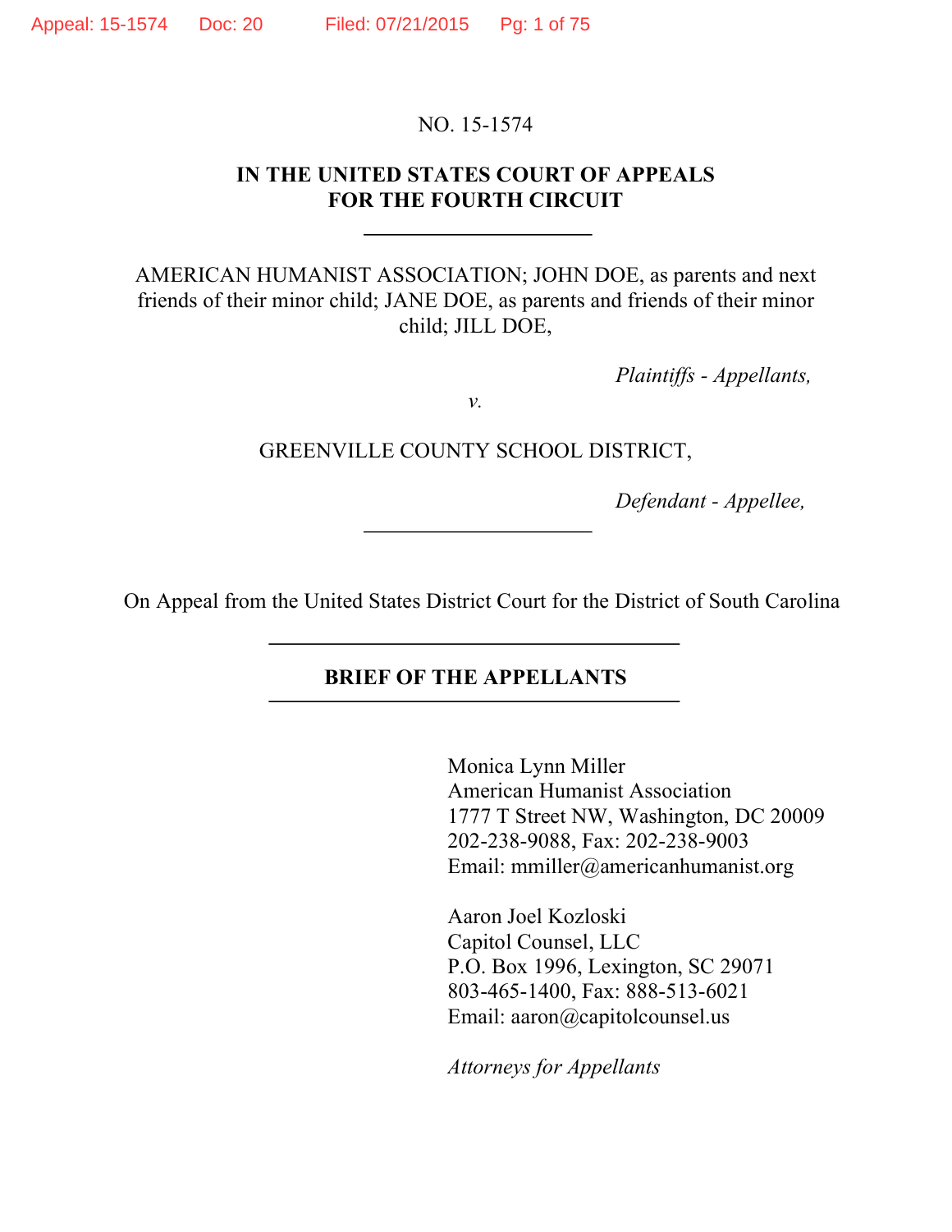NO. 15-1574

**IN THE UNITED STATES COURT OF APPEALS
FOR THE FOURTH CIRCUIT**

---

AMERICAN HUMANIST ASSOCIATION; JOHN DOE, as parents and next friends of their minor child; JANE DOE, as parents and friends of their minor child; JILL DOE,

*Plaintiffs - Appellants,*

*v.*

GREENVILLE COUNTY SCHOOL DISTRICT,

*Defendant - Appellee,*

---

On Appeal from the United States District Court for the District of South Carolina

---

**BRIEF OF THE APPELLANTS**

---

Monica Lynn Miller
American Humanist Association
1777 T Street NW, Washington, DC 20009
202-238-9088, Fax: 202-238-9003
Email: mmiller@americanhumanist.org

Aaron Joel Kozloski
Capitol Counsel, LLC
P.O. Box 1996, Lexington, SC 29071
803-465-1400, Fax: 888-513-6021
Email: aaron@capitolcounsel.us

*Attorneys for Appellants*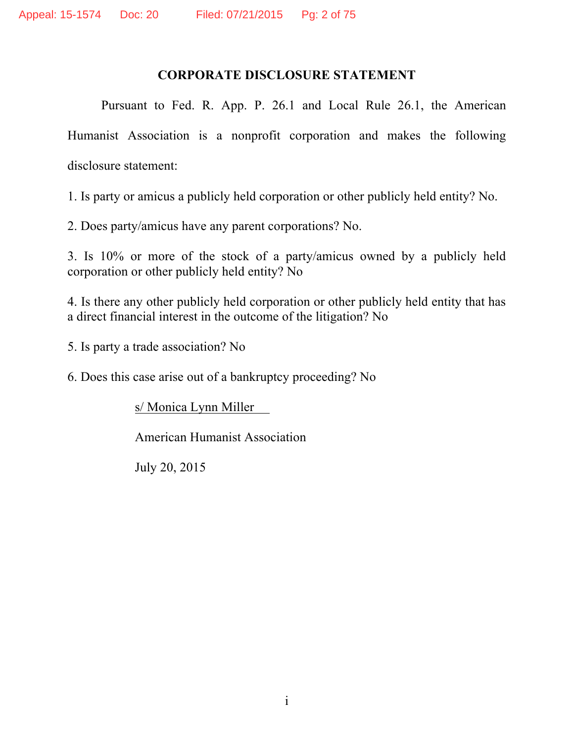## CORPORATE DISCLOSURE STATEMENT

Pursuant to Fed. R. App. P. 26.1 and Local Rule 26.1, the American Humanist Association is a nonprofit corporation and makes the following disclosure statement:

1. Is party or amicus a publicly held corporation or other publicly held entity? No.

2. Does party/amicus have any parent corporations? No.

3. Is 10% or more of the stock of a party/amicus owned by a publicly held corporation or other publicly held entity? No

4. Is there any other publicly held corporation or other publicly held entity that has a direct financial interest in the outcome of the litigation? No

5. Is party a trade association? No

6. Does this case arise out of a bankruptcy proceeding? No

s/ Monica Lynn Miller

American Humanist Association

July 20, 2015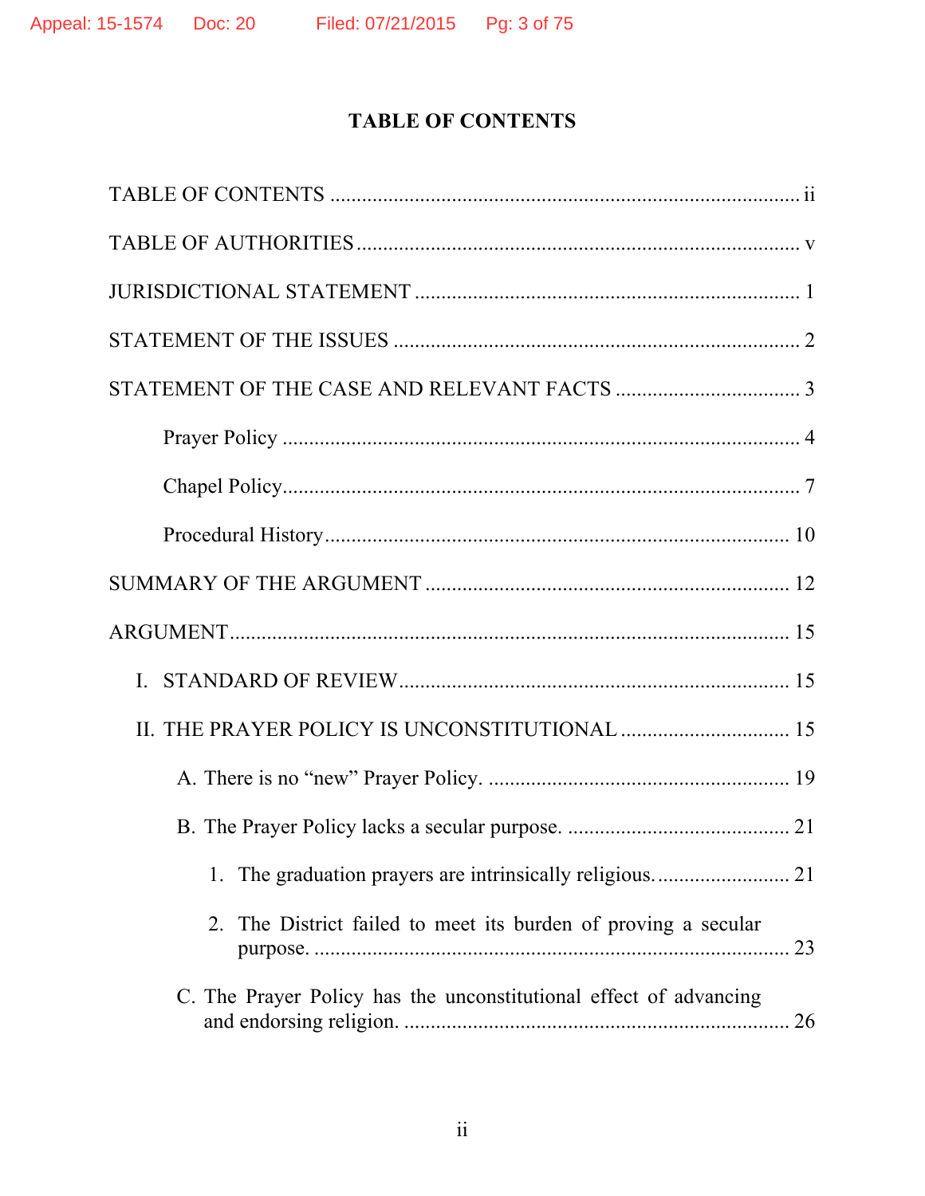# TABLE OF CONTENTS

TABLE OF CONTENTS ........................................................................................ ii

TABLE OF AUTHORITIES ................................................................................... v

JURISDICTIONAL STATEMENT ....................................................................... 1

STATEMENT OF THE ISSUES ............................................................................ 2

STATEMENT OF THE CASE AND RELEVANT FACTS ................................... 3

Prayer Policy ................................................................................................. 4

Chapel Policy.................................................................................................. 7

Procedural History ........................................................................................ 10

SUMMARY OF THE ARGUMENT ................................................................... 12

ARGUMENT......................................................................................................... 15

I. STANDARD OF REVIEW........................................................................ 15

II. THE PRAYER POLICY IS UNCONSTITUTIONAL ............................... 15

A. There is no "new" Prayer Policy. ........................................................ 19

B. The Prayer Policy lacks a secular purpose. .......................................... 21

1. The graduation prayers are intrinsically religious......................... 21

2. The District failed to meet its burden of proving a secular purpose. ........................................................................................ 23

C. The Prayer Policy has the unconstitutional effect of advancing and endorsing religion. ......................................................................... 26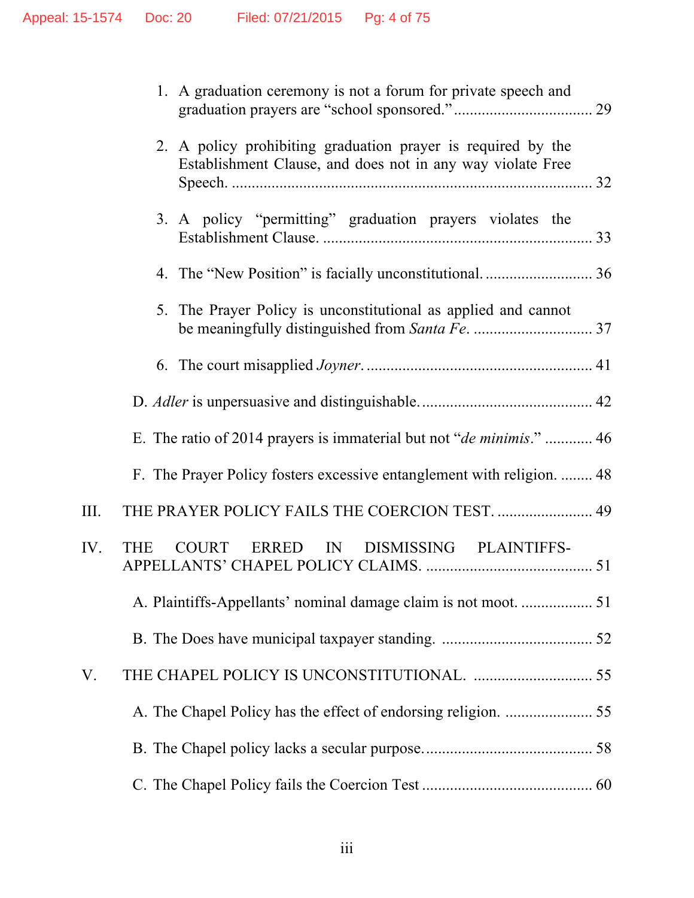1. A graduation ceremony is not a forum for private speech and graduation prayers are “school sponsored.” .................................. 29

2. A policy prohibiting graduation prayer is required by the Establishment Clause, and does not in any way violate Free Speech. ......................................................................................... 32

3. A policy “permitting” graduation prayers violates the Establishment Clause. .................................................................. 33

4. The “New Position” is facially unconstitutional. .......................... 36

5. The Prayer Policy is unconstitutional as applied and cannot be meaningfully distinguished from *Santa Fe*. ............................. 37

6. The court misapplied *Joyner*. ........................................................ 41

D. *Adler* is unpersuasive and distinguishable. .......................................... 42

E. The ratio of 2014 prayers is immaterial but not “*de minimis*.” ........... 46

F. The Prayer Policy fosters excessive entanglement with religion. ........ 48

III. THE PRAYER POLICY FAILS THE COERCION TEST. ........................ 49

IV. THE COURT ERRED IN DISMISSING PLAINTIFFS-APPELLANTS’ CHAPEL POLICY CLAIMS. ......................................... 51

A. Plaintiffs-Appellants’ nominal damage claim is not moot. .................. 51

B. The Does have municipal taxpayer standing. ..................................... 52

V. THE CHAPEL POLICY IS UNCONSTITUTIONAL. .............................. 55

A. The Chapel Policy has the effect of endorsing religion. ...................... 55

B. The Chapel policy lacks a secular purpose. .......................................... 58

C. The Chapel Policy fails the Coercion Test ........................................... 60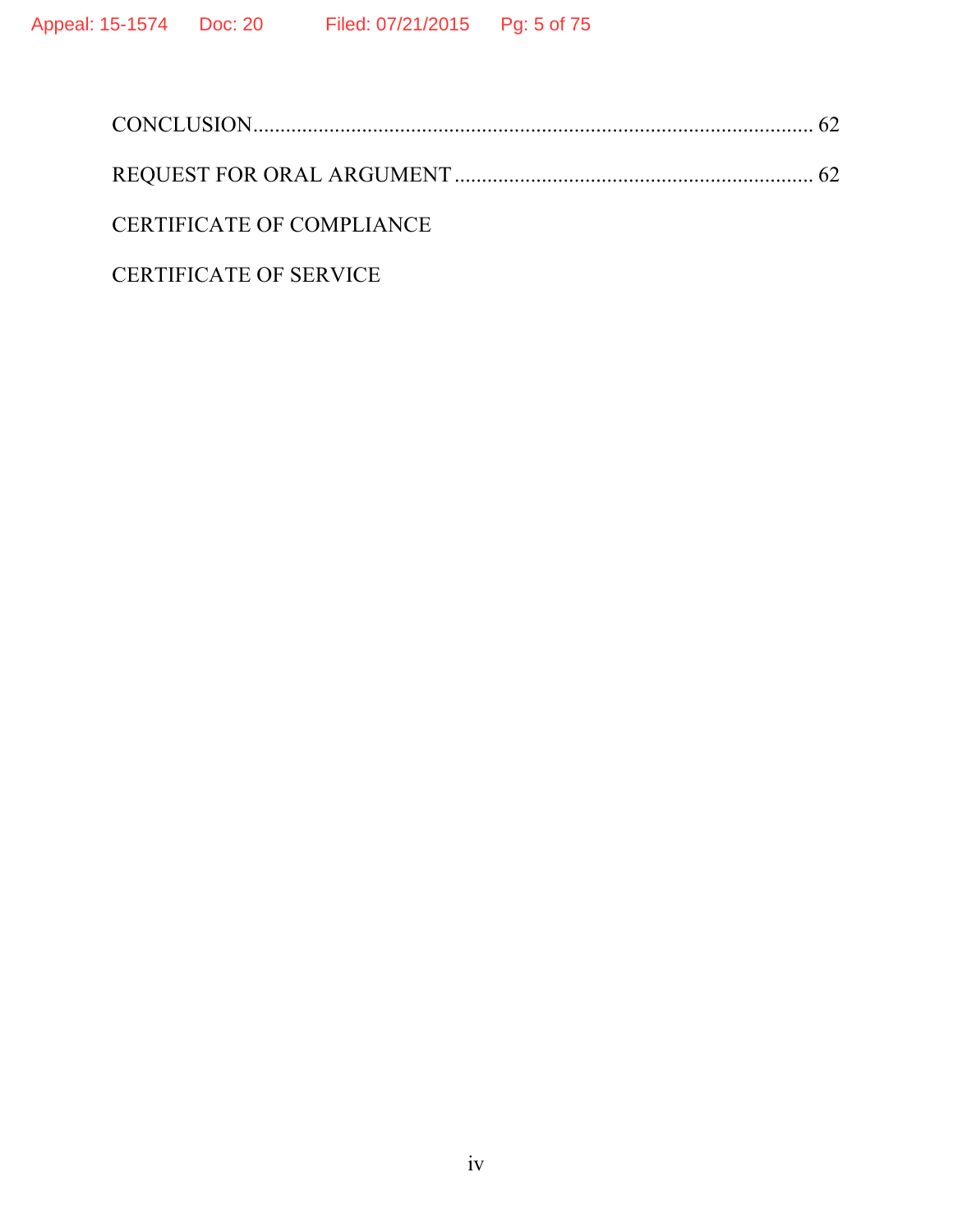CONCLUSION ........................................................................................................ 62

REQUEST FOR ORAL ARGUMENT ................................................................. 62

CERTIFICATE OF COMPLIANCE

CERTIFICATE OF SERVICE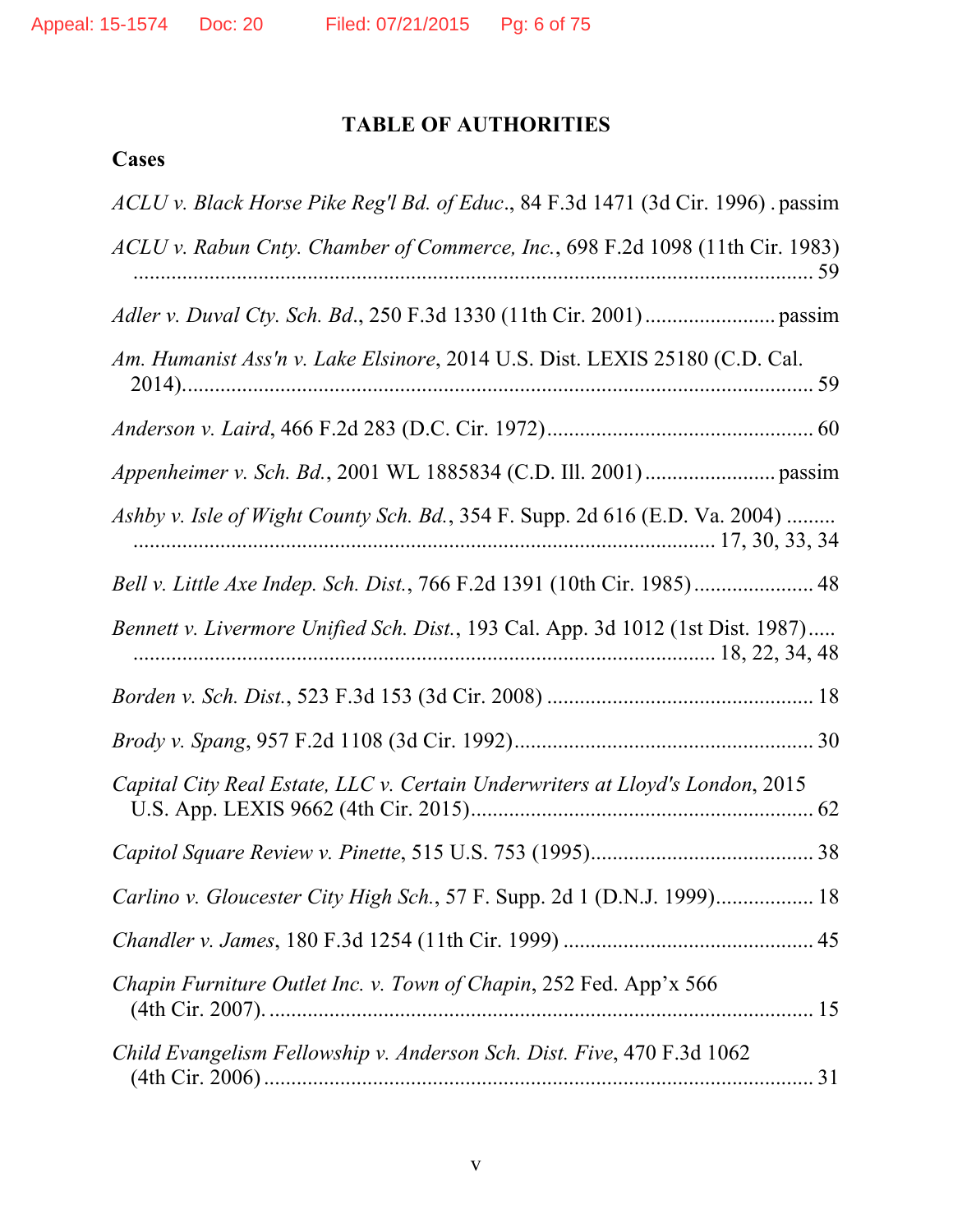## TABLE OF AUTHORITIES

### Cases

*ACLU v. Black Horse Pike Reg'l Bd. of Educ.*, 84 F.3d 1471 (3d Cir. 1996) . passim

*ACLU v. Rabun Cnty. Chamber of Commerce, Inc.*, 698 F.2d 1098 (11th Cir. 1983) ................................................................................................................ 59

*Adler v. Duval Cty. Sch. Bd.*, 250 F.3d 1330 (11th Cir. 2001) ........................ passim

*Am. Humanist Ass'n v. Lake Elsinore*, 2014 U.S. Dist. LEXIS 25180 (C.D. Cal. 2014)...................................................................................................... 59

*Anderson v. Laird*, 466 F.2d 283 (D.C. Cir. 1972)................................................ 60

*Appenheimer v. Sch. Bd.*, 2001 WL 1885834 (C.D. Ill. 2001) ........................ passim

*Ashby v. Isle of Wight County Sch. Bd.*, 354 F. Supp. 2d 616 (E.D. Va. 2004) ......... ........................................................................................... 17, 30, 33, 34

*Bell v. Little Axe Indep. Sch. Dist.*, 766 F.2d 1391 (10th Cir. 1985)...................... 48

*Bennett v. Livermore Unified Sch. Dist.*, 193 Cal. App. 3d 1012 (1st Dist. 1987)..... ........................................................................................... 18, 22, 34, 48

*Borden v. Sch. Dist.*, 523 F.3d 153 (3d Cir. 2008) ................................................. 18

*Brody v. Spang*, 957 F.2d 1108 (3d Cir. 1992)...................................................... 30

*Capital City Real Estate, LLC v. Certain Underwriters at Lloyd's London*, 2015 U.S. App. LEXIS 9662 (4th Cir. 2015)............................................................... 62

*Capitol Square Review v. Pinette*, 515 U.S. 753 (1995)......................................... 38

*Carlino v. Gloucester City High Sch.*, 57 F. Supp. 2d 1 (D.N.J. 1999).................. 18

*Chandler v. James*, 180 F.3d 1254 (11th Cir. 1999) .............................................. 45

*Chapin Furniture Outlet Inc. v. Town of Chapin*, 252 Fed. App'x 566 (4th Cir. 2007). ...................................................................................................... 15

*Child Evangelism Fellowship v. Anderson Sch. Dist. Five*, 470 F.3d 1062 (4th Cir. 2006) ..................................................................................................... 31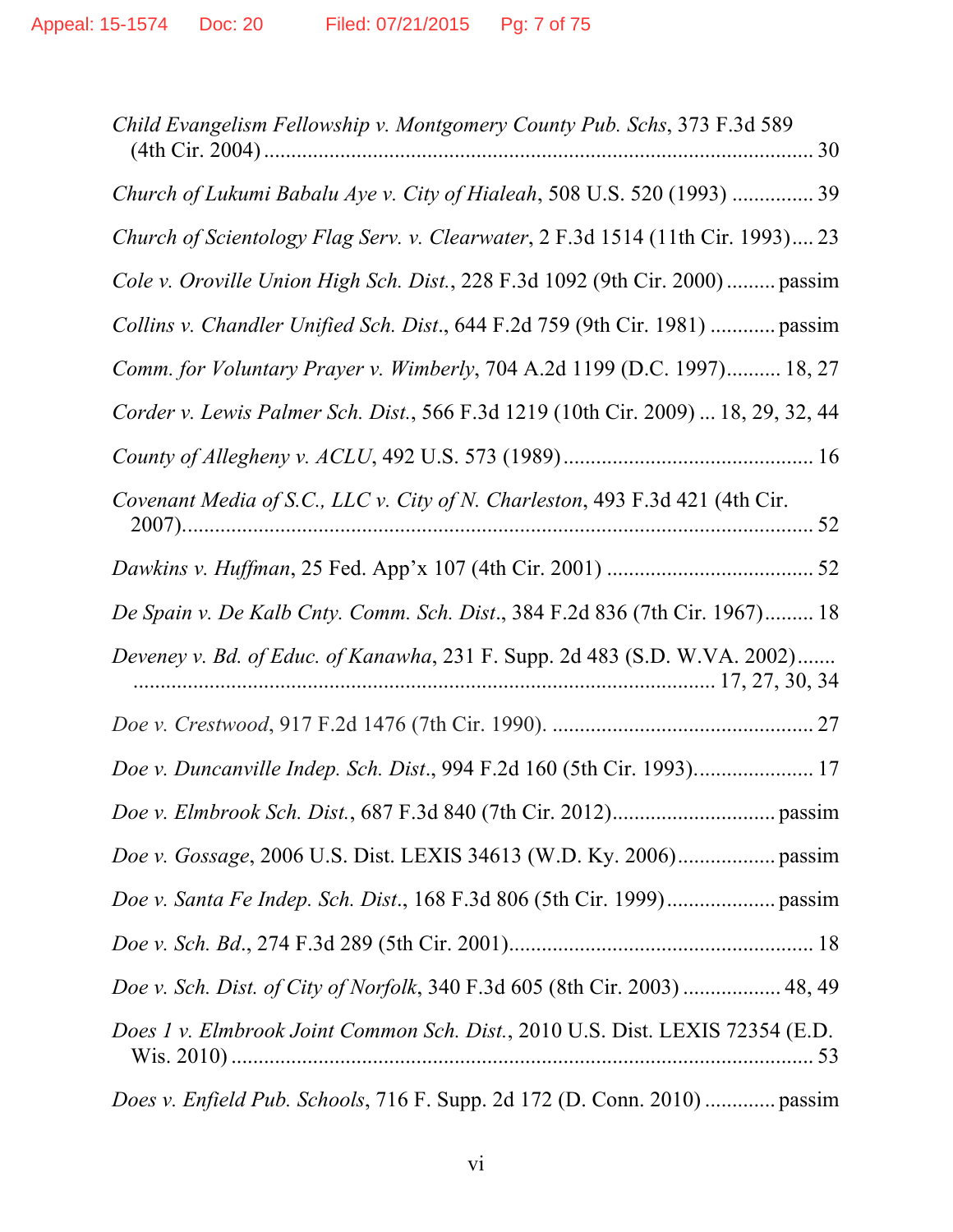*Child Evangelism Fellowship v. Montgomery County Pub. Schs*, 373 F.3d 589 (4th Cir. 2004) .................................................................................................. 30

*Church of Lukumi Babalu Aye v. City of Hialeah*, 508 U.S. 520 (1993) ............... 39

*Church of Scientology Flag Serv. v. Clearwater*, 2 F.3d 1514 (11th Cir. 1993).... 23

*Cole v. Oroville Union High Sch. Dist.*, 228 F.3d 1092 (9th Cir. 2000) ......... passim

*Collins v. Chandler Unified Sch. Dist.*, 644 F.2d 759 (9th Cir. 1981) ............ passim

*Comm. for Voluntary Prayer v. Wimberly*, 704 A.2d 1199 (D.C. 1997).......... 18, 27

*Corder v. Lewis Palmer Sch. Dist.*, 566 F.3d 1219 (10th Cir. 2009) ... 18, 29, 32, 44

*County of Allegheny v. ACLU*, 492 U.S. 573 (1989) ............................................ 16

*Covenant Media of S.C., LLC v. City of N. Charleston*, 493 F.3d 421 (4th Cir. 2007)...................................................................................................................... 52

*Dawkins v. Huffman*, 25 Fed. App'x 107 (4th Cir. 2001) ..................................... 52

*De Spain v. De Kalb Cnty. Comm. Sch. Dist.*, 384 F.2d 836 (7th Cir. 1967)......... 18

*Deveney v. Bd. of Educ. of Kanawha*, 231 F. Supp. 2d 483 (S.D. W.VA. 2002)....... ........................................................................................................ 17, 27, 30, 34

*Doe v. Crestwood*, 917 F.2d 1476 (7th Cir. 1990). ............................................... 27

*Doe v. Duncanville Indep. Sch. Dist.*, 994 F.2d 160 (5th Cir. 1993)...................... 17

*Doe v. Elmbrook Sch. Dist.*, 687 F.3d 840 (7th Cir. 2012)............................. passim

*Doe v. Gossage*, 2006 U.S. Dist. LEXIS 34613 (W.D. Ky. 2006).................. passim

*Doe v. Santa Fe Indep. Sch. Dist.*, 168 F.3d 806 (5th Cir. 1999).................... passim

*Doe v. Sch. Bd.*, 274 F.3d 289 (5th Cir. 2001)....................................................... 18

*Doe v. Sch. Dist. of City of Norfolk*, 340 F.3d 605 (8th Cir. 2003) ................. 48, 49

*Does 1 v. Elmbrook Joint Common Sch. Dist.*, 2010 U.S. Dist. LEXIS 72354 (E.D. Wis. 2010) .......................................................................................................... 53

*Does v. Enfield Pub. Schools*, 716 F. Supp. 2d 172 (D. Conn. 2010) ............. passim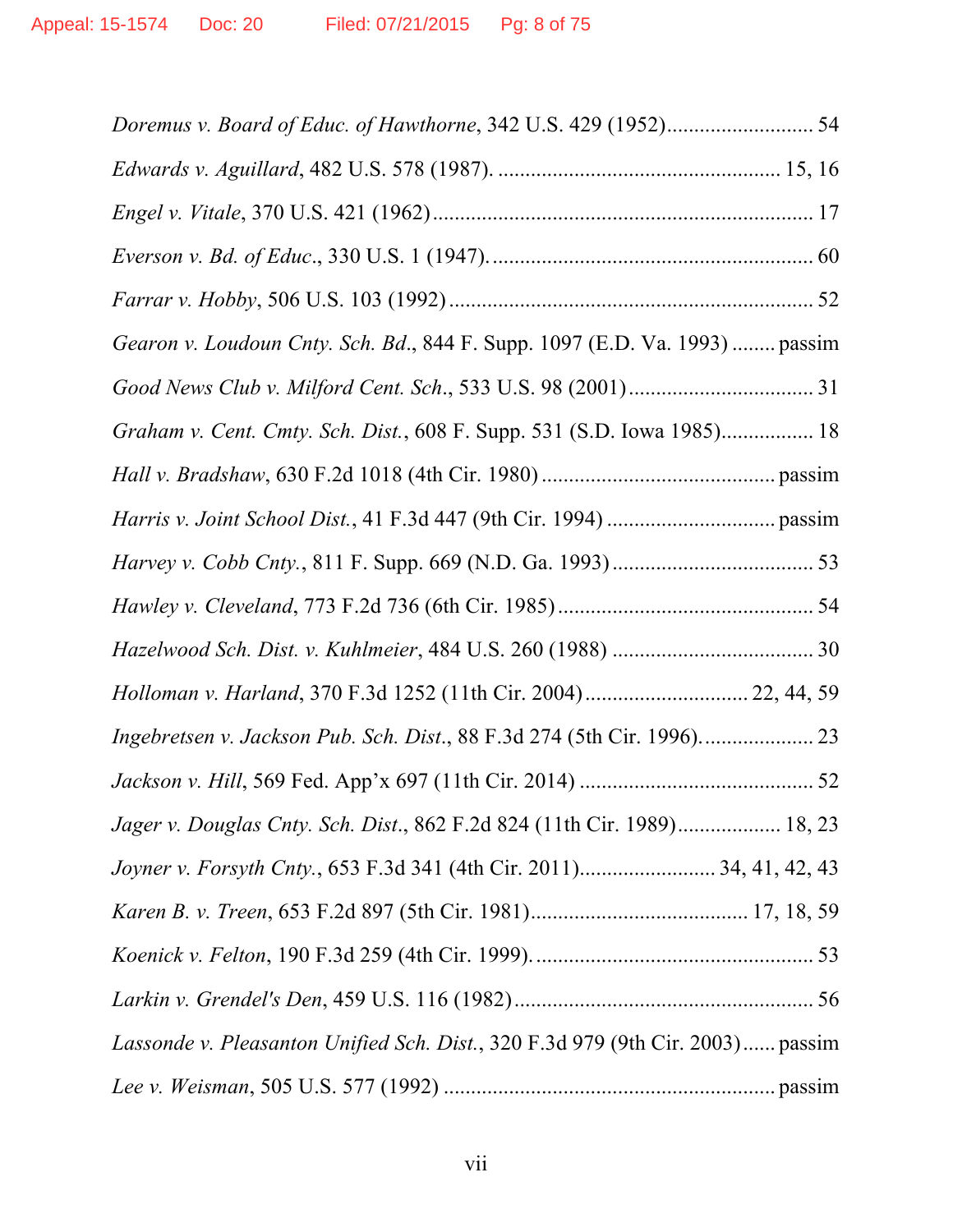*Doremus v. Board of Educ. of Hawthorne*, 342 U.S. 429 (1952)........................... 54

*Edwards v. Aguillard*, 482 U.S. 578 (1987). .................................................. 15, 16

*Engel v. Vitale*, 370 U.S. 421 (1962)..................................................................... 17

*Everson v. Bd. of Educ.*, 330 U.S. 1 (1947). ......................................................... 60

*Farrar v. Hobby*, 506 U.S. 103 (1992) .................................................................. 52

*Gearon v. Loudoun Cnty. Sch. Bd.*, 844 F. Supp. 1097 (E.D. Va. 1993) ........ passim

*Good News Club v. Milford Cent. Sch.*, 533 U.S. 98 (2001)................................. 31

*Graham v. Cent. Cmty. Sch. Dist.*, 608 F. Supp. 531 (S.D. Iowa 1985)................. 18

*Hall v. Bradshaw*, 630 F.2d 1018 (4th Cir. 1980) .......................................... passim

*Harris v. Joint School Dist.*, 41 F.3d 447 (9th Cir. 1994) .............................. passim

*Harvey v. Cobb Cnty.*, 811 F. Supp. 669 (N.D. Ga. 1993)..................................... 53

*Hawley v. Cleveland*, 773 F.2d 736 (6th Cir. 1985).............................................. 54

*Hazelwood Sch. Dist. v. Kuhlmeier*, 484 U.S. 260 (1988) ..................................... 30

*Holloman v. Harland*, 370 F.3d 1252 (11th Cir. 2004)............................. 22, 44, 59

*Ingebretsen v. Jackson Pub. Sch. Dist.*, 88 F.3d 274 (5th Cir. 1996).................... 23

*Jackson v. Hill*, 569 Fed. App'x 697 (11th Cir. 2014) ........................................... 52

*Jager v. Douglas Cnty. Sch. Dist.*, 862 F.2d 824 (11th Cir. 1989).................. 18, 23

*Joyner v. Forsyth Cnty.*, 653 F.3d 341 (4th Cir. 2011)......................... 34, 41, 42, 43

*Karen B. v. Treen*, 653 F.2d 897 (5th Cir. 1981)....................................... 17, 18, 59

*Koenick v. Felton*, 190 F.3d 259 (4th Cir. 1999). .................................................. 53

*Larkin v. Grendel's Den*, 459 U.S. 116 (1982)...................................................... 56

*Lassonde v. Pleasanton Unified Sch. Dist.*, 320 F.3d 979 (9th Cir. 2003)...... passim

*Lee v. Weisman*, 505 U.S. 577 (1992) ........................................................... passim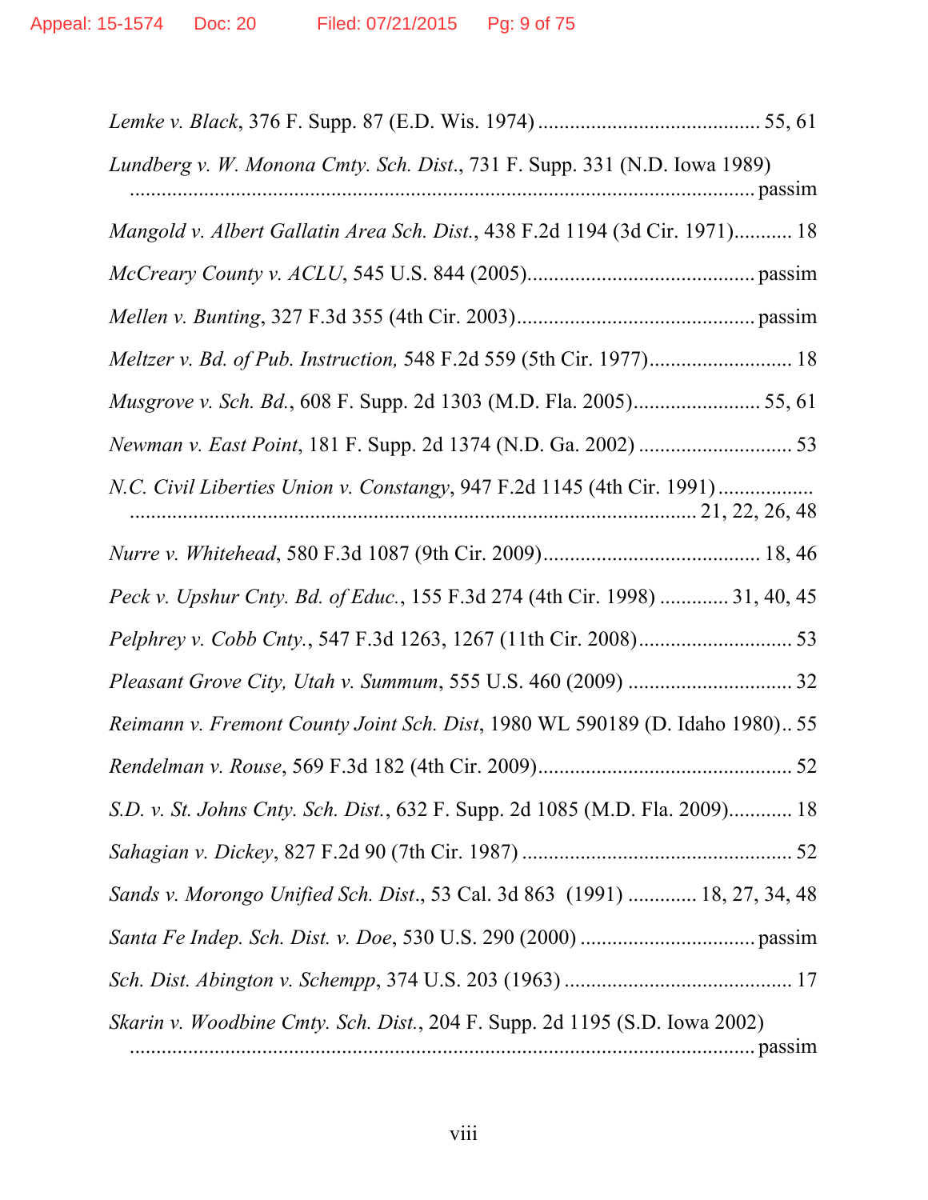*Lemke v. Black*, 376 F. Supp. 87 (E.D. Wis. 1974) .......................................... 55, 61

*Lundberg v. W. Monona Cmty. Sch. Dist.*, 731 F. Supp. 331 (N.D. Iowa 1989) ........................................................................................................... passim

*Mangold v. Albert Gallatin Area Sch. Dist.*, 438 F.2d 1194 (3d Cir. 1971)........... 18

*McCreary County v. ACLU*, 545 U.S. 844 (2005).......................................... passim

*Mellen v. Bunting*, 327 F.3d 355 (4th Cir. 2003)............................................ passim

*Meltzer v. Bd. of Pub. Instruction,* 548 F.2d 559 (5th Cir. 1977)........................... 18

*Musgrove v. Sch. Bd.*, 608 F. Supp. 2d 1303 (M.D. Fla. 2005)........................ 55, 61

*Newman v. East Point*, 181 F. Supp. 2d 1374 (N.D. Ga. 2002) ............................ 53

*N.C. Civil Liberties Union v. Constangy*, 947 F.2d 1145 (4th Cir. 1991) .................. .............................................................................................. 21, 22, 26, 48

*Nurre v. Whitehead*, 580 F.3d 1087 (9th Cir. 2009)........................................ 18, 46

*Peck v. Upshur Cnty. Bd. of Educ.*, 155 F.3d 274 (4th Cir. 1998) ............. 31, 40, 45

*Pelphrey v. Cobb Cnty.*, 547 F.3d 1263, 1267 (11th Cir. 2008)............................ 53

*Pleasant Grove City, Utah v. Summum*, 555 U.S. 460 (2009) ............................... 32

*Reimann v. Fremont County Joint Sch. Dist*, 1980 WL 590189 (D. Idaho 1980).. 55

*Rendelman v. Rouse*, 569 F.3d 182 (4th Cir. 2009)................................................ 52

*S.D. v. St. Johns Cnty. Sch. Dist.*, 632 F. Supp. 2d 1085 (M.D. Fla. 2009)............ 18

*Sahagian v. Dickey*, 827 F.2d 90 (7th Cir. 1987) .................................................. 52

*Sands v. Morongo Unified Sch. Dist.*, 53 Cal. 3d 863 (1991) ............ 18, 27, 34, 48

*Santa Fe Indep. Sch. Dist. v. Doe*, 530 U.S. 290 (2000) ................................ passim

*Sch. Dist. Abington v. Schempp*, 374 U.S. 203 (1963) ........................................... 17

*Skarin v. Woodbine Cmty. Sch. Dist.*, 204 F. Supp. 2d 1195 (S.D. Iowa 2002) ........................................................................................................... passim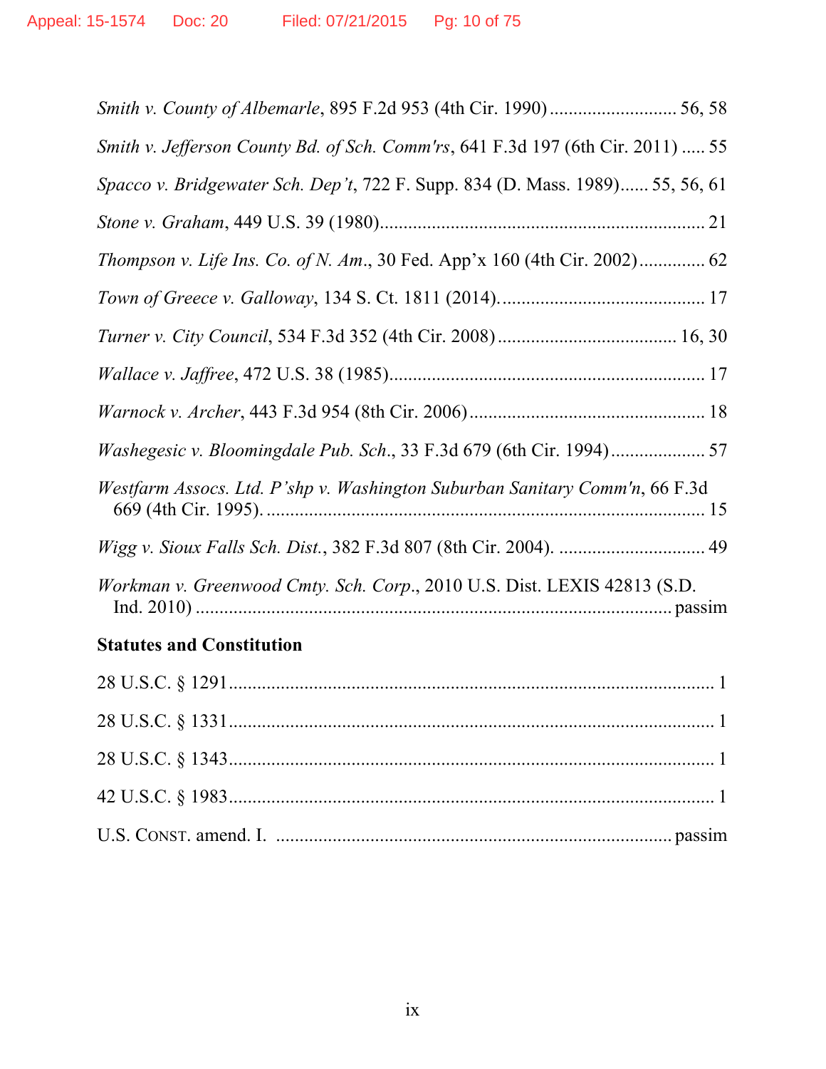*Smith v. County of Albemarle*, 895 F.2d 953 (4th Cir. 1990) .......................... 56, 58

*Smith v. Jefferson County Bd. of Sch. Comm'rs*, 641 F.3d 197 (6th Cir. 2011) ..... 55

*Spacco v. Bridgewater Sch. Dep't*, 722 F. Supp. 834 (D. Mass. 1989)...... 55, 56, 61

*Stone v. Graham*, 449 U.S. 39 (1980).................................................................... 21

*Thompson v. Life Ins. Co. of N. Am.*, 30 Fed. App'x 160 (4th Cir. 2002)............. 62

*Town of Greece v. Galloway*, 134 S. Ct. 1811 (2014)........................................... 17

*Turner v. City Council*, 534 F.3d 352 (4th Cir. 2008) .................................... 16, 30

*Wallace v. Jaffree*, 472 U.S. 38 (1985).................................................................. 17

*Warnock v. Archer*, 443 F.3d 954 (8th Cir. 2006) ................................................ 18

*Washegesic v. Bloomingdale Pub. Sch.*, 33 F.3d 679 (6th Cir. 1994).................... 57

*Westfarm Assocs. Ltd. P'shp v. Washington Suburban Sanitary Comm'n*, 66 F.3d 669 (4th Cir. 1995). ........................................................................................... 15

*Wigg v. Sioux Falls Sch. Dist.*, 382 F.3d 807 (8th Cir. 2004). .............................. 49

*Workman v. Greenwood Cmty. Sch. Corp.*, 2010 U.S. Dist. LEXIS 42813 (S.D. Ind. 2010) ................................................................................................ passim

**Statutes and Constitution**

28 U.S.C. § 1291....................................................................................................... 1

28 U.S.C. § 1331....................................................................................................... 1

28 U.S.C. § 1343....................................................................................................... 1

42 U.S.C. § 1983....................................................................................................... 1

U.S. CONST. amend. I. .................................................................................. passim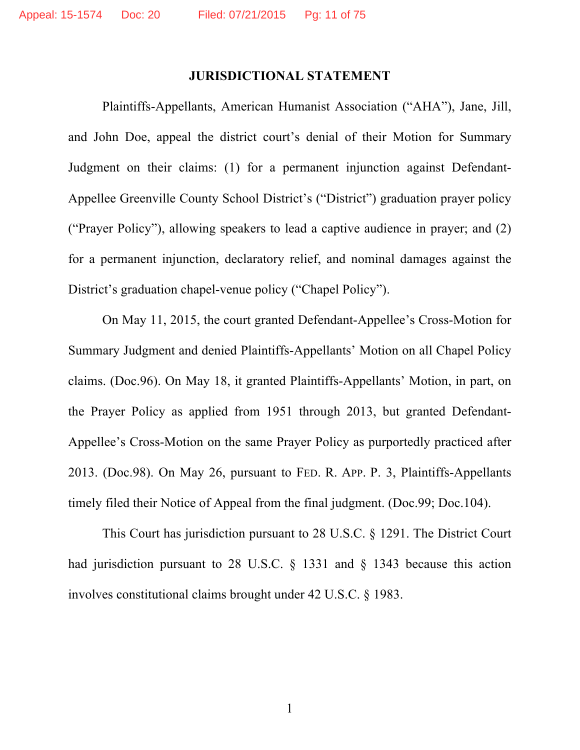## JURISDICTIONAL STATEMENT

Plaintiffs-Appellants, American Humanist Association ("AHA"), Jane, Jill, and John Doe, appeal the district court's denial of their Motion for Summary Judgment on their claims: (1) for a permanent injunction against Defendant-Appellee Greenville County School District's ("District") graduation prayer policy ("Prayer Policy"), allowing speakers to lead a captive audience in prayer; and (2) for a permanent injunction, declaratory relief, and nominal damages against the District's graduation chapel-venue policy ("Chapel Policy").

On May 11, 2015, the court granted Defendant-Appellee's Cross-Motion for Summary Judgment and denied Plaintiffs-Appellants' Motion on all Chapel Policy claims. (Doc.96). On May 18, it granted Plaintiffs-Appellants' Motion, in part, on the Prayer Policy as applied from 1951 through 2013, but granted Defendant-Appellee's Cross-Motion on the same Prayer Policy as purportedly practiced after 2013. (Doc.98). On May 26, pursuant to FED. R. APP. P. 3, Plaintiffs-Appellants timely filed their Notice of Appeal from the final judgment. (Doc.99; Doc.104).

This Court has jurisdiction pursuant to 28 U.S.C. § 1291. The District Court had jurisdiction pursuant to 28 U.S.C. § 1331 and § 1343 because this action involves constitutional claims brought under 42 U.S.C. § 1983.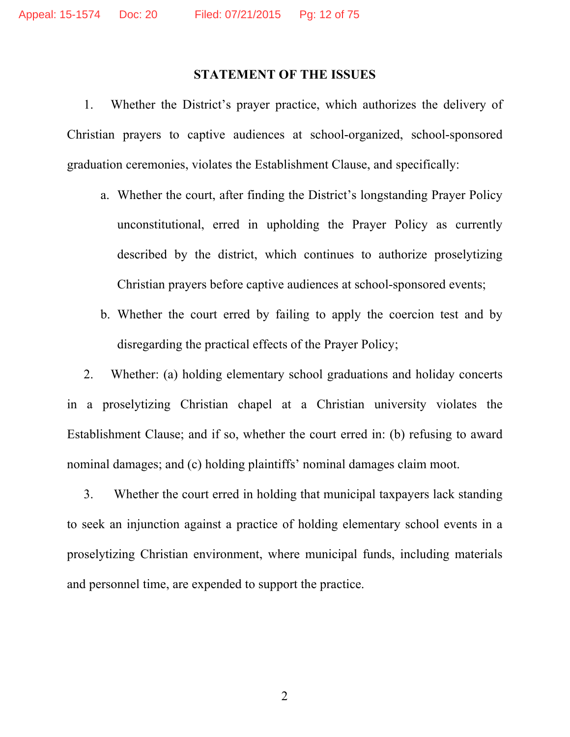## STATEMENT OF THE ISSUES

1. Whether the District's prayer practice, which authorizes the delivery of Christian prayers to captive audiences at school-organized, school-sponsored graduation ceremonies, violates the Establishment Clause, and specifically:

   a. Whether the court, after finding the District's longstanding Prayer Policy unconstitutional, erred in upholding the Prayer Policy as currently described by the district, which continues to authorize proselytizing Christian prayers before captive audiences at school-sponsored events;

   b. Whether the court erred by failing to apply the coercion test and by disregarding the practical effects of the Prayer Policy;

2. Whether: (a) holding elementary school graduations and holiday concerts in a proselytizing Christian chapel at a Christian university violates the Establishment Clause; and if so, whether the court erred in: (b) refusing to award nominal damages; and (c) holding plaintiffs' nominal damages claim moot.

3. Whether the court erred in holding that municipal taxpayers lack standing to seek an injunction against a practice of holding elementary school events in a proselytizing Christian environment, where municipal funds, including materials and personnel time, are expended to support the practice.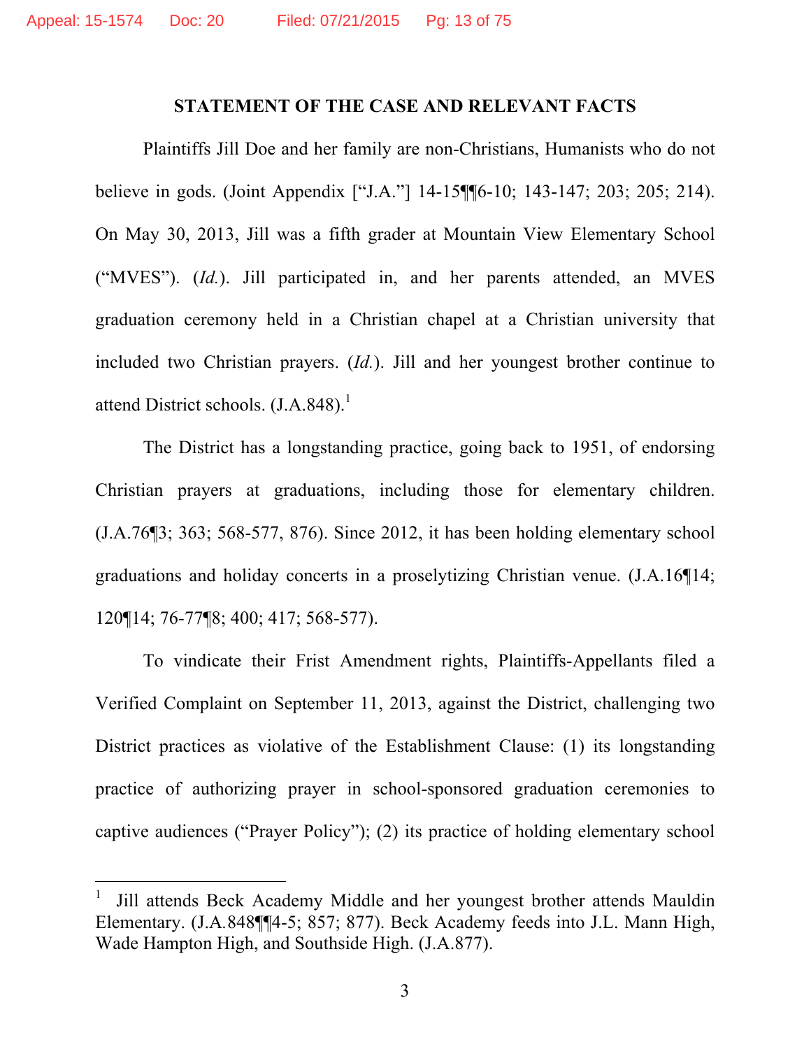## STATEMENT OF THE CASE AND RELEVANT FACTS

Plaintiffs Jill Doe and her family are non-Christians, Humanists who do not believe in gods. (Joint Appendix ["J.A."] 14-15¶¶6-10; 143-147; 203; 205; 214). On May 30, 2013, Jill was a fifth grader at Mountain View Elementary School ("MVES"). (*Id.*). Jill participated in, and her parents attended, an MVES graduation ceremony held in a Christian chapel at a Christian university that included two Christian prayers. (*Id.*). Jill and her youngest brother continue to attend District schools. (J.A.848).[1]

The District has a longstanding practice, going back to 1951, of endorsing Christian prayers at graduations, including those for elementary children. (J.A.76¶3; 363; 568-577, 876). Since 2012, it has been holding elementary school graduations and holiday concerts in a proselytizing Christian venue. (J.A.16¶14; 120¶14; 76-77¶8; 400; 417; 568-577).

To vindicate their Frist Amendment rights, Plaintiffs-Appellants filed a Verified Complaint on September 11, 2013, against the District, challenging two District practices as violative of the Establishment Clause: (1) its longstanding practice of authorizing prayer in school-sponsored graduation ceremonies to captive audiences ("Prayer Policy"); (2) its practice of holding elementary school

[1] Jill attends Beck Academy Middle and her youngest brother attends Mauldin Elementary. (J.A.848¶¶4-5; 857; 877). Beck Academy feeds into J.L. Mann High, Wade Hampton High, and Southside High. (J.A.877).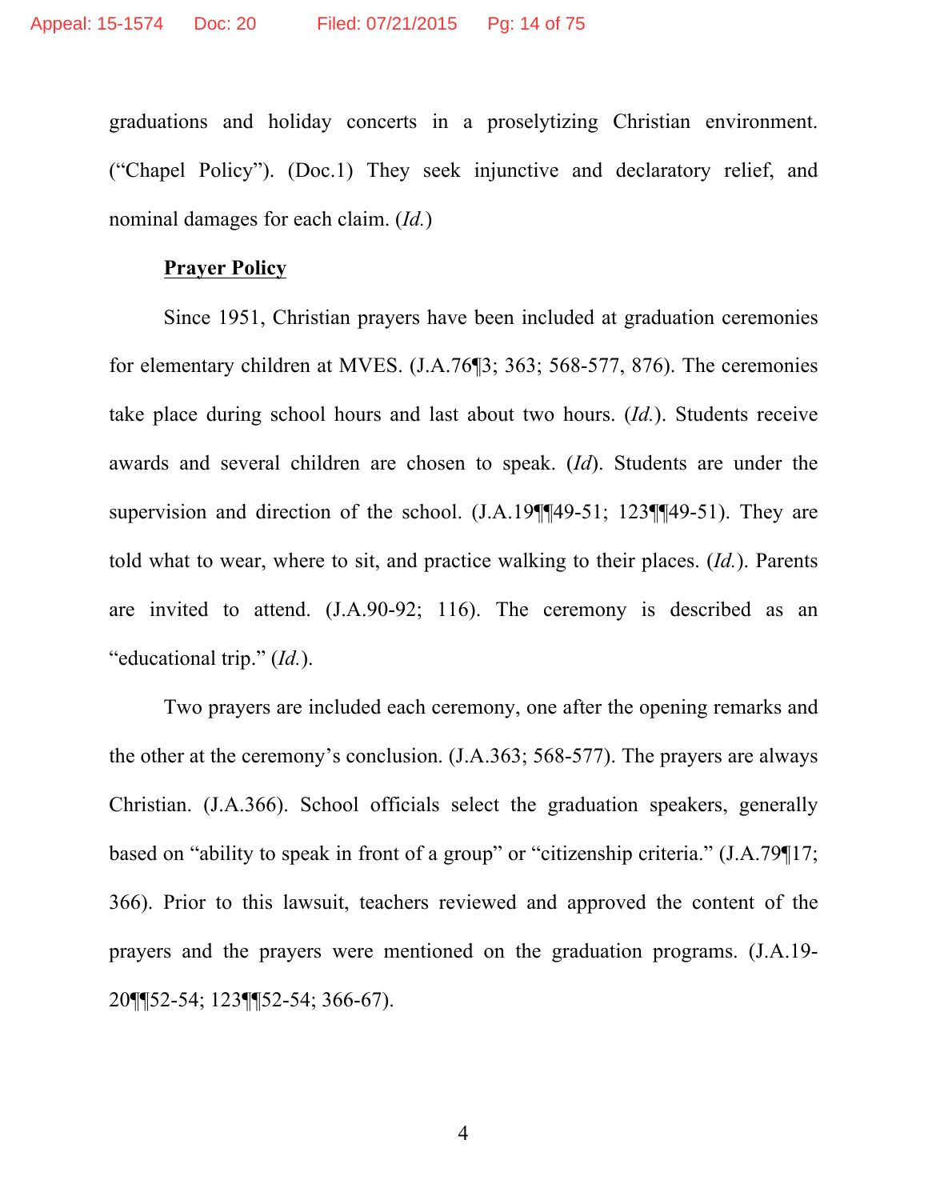graduations and holiday concerts in a proselytizing Christian environment. ("Chapel Policy"). (Doc.1) They seek injunctive and declaratory relief, and nominal damages for each claim. (*Id.*)

**Prayer Policy**

Since 1951, Christian prayers have been included at graduation ceremonies for elementary children at MVES. (J.A.76¶3; 363; 568-577, 876). The ceremonies take place during school hours and last about two hours. (*Id.*). Students receive awards and several children are chosen to speak. (*Id*). Students are under the supervision and direction of the school. (J.A.19¶¶49-51; 123¶¶49-51). They are told what to wear, where to sit, and practice walking to their places. (*Id.*). Parents are invited to attend. (J.A.90-92; 116). The ceremony is described as an "educational trip." (*Id.*).

Two prayers are included each ceremony, one after the opening remarks and the other at the ceremony's conclusion. (J.A.363; 568-577). The prayers are always Christian. (J.A.366). School officials select the graduation speakers, generally based on "ability to speak in front of a group" or "citizenship criteria." (J.A.79¶17; 366). Prior to this lawsuit, teachers reviewed and approved the content of the prayers and the prayers were mentioned on the graduation programs. (J.A.19-20¶¶52-54; 123¶¶52-54; 366-67).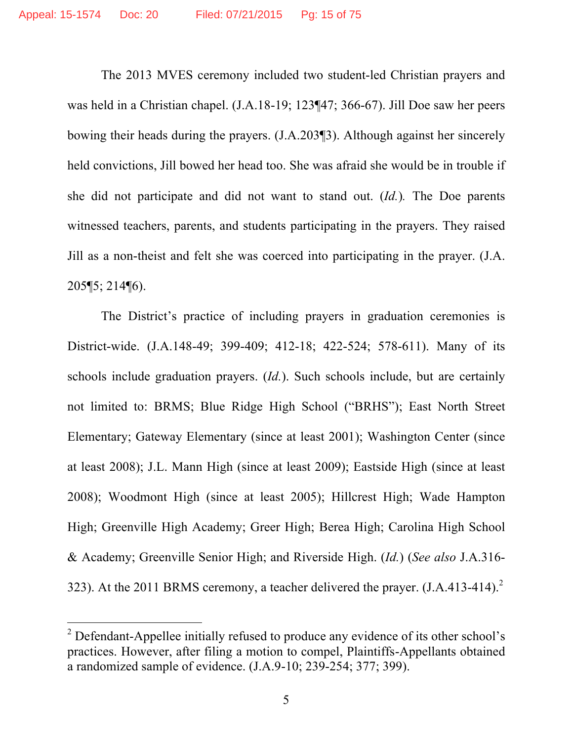The 2013 MVES ceremony included two student-led Christian prayers and was held in a Christian chapel. (J.A.18-19; 123¶47; 366-67). Jill Doe saw her peers bowing their heads during the prayers. (J.A.203¶3). Although against her sincerely held convictions, Jill bowed her head too. She was afraid she would be in trouble if she did not participate and did not want to stand out. (*Id.*). The Doe parents witnessed teachers, parents, and students participating in the prayers. They raised Jill as a non-theist and felt she was coerced into participating in the prayer. (J.A. 205¶5; 214¶6).

The District's practice of including prayers in graduation ceremonies is District-wide. (J.A.148-49; 399-409; 412-18; 422-524; 578-611). Many of its schools include graduation prayers. (*Id.*). Such schools include, but are certainly not limited to: BRMS; Blue Ridge High School ("BRHS"); East North Street Elementary; Gateway Elementary (since at least 2001); Washington Center (since at least 2008); J.L. Mann High (since at least 2009); Eastside High (since at least 2008); Woodmont High (since at least 2005); Hillcrest High; Wade Hampton High; Greenville High Academy; Greer High; Berea High; Carolina High School & Academy; Greenville Senior High; and Riverside High. (*Id.*) (*See also* J.A.316-323). At the 2011 BRMS ceremony, a teacher delivered the prayer. (J.A.413-414).[2]

[2] Defendant-Appellee initially refused to produce any evidence of its other school's practices. However, after filing a motion to compel, Plaintiffs-Appellants obtained a randomized sample of evidence. (J.A.9-10; 239-254; 377; 399).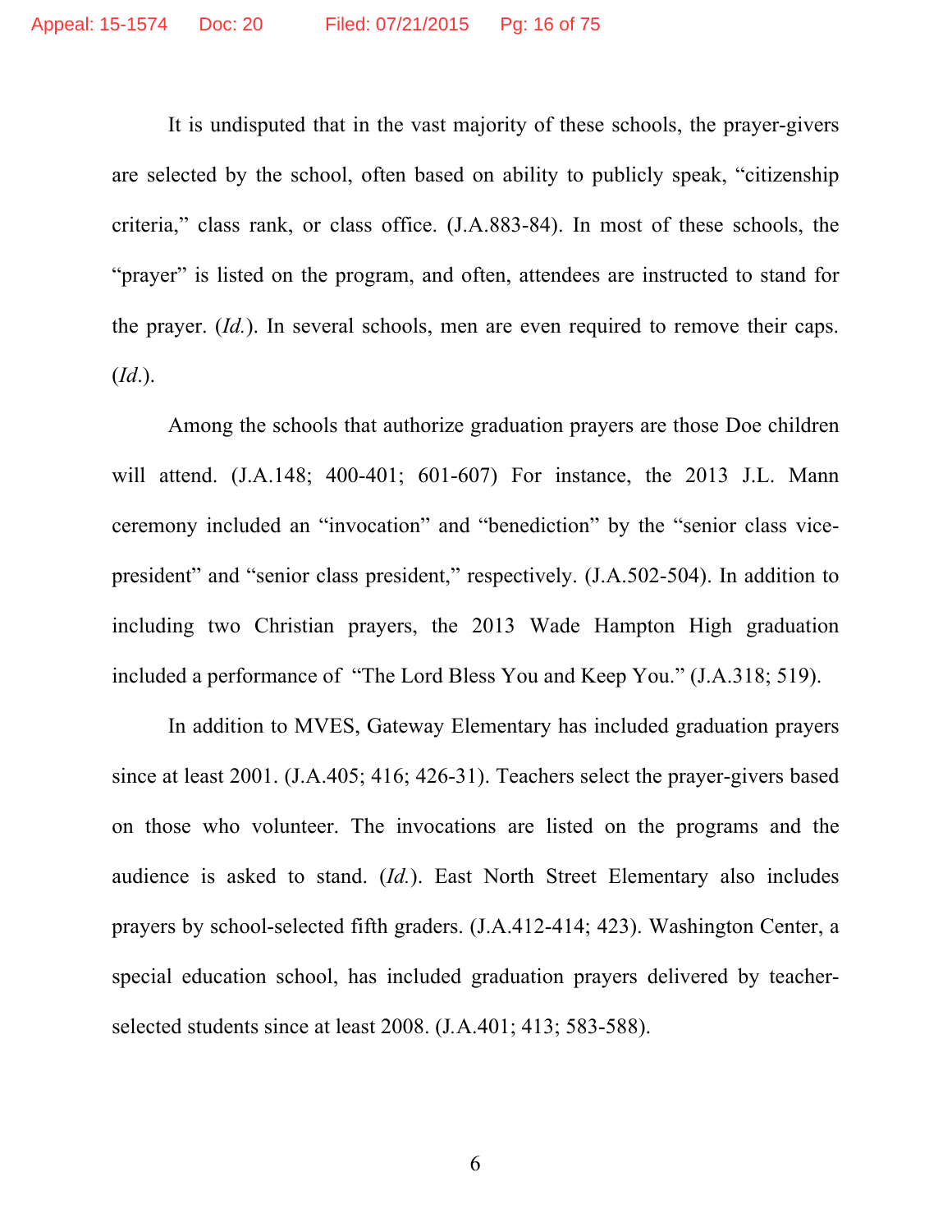It is undisputed that in the vast majority of these schools, the prayer-givers are selected by the school, often based on ability to publicly speak, "citizenship criteria," class rank, or class office. (J.A.883-84). In most of these schools, the "prayer" is listed on the program, and often, attendees are instructed to stand for the prayer. (*Id.*). In several schools, men are even required to remove their caps. (*Id*.).

Among the schools that authorize graduation prayers are those Doe children will attend. (J.A.148; 400-401; 601-607) For instance, the 2013 J.L. Mann ceremony included an "invocation" and "benediction" by the "senior class vice-president" and "senior class president," respectively. (J.A.502-504). In addition to including two Christian prayers, the 2013 Wade Hampton High graduation included a performance of "The Lord Bless You and Keep You." (J.A.318; 519).

In addition to MVES, Gateway Elementary has included graduation prayers since at least 2001. (J.A.405; 416; 426-31). Teachers select the prayer-givers based on those who volunteer. The invocations are listed on the programs and the audience is asked to stand. (*Id.*). East North Street Elementary also includes prayers by school-selected fifth graders. (J.A.412-414; 423). Washington Center, a special education school, has included graduation prayers delivered by teacher-selected students since at least 2008. (J.A.401; 413; 583-588).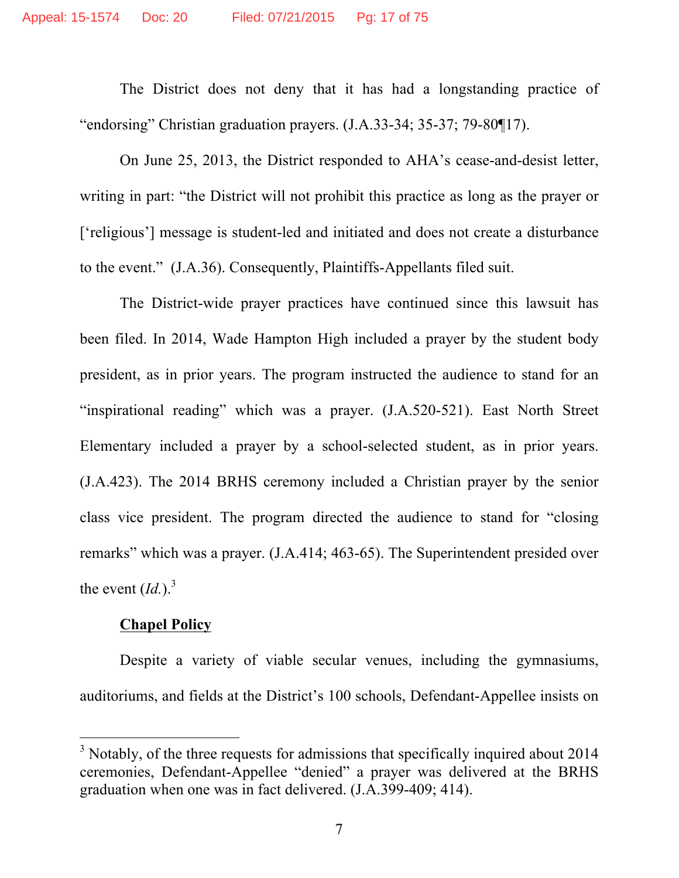The District does not deny that it has had a longstanding practice of "endorsing" Christian graduation prayers. (J.A.33-34; 35-37; 79-80¶17).

On June 25, 2013, the District responded to AHA's cease-and-desist letter, writing in part: "the District will not prohibit this practice as long as the prayer or ['religious'] message is student-led and initiated and does not create a disturbance to the event." (J.A.36). Consequently, Plaintiffs-Appellants filed suit.

The District-wide prayer practices have continued since this lawsuit has been filed. In 2014, Wade Hampton High included a prayer by the student body president, as in prior years. The program instructed the audience to stand for an "inspirational reading" which was a prayer. (J.A.520-521). East North Street Elementary included a prayer by a school-selected student, as in prior years. (J.A.423). The 2014 BRHS ceremony included a Christian prayer by the senior class vice president. The program directed the audience to stand for "closing remarks" which was a prayer. (J.A.414; 463-65). The Superintendent presided over the event (*Id.*).[3]

**<u>Chapel Policy</u>**

Despite a variety of viable secular venues, including the gymnasiums, auditoriums, and fields at the District's 100 schools, Defendant-Appellee insists on

---

[3] Notably, of the three requests for admissions that specifically inquired about 2014 ceremonies, Defendant-Appellee "denied" a prayer was delivered at the BRHS graduation when one was in fact delivered. (J.A.399-409; 414).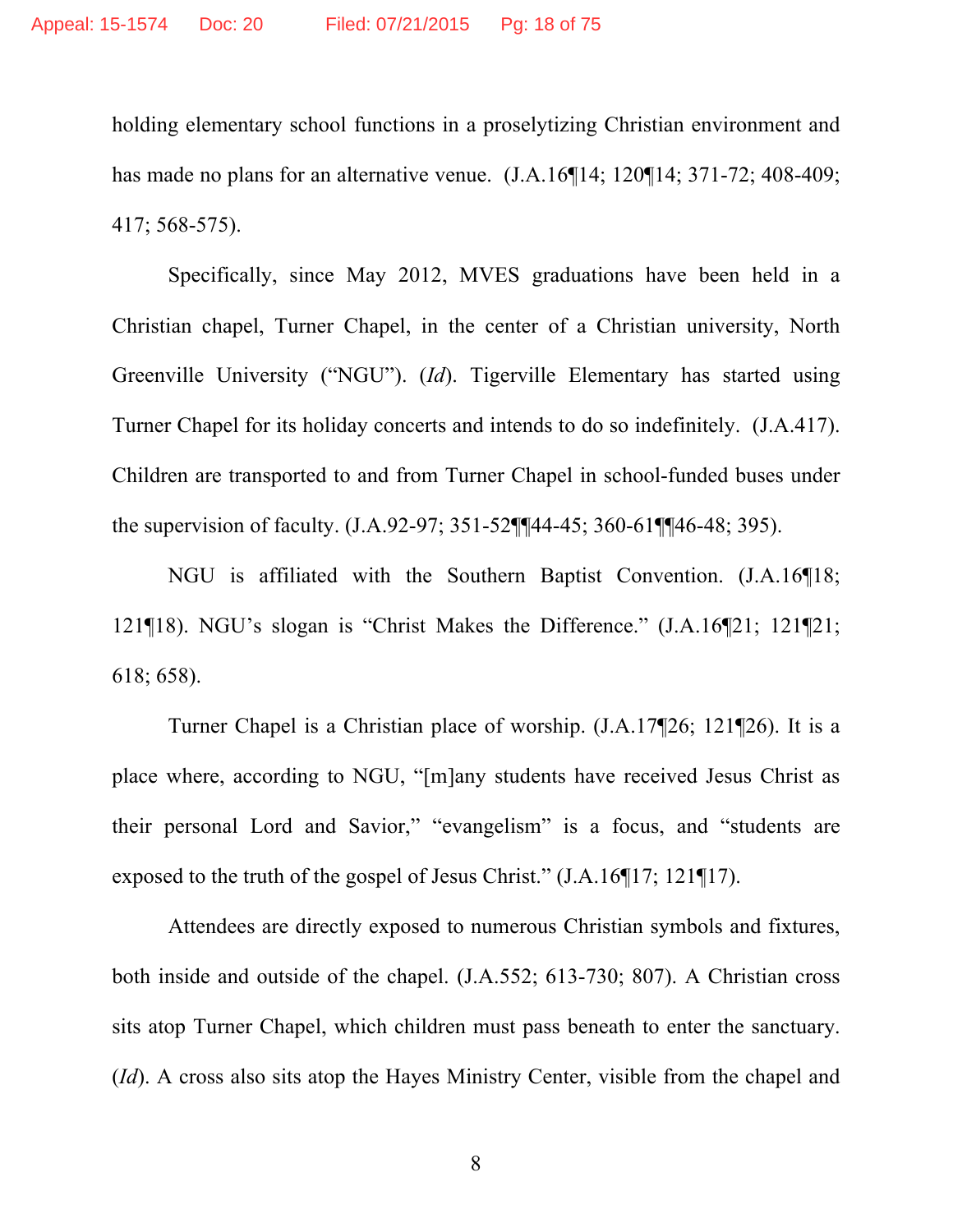holding elementary school functions in a proselytizing Christian environment and has made no plans for an alternative venue. (J.A.16¶14; 120¶14; 371-72; 408-409; 417; 568-575).

Specifically, since May 2012, MVES graduations have been held in a Christian chapel, Turner Chapel, in the center of a Christian university, North Greenville University ("NGU"). (*Id*). Tigerville Elementary has started using Turner Chapel for its holiday concerts and intends to do so indefinitely. (J.A.417). Children are transported to and from Turner Chapel in school-funded buses under the supervision of faculty. (J.A.92-97; 351-52¶¶44-45; 360-61¶¶46-48; 395).

NGU is affiliated with the Southern Baptist Convention. (J.A.16¶18; 121¶18). NGU's slogan is "Christ Makes the Difference." (J.A.16¶21; 121¶21; 618; 658).

Turner Chapel is a Christian place of worship. (J.A.17¶26; 121¶26). It is a place where, according to NGU, "[m]any students have received Jesus Christ as their personal Lord and Savior," "evangelism" is a focus, and "students are exposed to the truth of the gospel of Jesus Christ." (J.A.16¶17; 121¶17).

Attendees are directly exposed to numerous Christian symbols and fixtures, both inside and outside of the chapel. (J.A.552; 613-730; 807). A Christian cross sits atop Turner Chapel, which children must pass beneath to enter the sanctuary. (*Id*). A cross also sits atop the Hayes Ministry Center, visible from the chapel and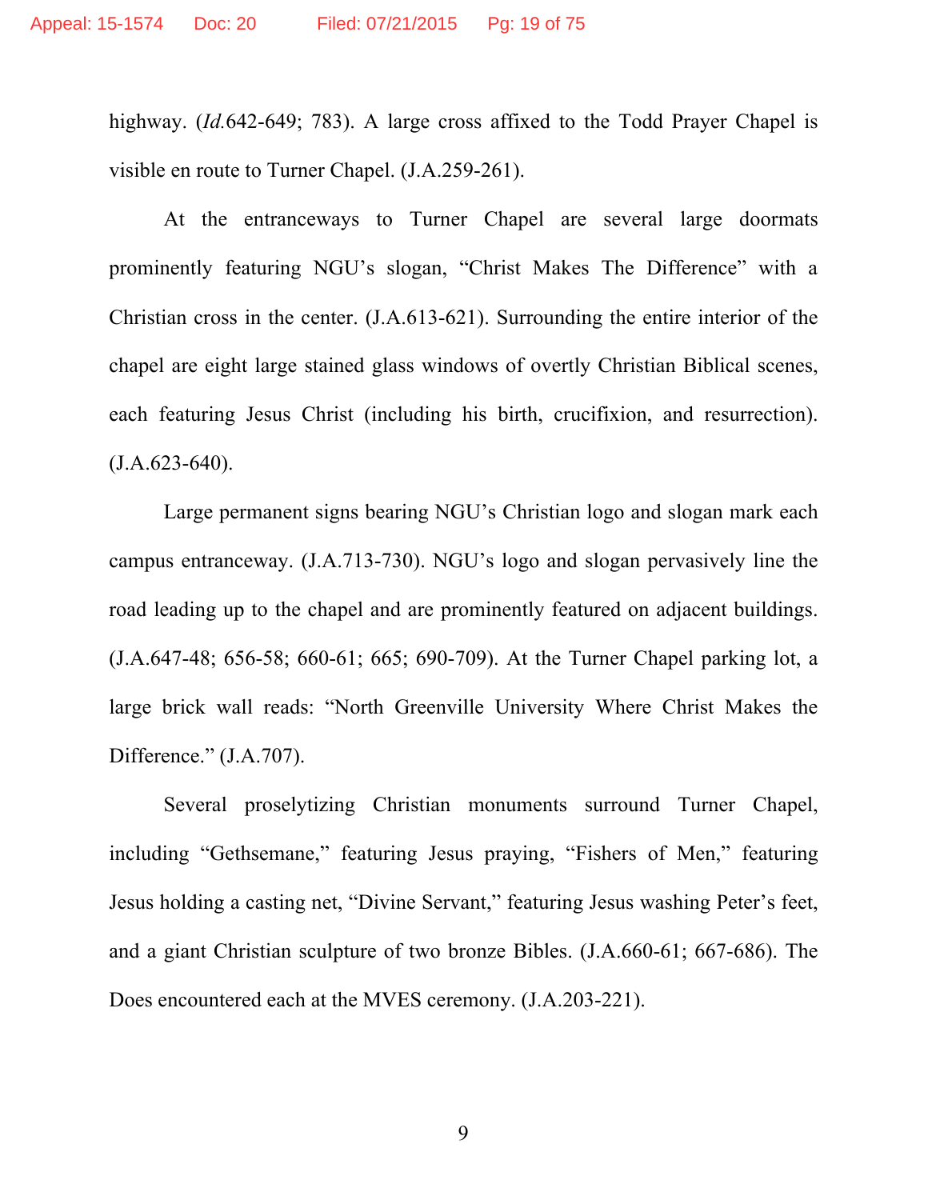highway. (*Id.*642-649; 783). A large cross affixed to the Todd Prayer Chapel is visible en route to Turner Chapel. (J.A.259-261).

At the entranceways to Turner Chapel are several large doormats prominently featuring NGU's slogan, "Christ Makes The Difference" with a Christian cross in the center. (J.A.613-621). Surrounding the entire interior of the chapel are eight large stained glass windows of overtly Christian Biblical scenes, each featuring Jesus Christ (including his birth, crucifixion, and resurrection). (J.A.623-640).

Large permanent signs bearing NGU's Christian logo and slogan mark each campus entranceway. (J.A.713-730). NGU's logo and slogan pervasively line the road leading up to the chapel and are prominently featured on adjacent buildings. (J.A.647-48; 656-58; 660-61; 665; 690-709). At the Turner Chapel parking lot, a large brick wall reads: "North Greenville University Where Christ Makes the Difference." (J.A.707).

Several proselytizing Christian monuments surround Turner Chapel, including "Gethsemane," featuring Jesus praying, "Fishers of Men," featuring Jesus holding a casting net, "Divine Servant," featuring Jesus washing Peter's feet, and a giant Christian sculpture of two bronze Bibles. (J.A.660-61; 667-686). The Does encountered each at the MVES ceremony. (J.A.203-221).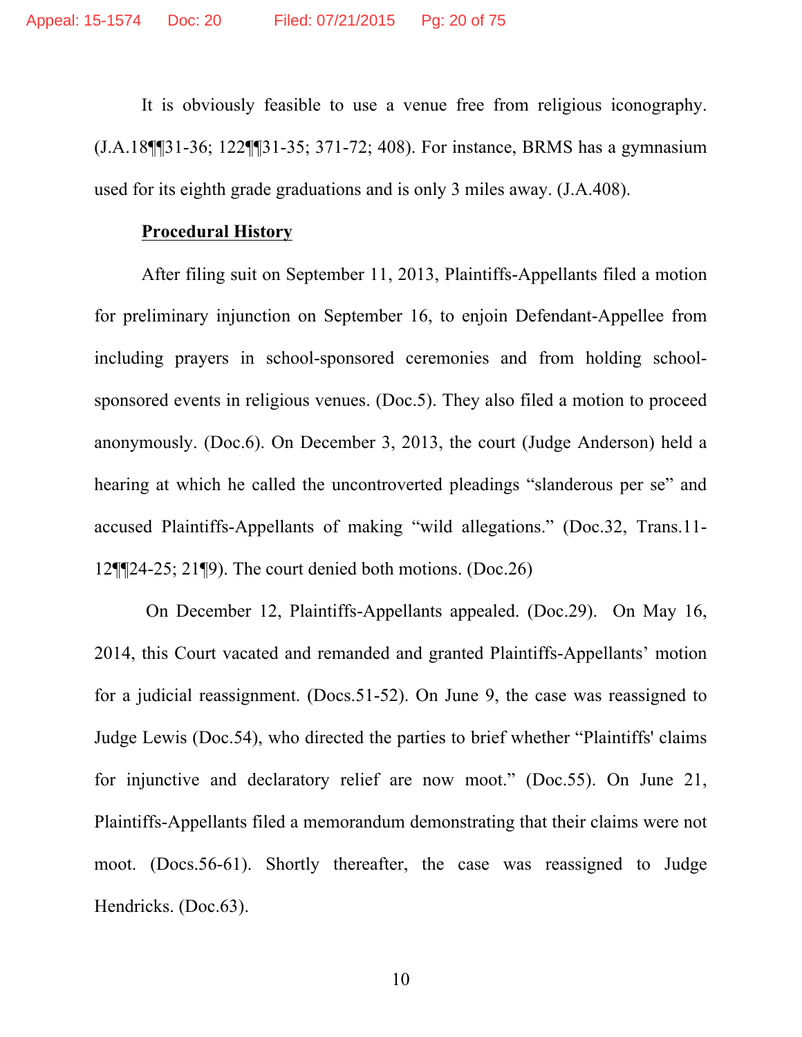It is obviously feasible to use a venue free from religious iconography. (J.A.18¶¶31-36; 122¶¶31-35; 371-72; 408). For instance, BRMS has a gymnasium used for its eighth grade graduations and is only 3 miles away. (J.A.408).

**Procedural History**

After filing suit on September 11, 2013, Plaintiffs-Appellants filed a motion for preliminary injunction on September 16, to enjoin Defendant-Appellee from including prayers in school-sponsored ceremonies and from holding school-sponsored events in religious venues. (Doc.5). They also filed a motion to proceed anonymously. (Doc.6). On December 3, 2013, the court (Judge Anderson) held a hearing at which he called the uncontroverted pleadings "slanderous per se" and accused Plaintiffs-Appellants of making "wild allegations." (Doc.32, Trans.11-12¶¶24-25; 21¶9). The court denied both motions. (Doc.26)

On December 12, Plaintiffs-Appellants appealed. (Doc.29). On May 16, 2014, this Court vacated and remanded and granted Plaintiffs-Appellants' motion for a judicial reassignment. (Docs.51-52). On June 9, the case was reassigned to Judge Lewis (Doc.54), who directed the parties to brief whether "Plaintiffs' claims for injunctive and declaratory relief are now moot." (Doc.55). On June 21, Plaintiffs-Appellants filed a memorandum demonstrating that their claims were not moot. (Docs.56-61). Shortly thereafter, the case was reassigned to Judge Hendricks. (Doc.63).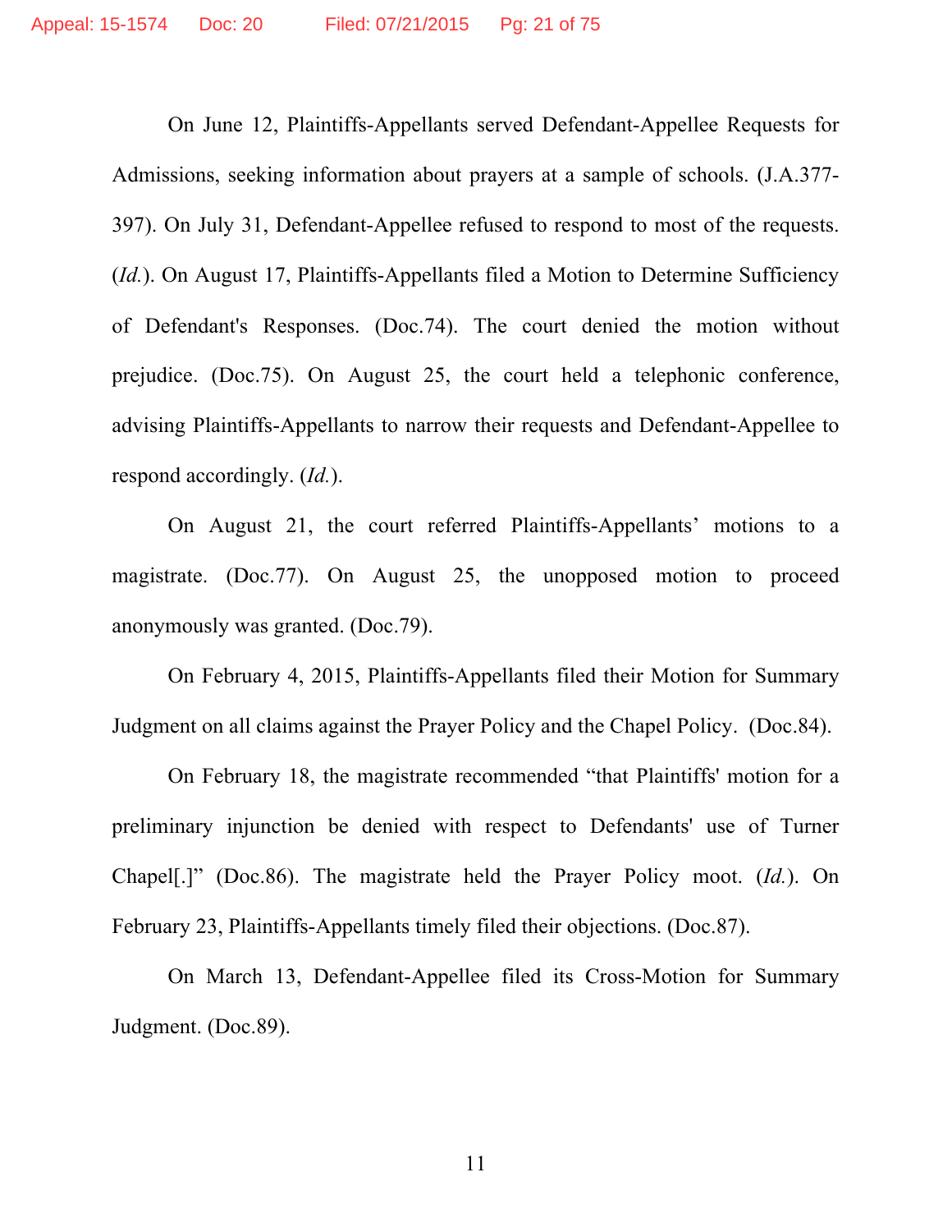On June 12, Plaintiffs-Appellants served Defendant-Appellee Requests for Admissions, seeking information about prayers at a sample of schools. (J.A.377-397). On July 31, Defendant-Appellee refused to respond to most of the requests. (*Id.*). On August 17, Plaintiffs-Appellants filed a Motion to Determine Sufficiency of Defendant's Responses. (Doc.74). The court denied the motion without prejudice. (Doc.75). On August 25, the court held a telephonic conference, advising Plaintiffs-Appellants to narrow their requests and Defendant-Appellee to respond accordingly. (*Id.*).

On August 21, the court referred Plaintiffs-Appellants' motions to a magistrate. (Doc.77). On August 25, the unopposed motion to proceed anonymously was granted. (Doc.79).

On February 4, 2015, Plaintiffs-Appellants filed their Motion for Summary Judgment on all claims against the Prayer Policy and the Chapel Policy. (Doc.84).

On February 18, the magistrate recommended "that Plaintiffs' motion for a preliminary injunction be denied with respect to Defendants' use of Turner Chapel[.]" (Doc.86). The magistrate held the Prayer Policy moot. (*Id.*). On February 23, Plaintiffs-Appellants timely filed their objections. (Doc.87).

On March 13, Defendant-Appellee filed its Cross-Motion for Summary Judgment. (Doc.89).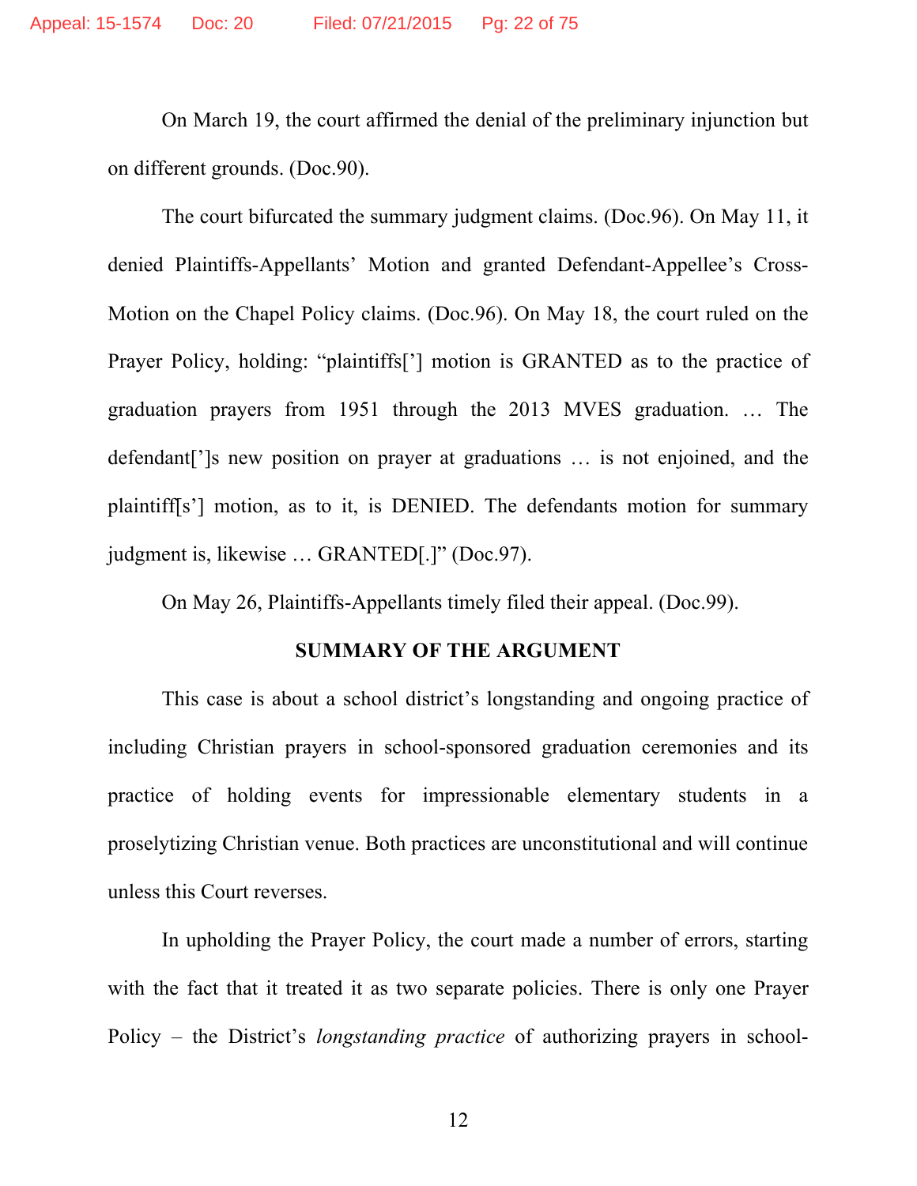On March 19, the court affirmed the denial of the preliminary injunction but on different grounds. (Doc.90).

The court bifurcated the summary judgment claims. (Doc.96). On May 11, it denied Plaintiffs-Appellants' Motion and granted Defendant-Appellee's Cross-Motion on the Chapel Policy claims. (Doc.96). On May 18, the court ruled on the Prayer Policy, holding: "plaintiffs['] motion is GRANTED as to the practice of graduation prayers from 1951 through the 2013 MVES graduation. … The defendant[']s new position on prayer at graduations … is not enjoined, and the plaintiff[s'] motion, as to it, is DENIED. The defendants motion for summary judgment is, likewise … GRANTED[.]" (Doc.97).

On May 26, Plaintiffs-Appellants timely filed their appeal. (Doc.99).

## SUMMARY OF THE ARGUMENT

This case is about a school district's longstanding and ongoing practice of including Christian prayers in school-sponsored graduation ceremonies and its practice of holding events for impressionable elementary students in a proselytizing Christian venue. Both practices are unconstitutional and will continue unless this Court reverses.

In upholding the Prayer Policy, the court made a number of errors, starting with the fact that it treated it as two separate policies. There is only one Prayer Policy – the District's *longstanding practice* of authorizing prayers in school-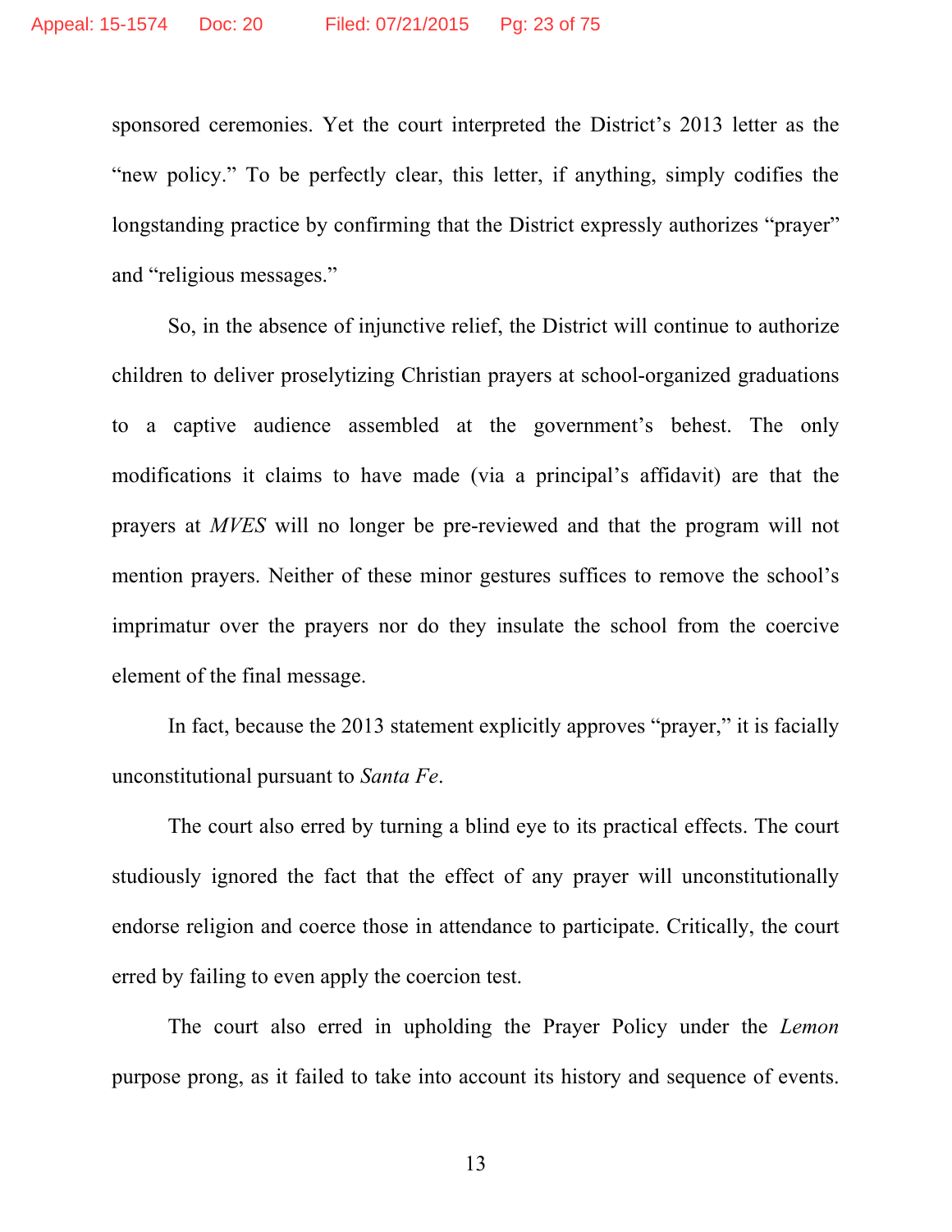sponsored ceremonies. Yet the court interpreted the District's 2013 letter as the "new policy." To be perfectly clear, this letter, if anything, simply codifies the longstanding practice by confirming that the District expressly authorizes "prayer" and "religious messages."

So, in the absence of injunctive relief, the District will continue to authorize children to deliver proselytizing Christian prayers at school-organized graduations to a captive audience assembled at the government's behest. The only modifications it claims to have made (via a principal's affidavit) are that the prayers at *MVES* will no longer be pre-reviewed and that the program will not mention prayers. Neither of these minor gestures suffices to remove the school's imprimatur over the prayers nor do they insulate the school from the coercive element of the final message.

In fact, because the 2013 statement explicitly approves "prayer," it is facially unconstitutional pursuant to *Santa Fe*.

The court also erred by turning a blind eye to its practical effects. The court studiously ignored the fact that the effect of any prayer will unconstitutionally endorse religion and coerce those in attendance to participate. Critically, the court erred by failing to even apply the coercion test.

The court also erred in upholding the Prayer Policy under the *Lemon* purpose prong, as it failed to take into account its history and sequence of events.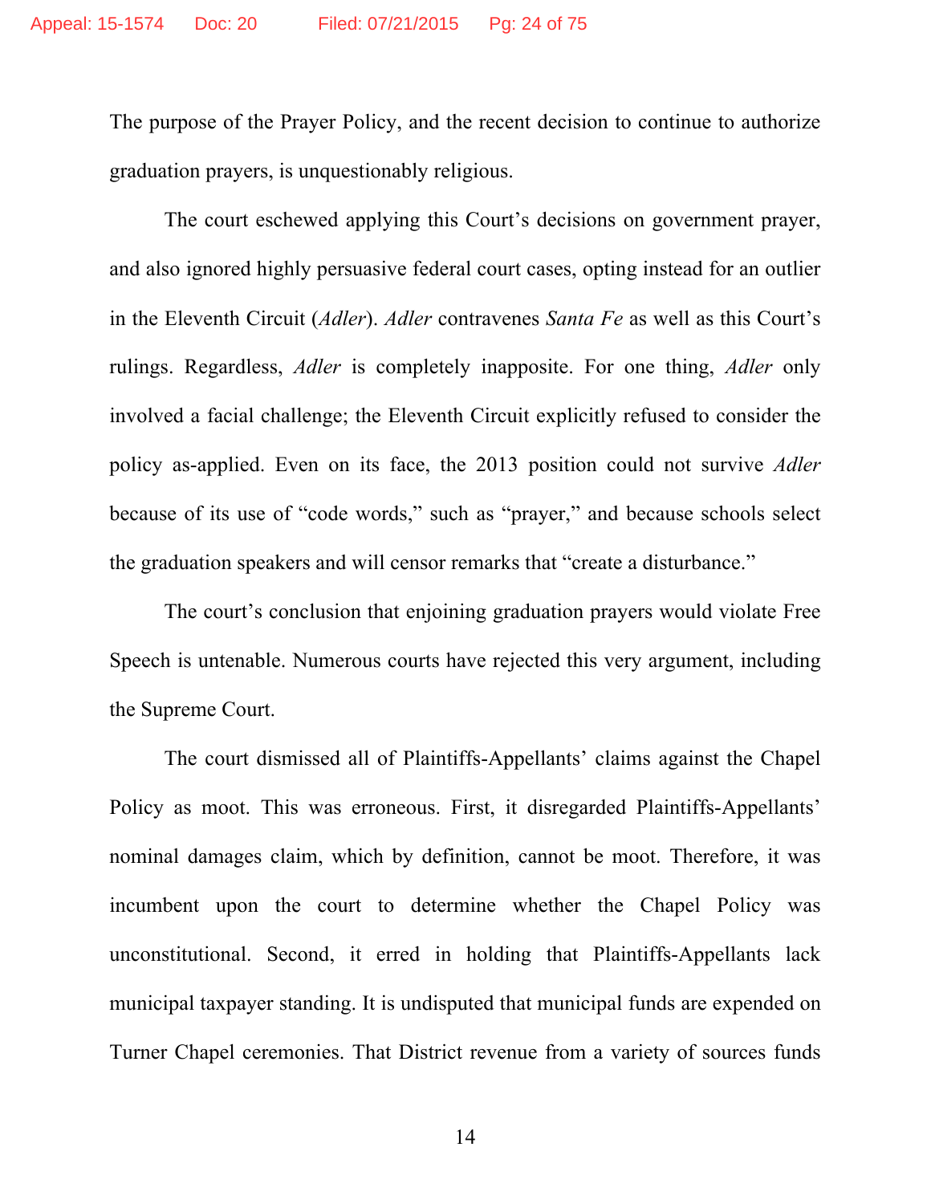The purpose of the Prayer Policy, and the recent decision to continue to authorize graduation prayers, is unquestionably religious.

The court eschewed applying this Court's decisions on government prayer, and also ignored highly persuasive federal court cases, opting instead for an outlier in the Eleventh Circuit (*Adler*). *Adler* contravenes *Santa Fe* as well as this Court's rulings. Regardless, *Adler* is completely inapposite. For one thing, *Adler* only involved a facial challenge; the Eleventh Circuit explicitly refused to consider the policy as-applied. Even on its face, the 2013 position could not survive *Adler* because of its use of "code words," such as "prayer," and because schools select the graduation speakers and will censor remarks that "create a disturbance."

The court's conclusion that enjoining graduation prayers would violate Free Speech is untenable. Numerous courts have rejected this very argument, including the Supreme Court.

The court dismissed all of Plaintiffs-Appellants' claims against the Chapel Policy as moot. This was erroneous. First, it disregarded Plaintiffs-Appellants' nominal damages claim, which by definition, cannot be moot. Therefore, it was incumbent upon the court to determine whether the Chapel Policy was unconstitutional. Second, it erred in holding that Plaintiffs-Appellants lack municipal taxpayer standing. It is undisputed that municipal funds are expended on Turner Chapel ceremonies. That District revenue from a variety of sources funds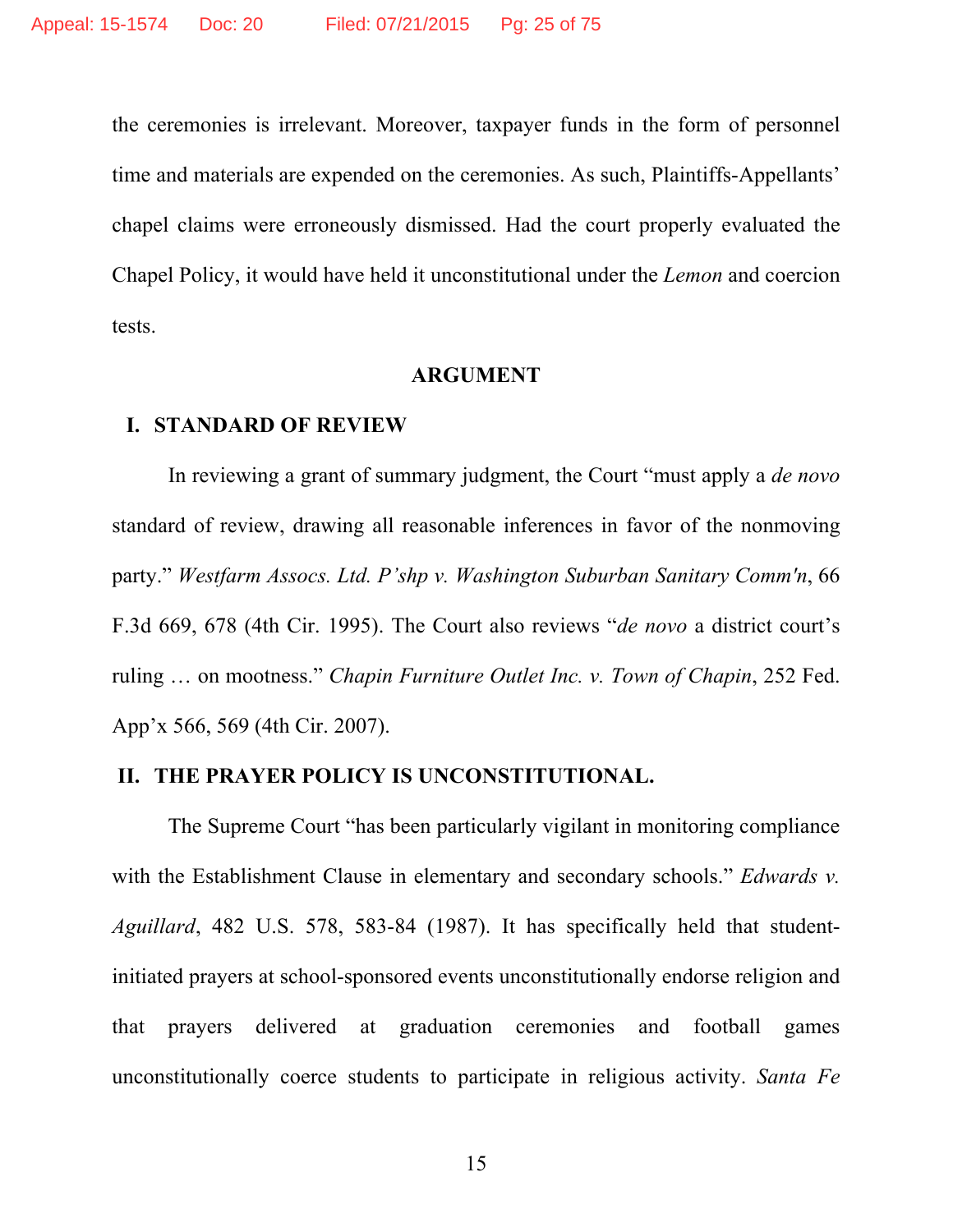the ceremonies is irrelevant. Moreover, taxpayer funds in the form of personnel time and materials are expended on the ceremonies. As such, Plaintiffs-Appellants' chapel claims were erroneously dismissed. Had the court properly evaluated the Chapel Policy, it would have held it unconstitutional under the *Lemon* and coercion tests.

## ARGUMENT

### I. STANDARD OF REVIEW

In reviewing a grant of summary judgment, the Court "must apply a *de novo* standard of review, drawing all reasonable inferences in favor of the nonmoving party." *Westfarm Assocs. Ltd. P'shp v. Washington Suburban Sanitary Comm'n*, 66 F.3d 669, 678 (4th Cir. 1995). The Court also reviews "*de novo* a district court's ruling … on mootness." *Chapin Furniture Outlet Inc. v. Town of Chapin*, 252 Fed. App'x 566, 569 (4th Cir. 2007).

### II. THE PRAYER POLICY IS UNCONSTITUTIONAL.

The Supreme Court "has been particularly vigilant in monitoring compliance with the Establishment Clause in elementary and secondary schools." *Edwards v. Aguillard*, 482 U.S. 578, 583-84 (1987). It has specifically held that student-initiated prayers at school-sponsored events unconstitutionally endorse religion and that prayers delivered at graduation ceremonies and football games unconstitutionally coerce students to participate in religious activity. *Santa Fe*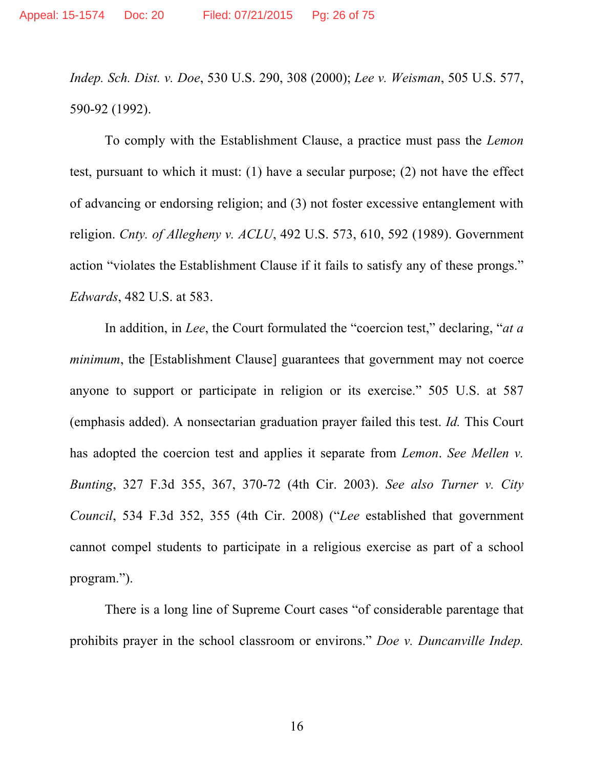*Indep. Sch. Dist. v. Doe*, 530 U.S. 290, 308 (2000); *Lee v. Weisman*, 505 U.S. 577, 590-92 (1992).

To comply with the Establishment Clause, a practice must pass the *Lemon* test, pursuant to which it must: (1) have a secular purpose; (2) not have the effect of advancing or endorsing religion; and (3) not foster excessive entanglement with religion. *Cnty. of Allegheny v. ACLU*, 492 U.S. 573, 610, 592 (1989). Government action "violates the Establishment Clause if it fails to satisfy any of these prongs." *Edwards*, 482 U.S. at 583.

In addition, in *Lee*, the Court formulated the "coercion test," declaring, "*at a minimum*, the [Establishment Clause] guarantees that government may not coerce anyone to support or participate in religion or its exercise." 505 U.S. at 587 (emphasis added). A nonsectarian graduation prayer failed this test. *Id.* This Court has adopted the coercion test and applies it separate from *Lemon*. *See Mellen v. Bunting*, 327 F.3d 355, 367, 370-72 (4th Cir. 2003). *See also Turner v. City Council*, 534 F.3d 352, 355 (4th Cir. 2008) ("*Lee* established that government cannot compel students to participate in a religious exercise as part of a school program.").

There is a long line of Supreme Court cases "of considerable parentage that prohibits prayer in the school classroom or environs." *Doe v. Duncanville Indep.*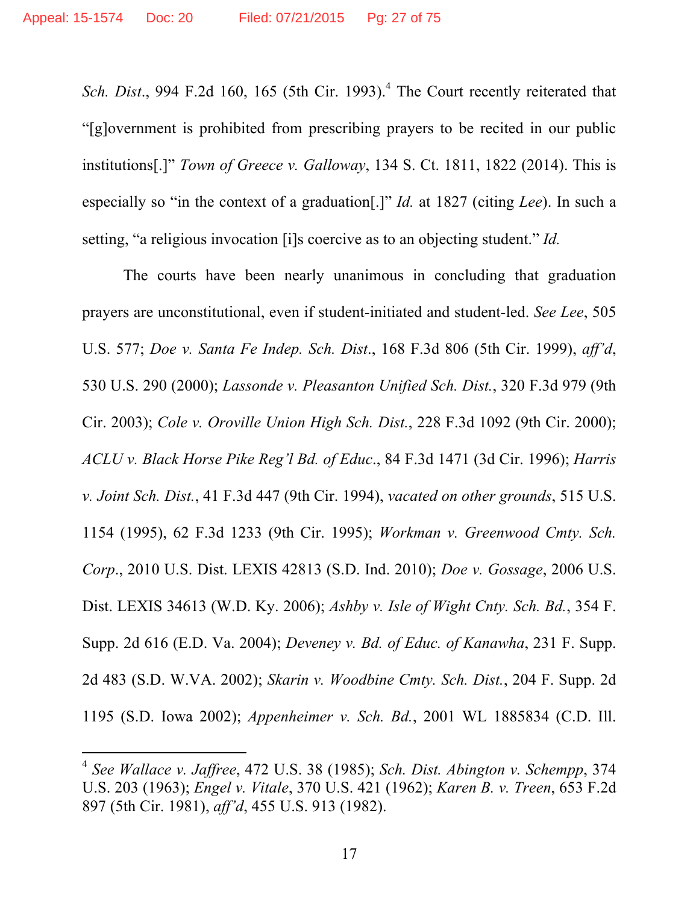*Sch. Dist.*, 994 F.2d 160, 165 (5th Cir. 1993).[4] The Court recently reiterated that "[g]overnment is prohibited from prescribing prayers to be recited in our public institutions[.]" *Town of Greece v. Galloway*, 134 S. Ct. 1811, 1822 (2014). This is especially so "in the context of a graduation[.]" *Id.* at 1827 (citing *Lee*). In such a setting, "a religious invocation [i]s coercive as to an objecting student." *Id.*

The courts have been nearly unanimous in concluding that graduation prayers are unconstitutional, even if student-initiated and student-led. *See Lee*, 505 U.S. 577; *Doe v. Santa Fe Indep. Sch. Dist.*, 168 F.3d 806 (5th Cir. 1999), *aff'd*, 530 U.S. 290 (2000); *Lassonde v. Pleasanton Unified Sch. Dist.*, 320 F.3d 979 (9th Cir. 2003); *Cole v. Oroville Union High Sch. Dist.*, 228 F.3d 1092 (9th Cir. 2000); *ACLU v. Black Horse Pike Reg'l Bd. of Educ.*, 84 F.3d 1471 (3d Cir. 1996); *Harris v. Joint Sch. Dist.*, 41 F.3d 447 (9th Cir. 1994), *vacated on other grounds*, 515 U.S. 1154 (1995), 62 F.3d 1233 (9th Cir. 1995); *Workman v. Greenwood Cmty. Sch. Corp.*, 2010 U.S. Dist. LEXIS 42813 (S.D. Ind. 2010); *Doe v. Gossage*, 2006 U.S. Dist. LEXIS 34613 (W.D. Ky. 2006); *Ashby v. Isle of Wight Cnty. Sch. Bd.*, 354 F. Supp. 2d 616 (E.D. Va. 2004); *Deveney v. Bd. of Educ. of Kanawha*, 231 F. Supp. 2d 483 (S.D. W.VA. 2002); *Skarin v. Woodbine Cmty. Sch. Dist.*, 204 F. Supp. 2d 1195 (S.D. Iowa 2002); *Appenheimer v. Sch. Bd.*, 2001 WL 1885834 (C.D. Ill.

---

[4] *See Wallace v. Jaffree*, 472 U.S. 38 (1985); *Sch. Dist. Abington v. Schempp*, 374 U.S. 203 (1963); *Engel v. Vitale*, 370 U.S. 421 (1962); *Karen B. v. Treen*, 653 F.2d 897 (5th Cir. 1981), *aff'd*, 455 U.S. 913 (1982).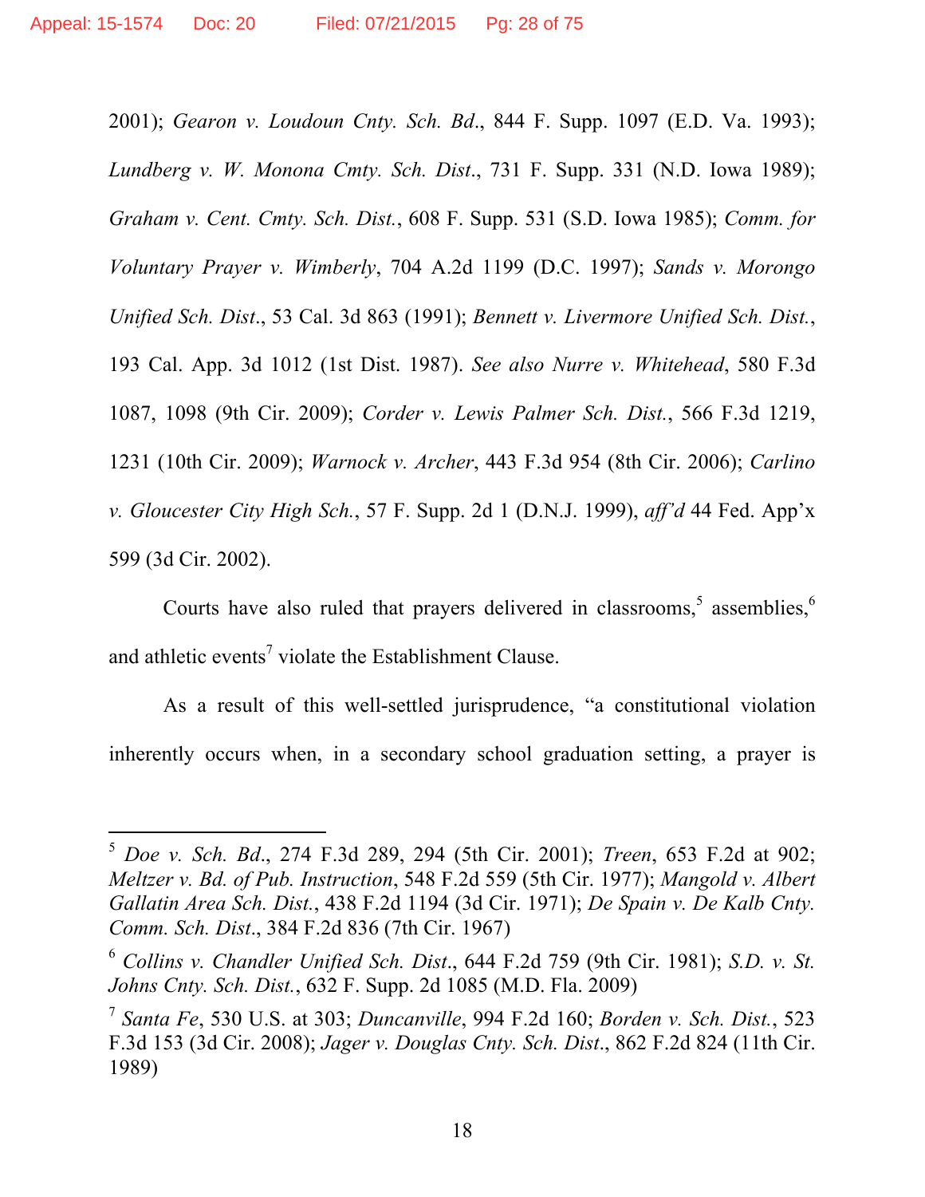2001); *Gearon v. Loudoun Cnty. Sch. Bd*., 844 F. Supp. 1097 (E.D. Va. 1993); *Lundberg v. W. Monona Cmty. Sch. Dist*., 731 F. Supp. 331 (N.D. Iowa 1989); *Graham v. Cent. Cmty. Sch. Dist.*, 608 F. Supp. 531 (S.D. Iowa 1985); *Comm. for Voluntary Prayer v. Wimberly*, 704 A.2d 1199 (D.C. 1997); *Sands v. Morongo Unified Sch. Dist*., 53 Cal. 3d 863 (1991); *Bennett v. Livermore Unified Sch. Dist.*, 193 Cal. App. 3d 1012 (1st Dist. 1987). *See also Nurre v. Whitehead*, 580 F.3d 1087, 1098 (9th Cir. 2009); *Corder v. Lewis Palmer Sch. Dist.*, 566 F.3d 1219, 1231 (10th Cir. 2009); *Warnock v. Archer*, 443 F.3d 954 (8th Cir. 2006); *Carlino v. Gloucester City High Sch.*, 57 F. Supp. 2d 1 (D.N.J. 1999), *aff'd* 44 Fed. App'x 599 (3d Cir. 2002).

Courts have also ruled that prayers delivered in classrooms,[5] assemblies,[6] and athletic events[7] violate the Establishment Clause.

As a result of this well-settled jurisprudence, "a constitutional violation inherently occurs when, in a secondary school graduation setting, a prayer is

---

[5] *Doe v. Sch. Bd*., 274 F.3d 289, 294 (5th Cir. 2001); *Treen*, 653 F.2d at 902; *Meltzer v. Bd. of Pub. Instruction*, 548 F.2d 559 (5th Cir. 1977); *Mangold v. Albert Gallatin Area Sch. Dist.*, 438 F.2d 1194 (3d Cir. 1971); *De Spain v. De Kalb Cnty. Comm. Sch. Dist*., 384 F.2d 836 (7th Cir. 1967)

[6] *Collins v. Chandler Unified Sch. Dist*., 644 F.2d 759 (9th Cir. 1981); *S.D. v. St. Johns Cnty. Sch. Dist.*, 632 F. Supp. 2d 1085 (M.D. Fla. 2009)

[7] *Santa Fe*, 530 U.S. at 303; *Duncanville*, 994 F.2d 160; *Borden v. Sch. Dist.*, 523 F.3d 153 (3d Cir. 2008); *Jager v. Douglas Cnty. Sch. Dist*., 862 F.2d 824 (11th Cir. 1989)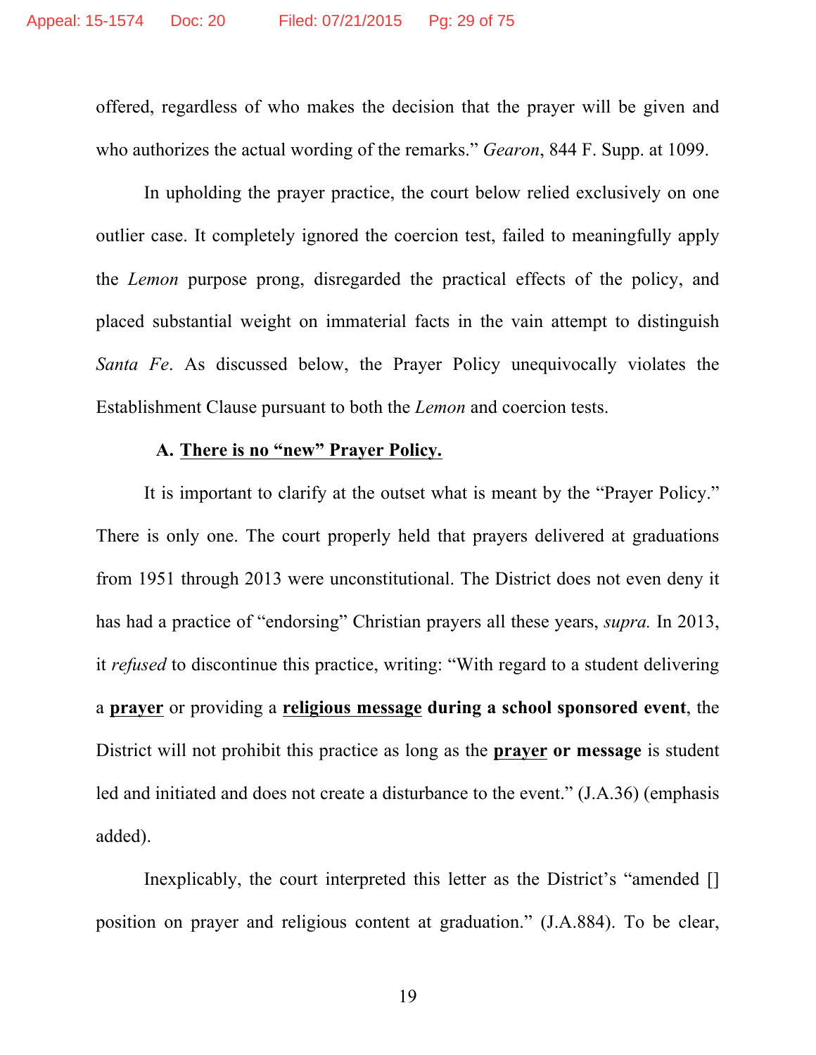offered, regardless of who makes the decision that the prayer will be given and who authorizes the actual wording of the remarks." *Gearon*, 844 F. Supp. at 1099.

In upholding the prayer practice, the court below relied exclusively on one outlier case. It completely ignored the coercion test, failed to meaningfully apply the *Lemon* purpose prong, disregarded the practical effects of the policy, and placed substantial weight on immaterial facts in the vain attempt to distinguish *Santa Fe*. As discussed below, the Prayer Policy unequivocally violates the Establishment Clause pursuant to both the *Lemon* and coercion tests.

### A. <u>There is no "new" Prayer Policy.</u>

It is important to clarify at the outset what is meant by the "Prayer Policy." There is only one. The court properly held that prayers delivered at graduations from 1951 through 2013 were unconstitutional. The District does not even deny it has had a practice of "endorsing" Christian prayers all these years, *supra.* In 2013, it *refused* to discontinue this practice, writing: "With regard to a student delivering a <u>**prayer**</u> or providing a <u>**religious message**</u> **during a school sponsored event**, the District will not prohibit this practice as long as the <u>**prayer**</u> **or message** is student led and initiated and does not create a disturbance to the event." (J.A.36) (emphasis added).

Inexplicably, the court interpreted this letter as the District's "amended [] position on prayer and religious content at graduation." (J.A.884). To be clear,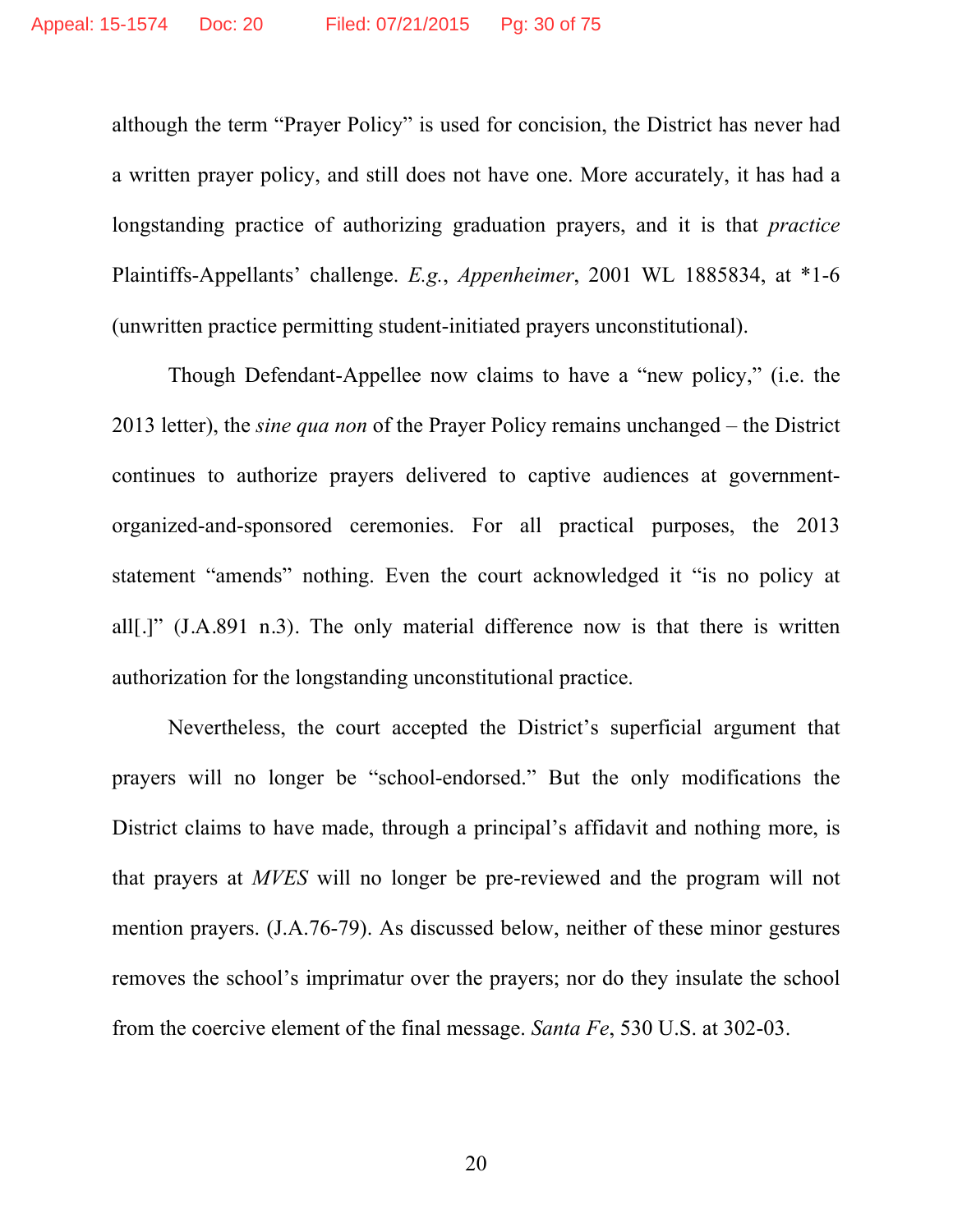although the term "Prayer Policy" is used for concision, the District has never had a written prayer policy, and still does not have one. More accurately, it has had a longstanding practice of authorizing graduation prayers, and it is that *practice* Plaintiffs-Appellants' challenge. *E.g.*, *Appenheimer*, 2001 WL 1885834, at *1-6 (unwritten practice permitting student-initiated prayers unconstitutional).

Though Defendant-Appellee now claims to have a "new policy," (i.e. the 2013 letter), the *sine qua non* of the Prayer Policy remains unchanged – the District continues to authorize prayers delivered to captive audiences at government-organized-and-sponsored ceremonies. For all practical purposes, the 2013 statement "amends" nothing. Even the court acknowledged it "is no policy at all[.]" (J.A.891 n.3). The only material difference now is that there is written authorization for the longstanding unconstitutional practice.

Nevertheless, the court accepted the District's superficial argument that prayers will no longer be "school-endorsed." But the only modifications the District claims to have made, through a principal's affidavit and nothing more, is that prayers at *MVES* will no longer be pre-reviewed and the program will not mention prayers. (J.A.76-79). As discussed below, neither of these minor gestures removes the school's imprimatur over the prayers; nor do they insulate the school from the coercive element of the final message. *Santa Fe*, 530 U.S. at 302-03.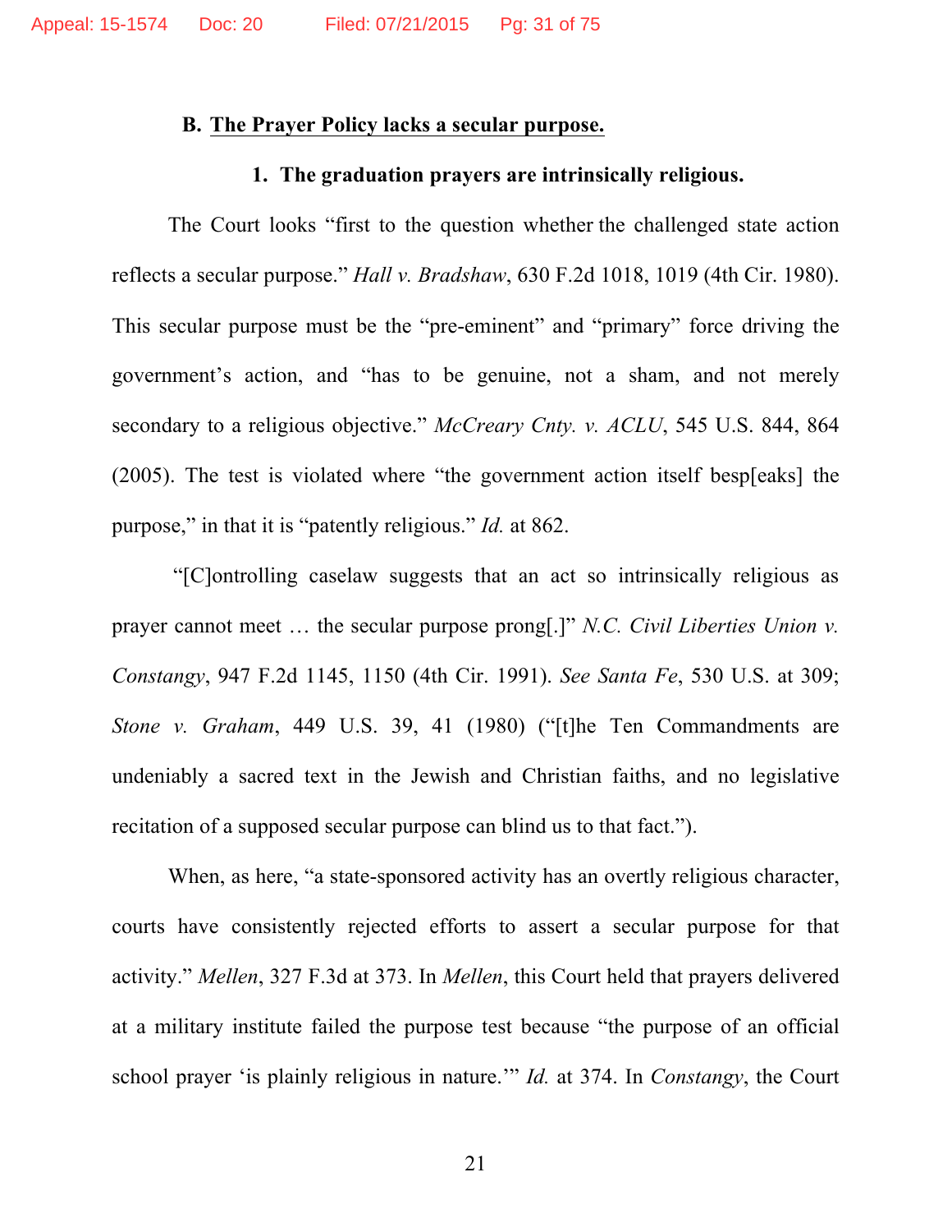### B. <u>The Prayer Policy lacks a secular purpose.</u>

#### 1. The graduation prayers are intrinsically religious.

The Court looks "first to the question whether the challenged state action reflects a secular purpose." *Hall v. Bradshaw*, 630 F.2d 1018, 1019 (4th Cir. 1980). This secular purpose must be the "pre-eminent" and "primary" force driving the government's action, and "has to be genuine, not a sham, and not merely secondary to a religious objective." *McCreary Cnty. v. ACLU*, 545 U.S. 844, 864 (2005). The test is violated where "the government action itself besp[eaks] the purpose," in that it is "patently religious." *Id.* at 862.

"[C]ontrolling caselaw suggests that an act so intrinsically religious as prayer cannot meet … the secular purpose prong[.]" *N.C. Civil Liberties Union v. Constangy*, 947 F.2d 1145, 1150 (4th Cir. 1991). *See Santa Fe*, 530 U.S. at 309; *Stone v. Graham*, 449 U.S. 39, 41 (1980) ("[t]he Ten Commandments are undeniably a sacred text in the Jewish and Christian faiths, and no legislative recitation of a supposed secular purpose can blind us to that fact.").

When, as here, "a state-sponsored activity has an overtly religious character, courts have consistently rejected efforts to assert a secular purpose for that activity." *Mellen*, 327 F.3d at 373. In *Mellen*, this Court held that prayers delivered at a military institute failed the purpose test because "the purpose of an official school prayer 'is plainly religious in nature.'" *Id.* at 374. In *Constangy*, the Court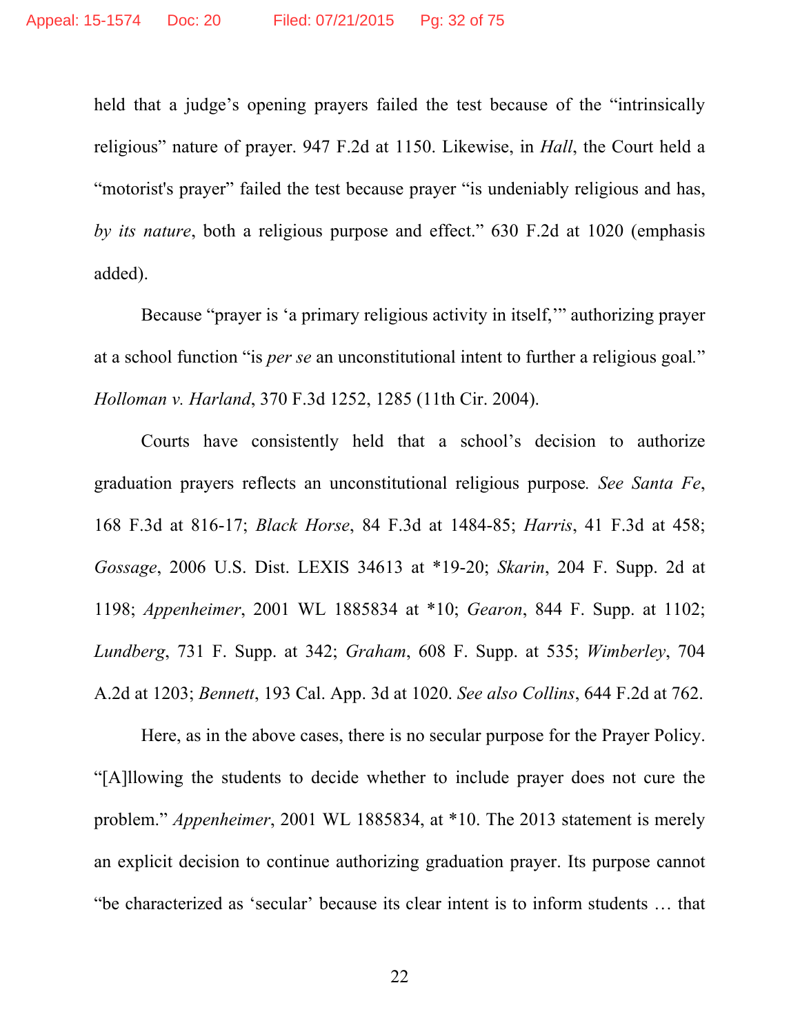held that a judge's opening prayers failed the test because of the "intrinsically religious" nature of prayer. 947 F.2d at 1150. Likewise, in *Hall*, the Court held a "motorist's prayer" failed the test because prayer "is undeniably religious and has, *by its nature*, both a religious purpose and effect." 630 F.2d at 1020 (emphasis added).

Because "prayer is 'a primary religious activity in itself,'" authorizing prayer at a school function "is *per se* an unconstitutional intent to further a religious goal." *Holloman v. Harland*, 370 F.3d 1252, 1285 (11th Cir. 2004).

Courts have consistently held that a school's decision to authorize graduation prayers reflects an unconstitutional religious purpose. *See Santa Fe*, 168 F.3d at 816-17; *Black Horse*, 84 F.3d at 1484-85; *Harris*, 41 F.3d at 458; *Gossage*, 2006 U.S. Dist. LEXIS 34613 at *19-20; *Skarin*, 204 F. Supp. 2d at 1198; *Appenheimer*, 2001 WL 1885834 at *10; *Gearon*, 844 F. Supp. at 1102; *Lundberg*, 731 F. Supp. at 342; *Graham*, 608 F. Supp. at 535; *Wimberley*, 704 A.2d at 1203; *Bennett*, 193 Cal. App. 3d at 1020. *See also Collins*, 644 F.2d at 762.

Here, as in the above cases, there is no secular purpose for the Prayer Policy. "[A]llowing the students to decide whether to include prayer does not cure the problem." *Appenheimer*, 2001 WL 1885834, at *10. The 2013 statement is merely an explicit decision to continue authorizing graduation prayer. Its purpose cannot "be characterized as 'secular' because its clear intent is to inform students … that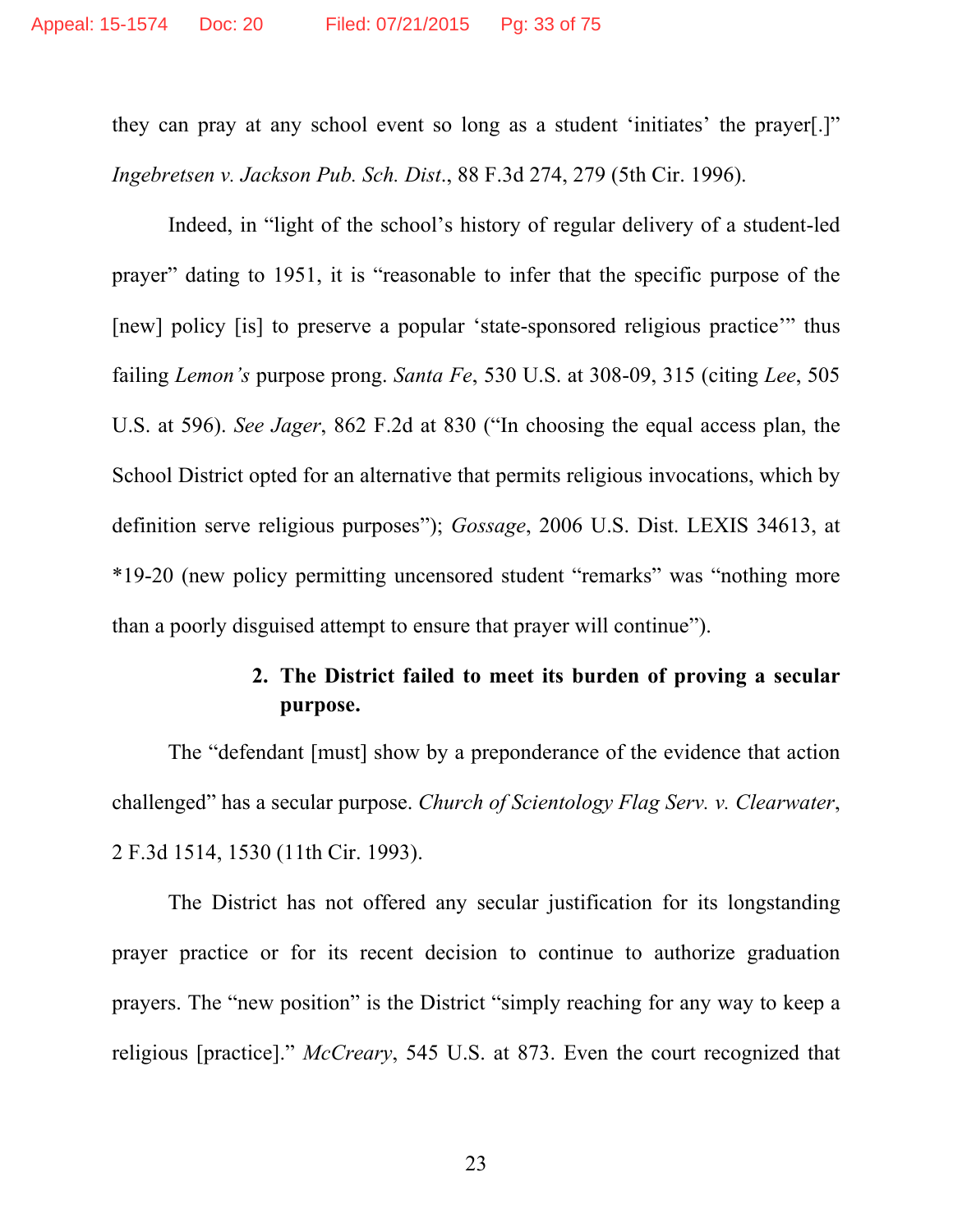they can pray at any school event so long as a student 'initiates' the prayer[.]" *Ingebretsen v. Jackson Pub. Sch. Dist.*, 88 F.3d 274, 279 (5th Cir. 1996).

Indeed, in "light of the school's history of regular delivery of a student-led prayer" dating to 1951, it is "reasonable to infer that the specific purpose of the [new] policy [is] to preserve a popular 'state-sponsored religious practice'" thus failing *Lemon's* purpose prong. *Santa Fe*, 530 U.S. at 308-09, 315 (citing *Lee*, 505 U.S. at 596). *See Jager*, 862 F.2d at 830 ("In choosing the equal access plan, the School District opted for an alternative that permits religious invocations, which by definition serve religious purposes"); *Gossage*, 2006 U.S. Dist. LEXIS 34613, at *19-20 (new policy permitting uncensored student "remarks" was "nothing more than a poorly disguised attempt to ensure that prayer will continue").

**2. The District failed to meet its burden of proving a secular purpose.**

The "defendant [must] show by a preponderance of the evidence that action challenged" has a secular purpose. *Church of Scientology Flag Serv. v. Clearwater*, 2 F.3d 1514, 1530 (11th Cir. 1993).

The District has not offered any secular justification for its longstanding prayer practice or for its recent decision to continue to authorize graduation prayers. The "new position" is the District "simply reaching for any way to keep a religious [practice]." *McCreary*, 545 U.S. at 873. Even the court recognized that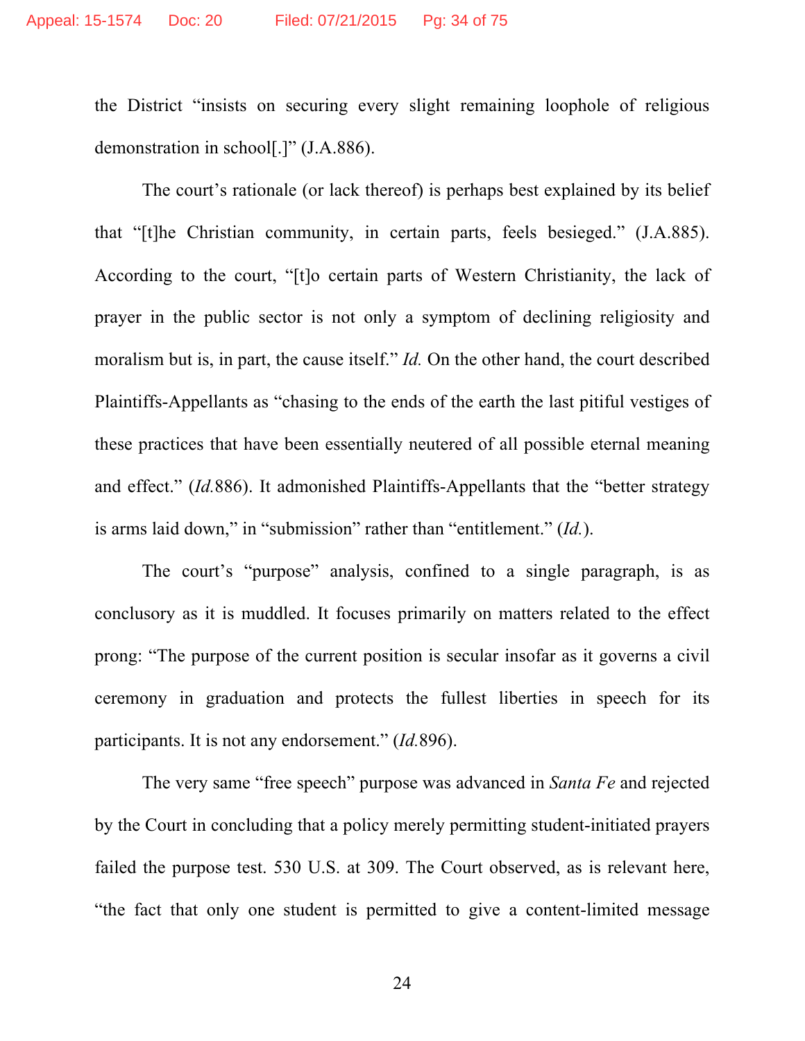the District "insists on securing every slight remaining loophole of religious demonstration in school[.]" (J.A.886).

The court's rationale (or lack thereof) is perhaps best explained by its belief that "[t]he Christian community, in certain parts, feels besieged." (J.A.885). According to the court, "[t]o certain parts of Western Christianity, the lack of prayer in the public sector is not only a symptom of declining religiosity and moralism but is, in part, the cause itself." *Id.* On the other hand, the court described Plaintiffs-Appellants as "chasing to the ends of the earth the last pitiful vestiges of these practices that have been essentially neutered of all possible eternal meaning and effect." (*Id.*886). It admonished Plaintiffs-Appellants that the "better strategy is arms laid down," in "submission" rather than "entitlement." (*Id.*).

The court's "purpose" analysis, confined to a single paragraph, is as conclusory as it is muddled. It focuses primarily on matters related to the effect prong: "The purpose of the current position is secular insofar as it governs a civil ceremony in graduation and protects the fullest liberties in speech for its participants. It is not any endorsement." (*Id.*896).

The very same "free speech" purpose was advanced in *Santa Fe* and rejected by the Court in concluding that a policy merely permitting student-initiated prayers failed the purpose test. 530 U.S. at 309. The Court observed, as is relevant here, "the fact that only one student is permitted to give a content-limited message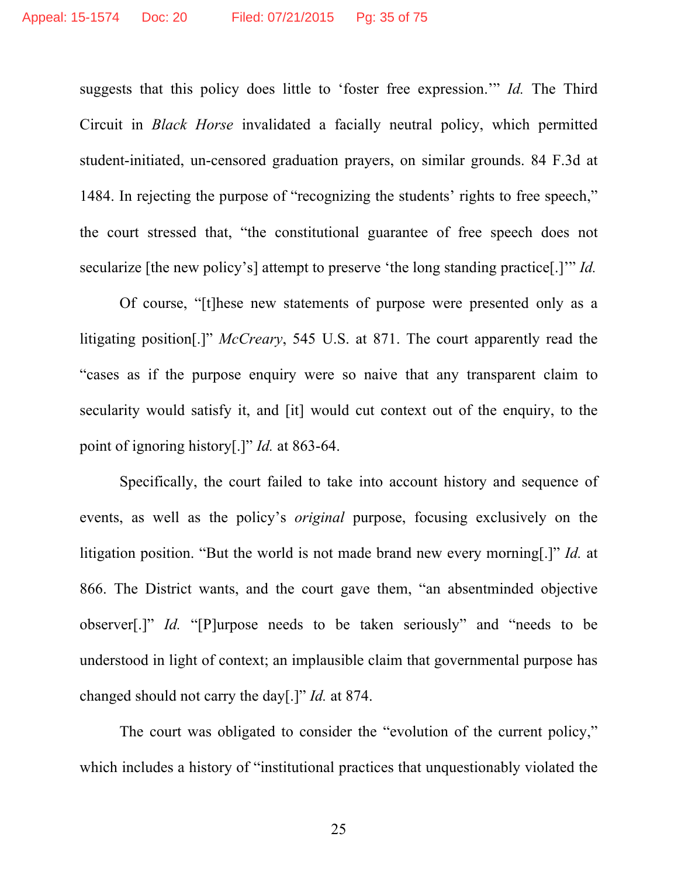suggests that this policy does little to 'foster free expression.'" *Id.* The Third Circuit in *Black Horse* invalidated a facially neutral policy, which permitted student-initiated, un-censored graduation prayers, on similar grounds. 84 F.3d at 1484. In rejecting the purpose of "recognizing the students' rights to free speech," the court stressed that, "the constitutional guarantee of free speech does not secularize [the new policy's] attempt to preserve 'the long standing practice[.]'" *Id.*

Of course, "[t]hese new statements of purpose were presented only as a litigating position[.]" *McCreary*, 545 U.S. at 871. The court apparently read the "cases as if the purpose enquiry were so naive that any transparent claim to secularity would satisfy it, and [it] would cut context out of the enquiry, to the point of ignoring history[.]" *Id.* at 863-64.

Specifically, the court failed to take into account history and sequence of events, as well as the policy's *original* purpose, focusing exclusively on the litigation position. "But the world is not made brand new every morning[.]" *Id.* at 866. The District wants, and the court gave them, "an absentminded objective observer[.]" *Id.* "[P]urpose needs to be taken seriously" and "needs to be understood in light of context; an implausible claim that governmental purpose has changed should not carry the day[.]" *Id.* at 874.

The court was obligated to consider the "evolution of the current policy," which includes a history of "institutional practices that unquestionably violated the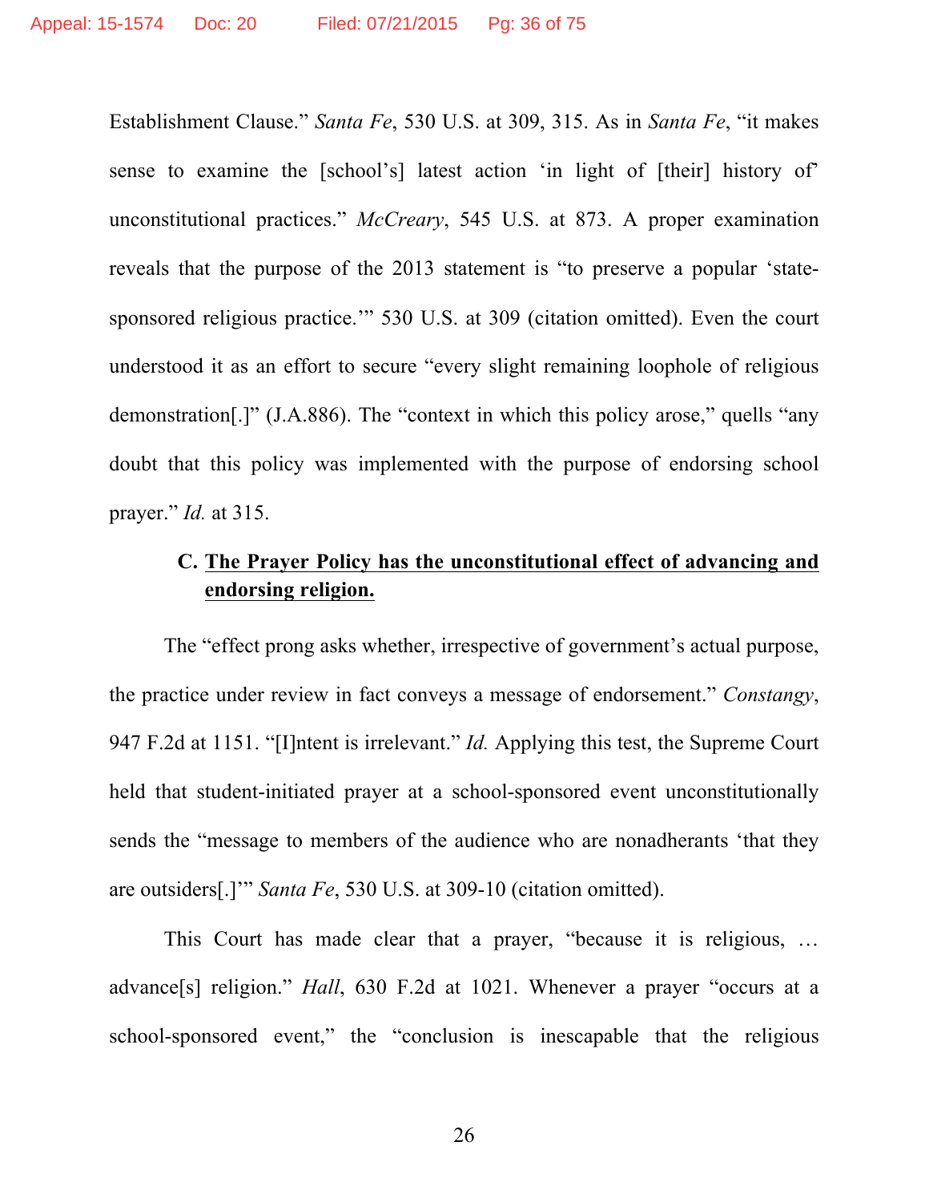Establishment Clause." *Santa Fe*, 530 U.S. at 309, 315. As in *Santa Fe*, "it makes sense to examine the [school's] latest action 'in light of [their] history of' unconstitutional practices." *McCreary*, 545 U.S. at 873. A proper examination reveals that the purpose of the 2013 statement is "to preserve a popular 'state-sponsored religious practice.'" 530 U.S. at 309 (citation omitted). Even the court understood it as an effort to secure "every slight remaining loophole of religious demonstration[.]" (J.A.886). The "context in which this policy arose," quells "any doubt that this policy was implemented with the purpose of endorsing school prayer." *Id.* at 315.

### C. <u>The Prayer Policy has the unconstitutional effect of advancing and endorsing religion.</u>

The "effect prong asks whether, irrespective of government's actual purpose, the practice under review in fact conveys a message of endorsement." *Constangy*, 947 F.2d at 1151. "[I]ntent is irrelevant." *Id.* Applying this test, the Supreme Court held that student-initiated prayer at a school-sponsored event unconstitutionally sends the "message to members of the audience who are nonadherants 'that they are outsiders[.]'" *Santa Fe*, 530 U.S. at 309-10 (citation omitted).

This Court has made clear that a prayer, "because it is religious, … advance[s] religion." *Hall*, 630 F.2d at 1021. Whenever a prayer "occurs at a school-sponsored event," the "conclusion is inescapable that the religious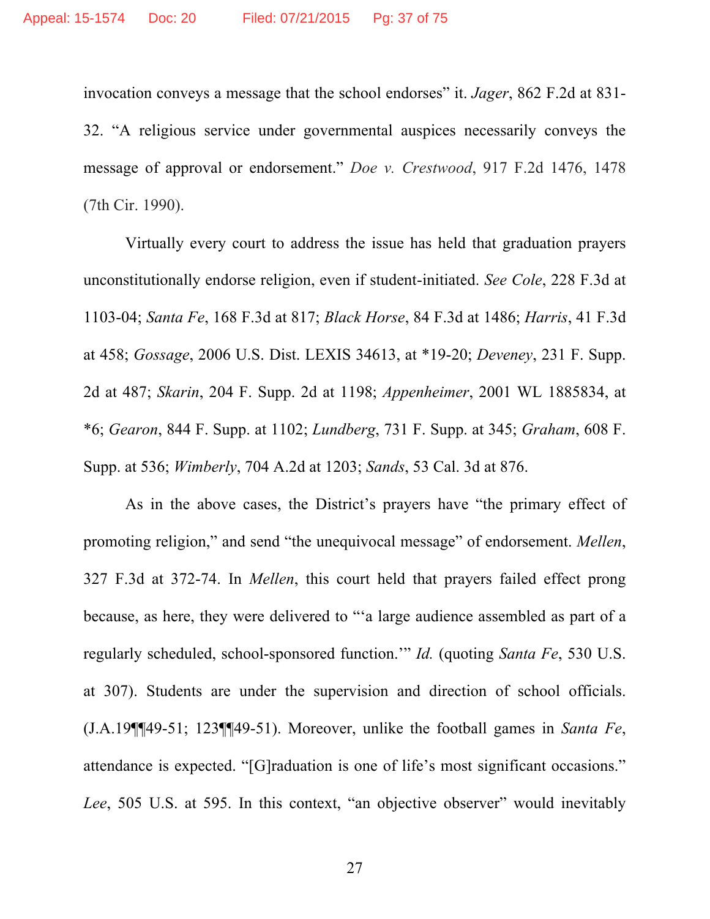invocation conveys a message that the school endorses" it. *Jager*, 862 F.2d at 831-32. "A religious service under governmental auspices necessarily conveys the message of approval or endorsement." *Doe v. Crestwood*, 917 F.2d 1476, 1478 (7th Cir. 1990).

Virtually every court to address the issue has held that graduation prayers unconstitutionally endorse religion, even if student-initiated. *See Cole*, 228 F.3d at 1103-04; *Santa Fe*, 168 F.3d at 817; *Black Horse*, 84 F.3d at 1486; *Harris*, 41 F.3d at 458; *Gossage*, 2006 U.S. Dist. LEXIS 34613, at *19-20; *Deveney*, 231 F. Supp. 2d at 487; *Skarin*, 204 F. Supp. 2d at 1198; *Appenheimer*, 2001 WL 1885834, at *6; *Gearon*, 844 F. Supp. at 1102; *Lundberg*, 731 F. Supp. at 345; *Graham*, 608 F. Supp. at 536; *Wimberly*, 704 A.2d at 1203; *Sands*, 53 Cal. 3d at 876.

As in the above cases, the District's prayers have "the primary effect of promoting religion," and send "the unequivocal message" of endorsement. *Mellen*, 327 F.3d at 372-74. In *Mellen*, this court held that prayers failed effect prong because, as here, they were delivered to "'a large audience assembled as part of a regularly scheduled, school-sponsored function.'" *Id.* (quoting *Santa Fe*, 530 U.S. at 307). Students are under the supervision and direction of school officials. (J.A.19¶¶49-51; 123¶¶49-51). Moreover, unlike the football games in *Santa Fe*, attendance is expected. "[G]raduation is one of life's most significant occasions." *Lee*, 505 U.S. at 595. In this context, "an objective observer" would inevitably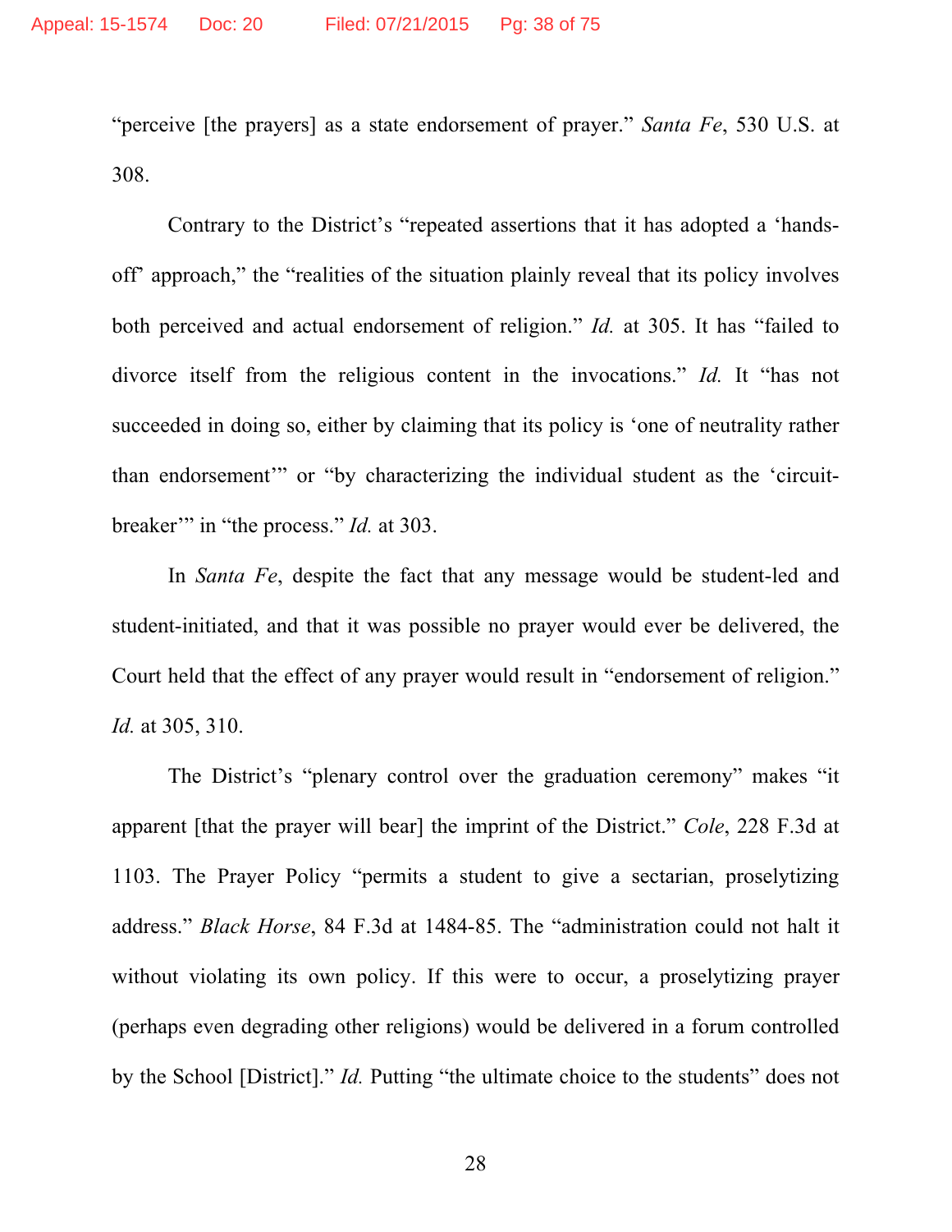"perceive [the prayers] as a state endorsement of prayer." *Santa Fe*, 530 U.S. at 308.

Contrary to the District's "repeated assertions that it has adopted a 'hands-off' approach," the "realities of the situation plainly reveal that its policy involves both perceived and actual endorsement of religion." *Id.* at 305. It has "failed to divorce itself from the religious content in the invocations." *Id.* It "has not succeeded in doing so, either by claiming that its policy is 'one of neutrality rather than endorsement'" or "by characterizing the individual student as the 'circuit-breaker'" in "the process." *Id.* at 303.

In *Santa Fe*, despite the fact that any message would be student-led and student-initiated, and that it was possible no prayer would ever be delivered, the Court held that the effect of any prayer would result in "endorsement of religion." *Id.* at 305, 310.

The District's "plenary control over the graduation ceremony" makes "it apparent [that the prayer will bear] the imprint of the District." *Cole*, 228 F.3d at 1103. The Prayer Policy "permits a student to give a sectarian, proselytizing address." *Black Horse*, 84 F.3d at 1484-85. The "administration could not halt it without violating its own policy. If this were to occur, a proselytizing prayer (perhaps even degrading other religions) would be delivered in a forum controlled by the School [District]." *Id.* Putting "the ultimate choice to the students" does not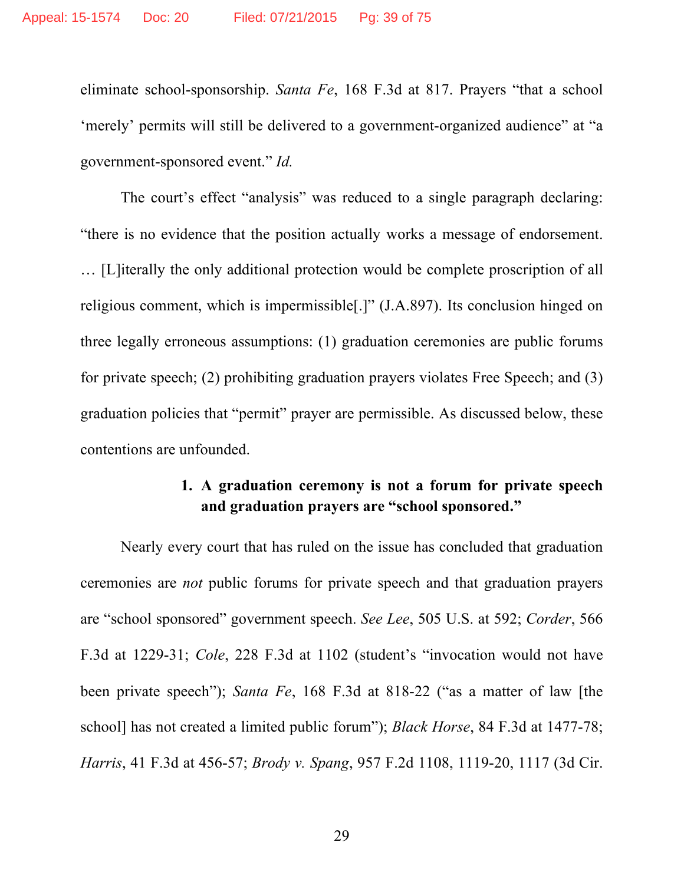eliminate school-sponsorship. *Santa Fe*, 168 F.3d at 817. Prayers "that a school 'merely' permits will still be delivered to a government-organized audience" at "a government-sponsored event." *Id.*

The court's effect "analysis" was reduced to a single paragraph declaring: "there is no evidence that the position actually works a message of endorsement. … [L]iterally the only additional protection would be complete proscription of all religious comment, which is impermissible[.]" (J.A.897). Its conclusion hinged on three legally erroneous assumptions: (1) graduation ceremonies are public forums for private speech; (2) prohibiting graduation prayers violates Free Speech; and (3) graduation policies that "permit" prayer are permissible. As discussed below, these contentions are unfounded.

**1. A graduation ceremony is not a forum for private speech and graduation prayers are "school sponsored."**

Nearly every court that has ruled on the issue has concluded that graduation ceremonies are *not* public forums for private speech and that graduation prayers are "school sponsored" government speech. *See Lee*, 505 U.S. at 592; *Corder*, 566 F.3d at 1229-31; *Cole*, 228 F.3d at 1102 (student's "invocation would not have been private speech"); *Santa Fe*, 168 F.3d at 818-22 ("as a matter of law [the school] has not created a limited public forum"); *Black Horse*, 84 F.3d at 1477-78; *Harris*, 41 F.3d at 456-57; *Brody v. Spang*, 957 F.2d 1108, 1119-20, 1117 (3d Cir.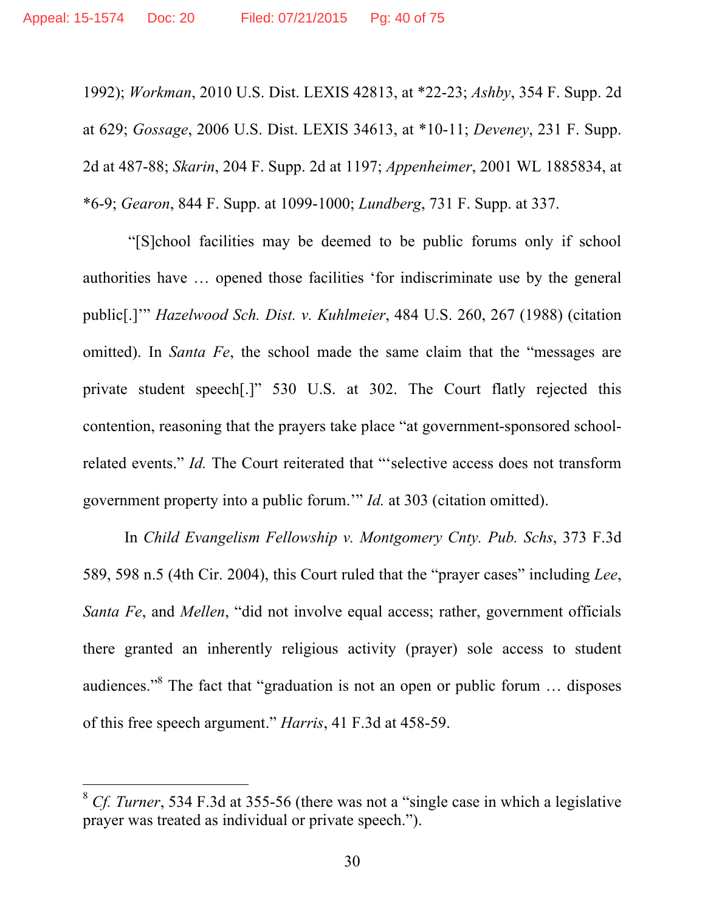1992); *Workman*, 2010 U.S. Dist. LEXIS 42813, at *22-23; *Ashby*, 354 F. Supp. 2d at 629; *Gossage*, 2006 U.S. Dist. LEXIS 34613, at *10-11; *Deveney*, 231 F. Supp. 2d at 487-88; *Skarin*, 204 F. Supp. 2d at 1197; *Appenheimer*, 2001 WL 1885834, at *6-9; *Gearon*, 844 F. Supp. at 1099-1000; *Lundberg*, 731 F. Supp. at 337.

"[S]chool facilities may be deemed to be public forums only if school authorities have … opened those facilities 'for indiscriminate use by the general public[.]'" *Hazelwood Sch. Dist. v. Kuhlmeier*, 484 U.S. 260, 267 (1988) (citation omitted). In *Santa Fe*, the school made the same claim that the "messages are private student speech[.]" 530 U.S. at 302. The Court flatly rejected this contention, reasoning that the prayers take place "at government-sponsored school-related events." *Id.* The Court reiterated that "'selective access does not transform government property into a public forum.'" *Id.* at 303 (citation omitted).

In *Child Evangelism Fellowship v. Montgomery Cnty. Pub. Schs*, 373 F.3d 589, 598 n.5 (4th Cir. 2004), this Court ruled that the "prayer cases" including *Lee*, *Santa Fe*, and *Mellen*, "did not involve equal access; rather, government officials there granted an inherently religious activity (prayer) sole access to student audiences."[8] The fact that "graduation is not an open or public forum … disposes of this free speech argument." *Harris*, 41 F.3d at 458-59.

---

[8] *Cf. Turner*, 534 F.3d at 355-56 (there was not a "single case in which a legislative prayer was treated as individual or private speech.").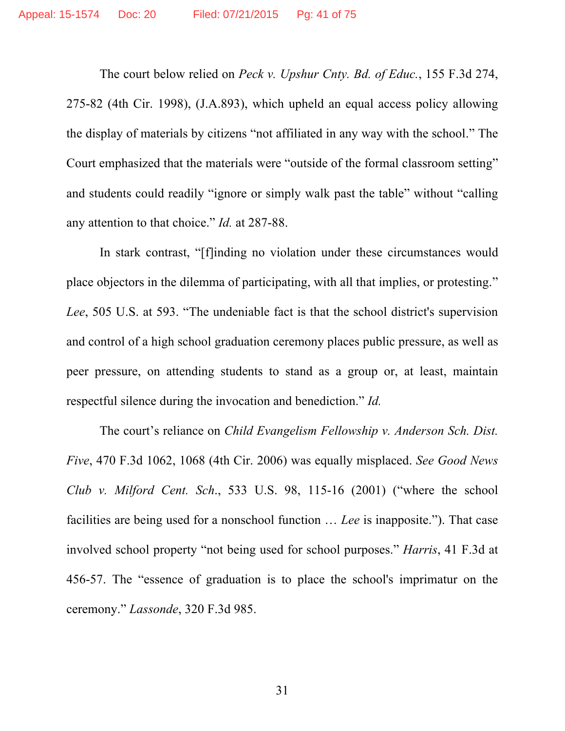The court below relied on *Peck v. Upshur Cnty. Bd. of Educ.*, 155 F.3d 274, 275-82 (4th Cir. 1998), (J.A.893), which upheld an equal access policy allowing the display of materials by citizens "not affiliated in any way with the school." The Court emphasized that the materials were "outside of the formal classroom setting" and students could readily "ignore or simply walk past the table" without "calling any attention to that choice." *Id.* at 287-88.

In stark contrast, "[f]inding no violation under these circumstances would place objectors in the dilemma of participating, with all that implies, or protesting." *Lee*, 505 U.S. at 593. "The undeniable fact is that the school district's supervision and control of a high school graduation ceremony places public pressure, as well as peer pressure, on attending students to stand as a group or, at least, maintain respectful silence during the invocation and benediction." *Id.*

The court's reliance on *Child Evangelism Fellowship v. Anderson Sch. Dist. Five*, 470 F.3d 1062, 1068 (4th Cir. 2006) was equally misplaced. *See Good News Club v. Milford Cent. Sch.*, 533 U.S. 98, 115-16 (2001) ("where the school facilities are being used for a nonschool function … *Lee* is inapposite."). That case involved school property "not being used for school purposes." *Harris*, 41 F.3d at 456-57. The "essence of graduation is to place the school's imprimatur on the ceremony." *Lassonde*, 320 F.3d 985.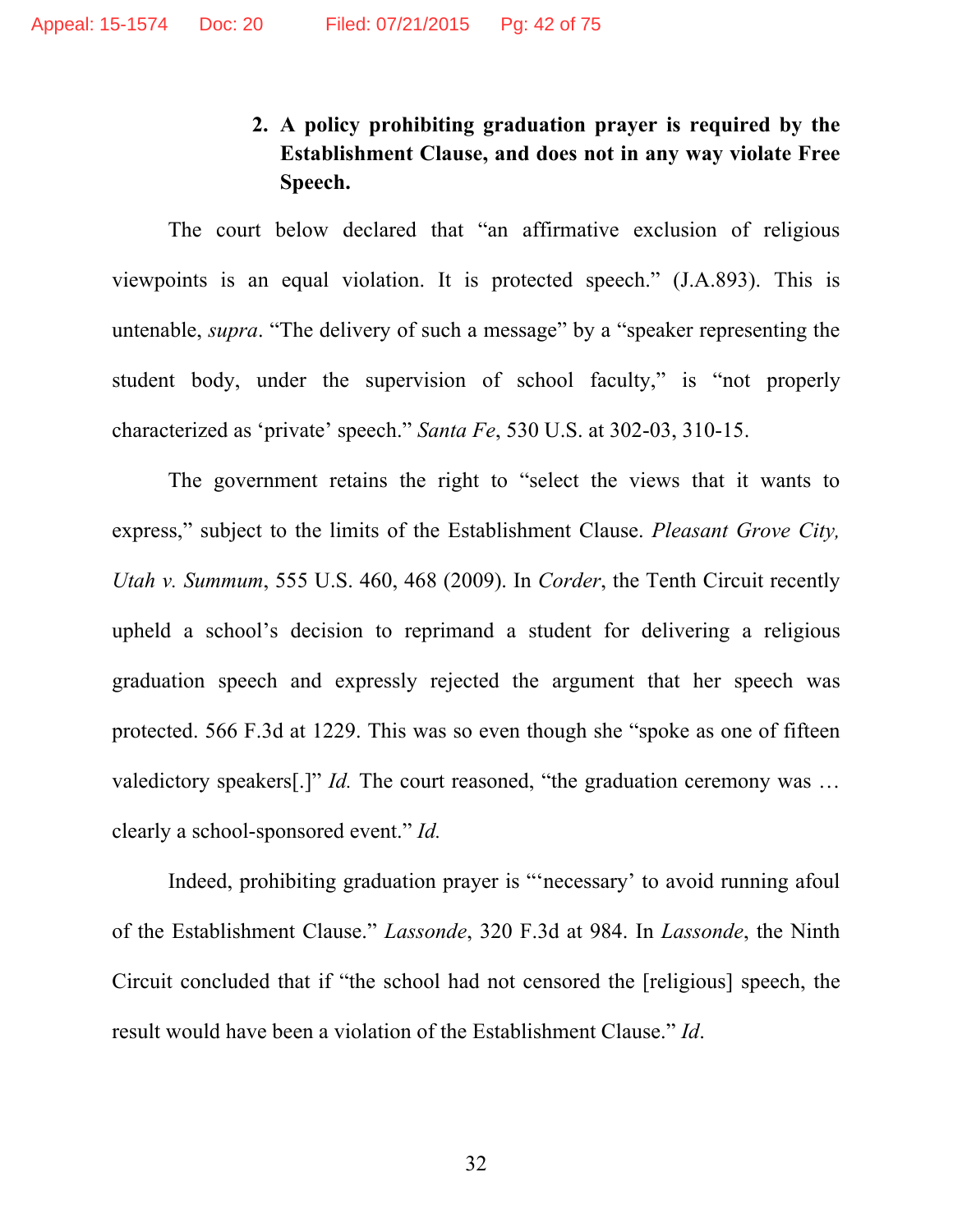### 2. A policy prohibiting graduation prayer is required by the Establishment Clause, and does not in any way violate Free Speech.

The court below declared that "an affirmative exclusion of religious viewpoints is an equal violation. It is protected speech." (J.A.893). This is untenable, *supra*. "The delivery of such a message" by a "speaker representing the student body, under the supervision of school faculty," is "not properly characterized as 'private' speech." *Santa Fe*, 530 U.S. at 302-03, 310-15.

The government retains the right to "select the views that it wants to express," subject to the limits of the Establishment Clause. *Pleasant Grove City, Utah v. Summum*, 555 U.S. 460, 468 (2009). In *Corder*, the Tenth Circuit recently upheld a school's decision to reprimand a student for delivering a religious graduation speech and expressly rejected the argument that her speech was protected. 566 F.3d at 1229. This was so even though she "spoke as one of fifteen valedictory speakers[.]" *Id.* The court reasoned, "the graduation ceremony was … clearly a school-sponsored event." *Id.*

Indeed, prohibiting graduation prayer is "'necessary' to avoid running afoul of the Establishment Clause." *Lassonde*, 320 F.3d at 984. In *Lassonde*, the Ninth Circuit concluded that if "the school had not censored the [religious] speech, the result would have been a violation of the Establishment Clause." *Id*.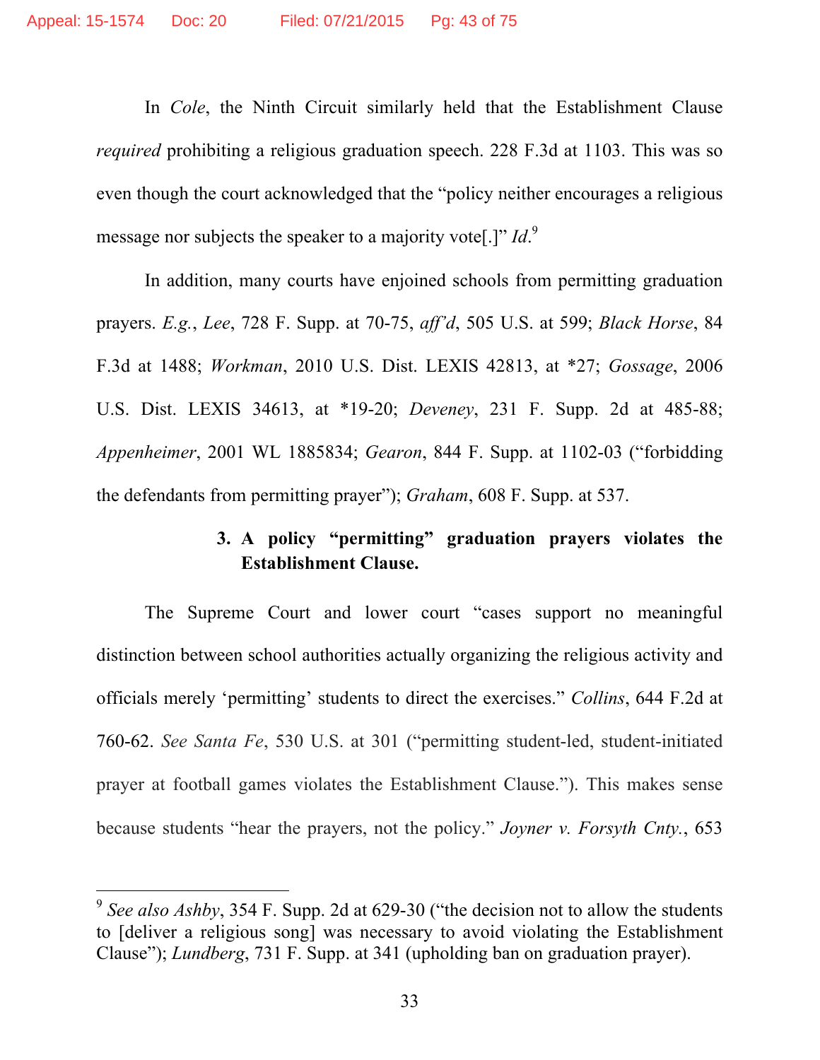In *Cole*, the Ninth Circuit similarly held that the Establishment Clause *required* prohibiting a religious graduation speech. 228 F.3d at 1103. This was so even though the court acknowledged that the "policy neither encourages a religious message nor subjects the speaker to a majority vote[.]" *Id.*[9]

In addition, many courts have enjoined schools from permitting graduation prayers. *E.g.*, *Lee*, 728 F. Supp. at 70-75, *aff'd*, 505 U.S. at 599; *Black Horse*, 84 F.3d at 1488; *Workman*, 2010 U.S. Dist. LEXIS 42813, at *27; *Gossage*, 2006 U.S. Dist. LEXIS 34613, at *19-20; *Deveney*, 231 F. Supp. 2d at 485-88; *Appenheimer*, 2001 WL 1885834; *Gearon*, 844 F. Supp. at 1102-03 ("forbidding the defendants from permitting prayer"); *Graham*, 608 F. Supp. at 537.

**3. A policy "permitting" graduation prayers violates the Establishment Clause.**

The Supreme Court and lower court "cases support no meaningful distinction between school authorities actually organizing the religious activity and officials merely 'permitting' students to direct the exercises." *Collins*, 644 F.2d at 760-62. *See Santa Fe*, 530 U.S. at 301 ("permitting student-led, student-initiated prayer at football games violates the Establishment Clause."). This makes sense because students "hear the prayers, not the policy." *Joyner v. Forsyth Cnty.*, 653

[9] *See also Ashby*, 354 F. Supp. 2d at 629-30 ("the decision not to allow the students to [deliver a religious song] was necessary to avoid violating the Establishment Clause"); *Lundberg*, 731 F. Supp. at 341 (upholding ban on graduation prayer).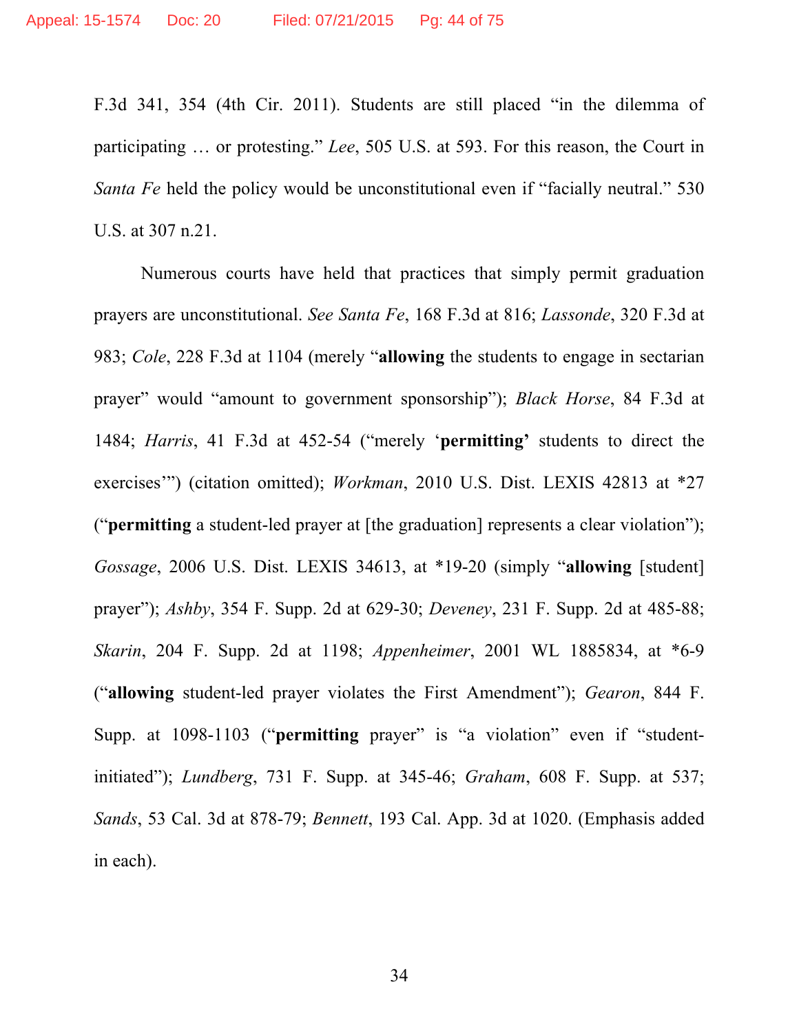F.3d 341, 354 (4th Cir. 2011). Students are still placed "in the dilemma of participating … or protesting." *Lee*, 505 U.S. at 593. For this reason, the Court in *Santa Fe* held the policy would be unconstitutional even if "facially neutral." 530 U.S. at 307 n.21.

Numerous courts have held that practices that simply permit graduation prayers are unconstitutional. *See Santa Fe*, 168 F.3d at 816; *Lassonde*, 320 F.3d at 983; *Cole*, 228 F.3d at 1104 (merely "**allowing** the students to engage in sectarian prayer" would "amount to government sponsorship"); *Black Horse*, 84 F.3d at 1484; *Harris*, 41 F.3d at 452-54 ("merely '**permitting'** students to direct the exercises'") (citation omitted); *Workman*, 2010 U.S. Dist. LEXIS 42813 at *27 ("**permitting** a student-led prayer at [the graduation] represents a clear violation"); *Gossage*, 2006 U.S. Dist. LEXIS 34613, at *19-20 (simply "**allowing** [student] prayer"); *Ashby*, 354 F. Supp. 2d at 629-30; *Deveney*, 231 F. Supp. 2d at 485-88; *Skarin*, 204 F. Supp. 2d at 1198; *Appenheimer*, 2001 WL 1885834, at *6-9 ("**allowing** student-led prayer violates the First Amendment"); *Gearon*, 844 F. Supp. at 1098-1103 ("**permitting** prayer" is "a violation" even if "student-initiated"); *Lundberg*, 731 F. Supp. at 345-46; *Graham*, 608 F. Supp. at 537; *Sands*, 53 Cal. 3d at 878-79; *Bennett*, 193 Cal. App. 3d at 1020. (Emphasis added in each).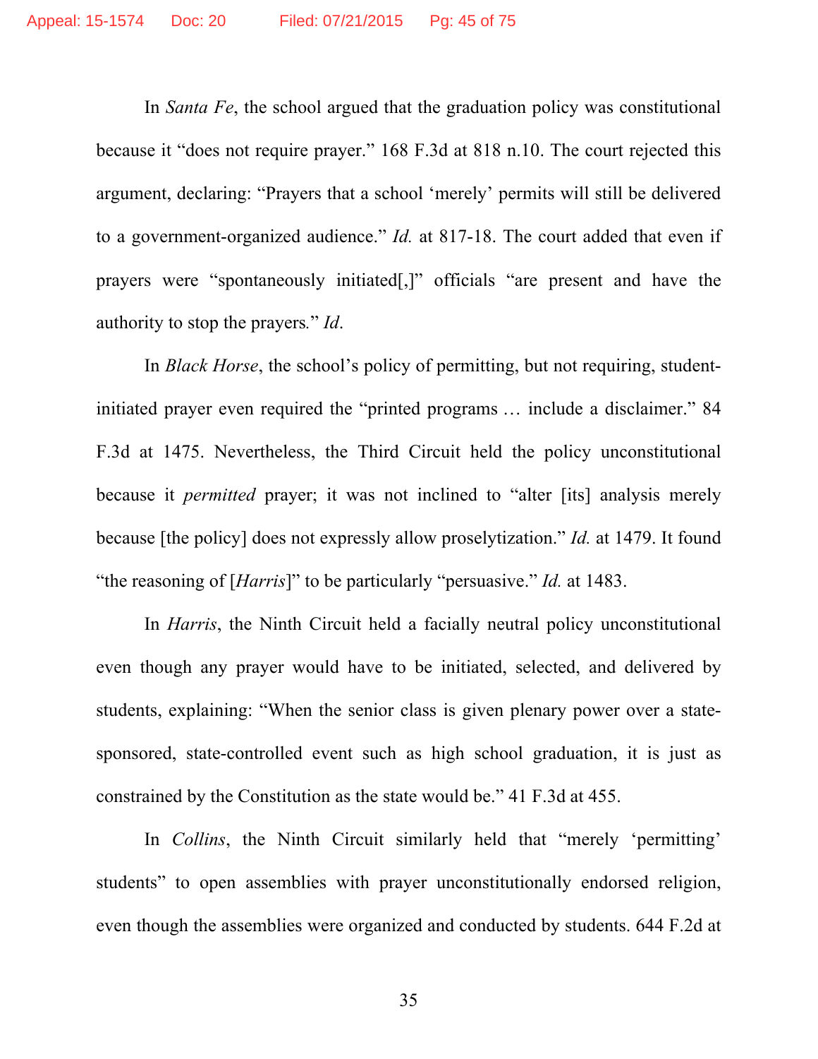In *Santa Fe*, the school argued that the graduation policy was constitutional because it "does not require prayer." 168 F.3d at 818 n.10. The court rejected this argument, declaring: "Prayers that a school 'merely' permits will still be delivered to a government-organized audience." *Id.* at 817-18. The court added that even if prayers were "spontaneously initiated[,]" officials "are present and have the authority to stop the prayers." *Id*.

In *Black Horse*, the school's policy of permitting, but not requiring, student-initiated prayer even required the "printed programs … include a disclaimer." 84 F.3d at 1475. Nevertheless, the Third Circuit held the policy unconstitutional because it *permitted* prayer; it was not inclined to "alter [its] analysis merely because [the policy] does not expressly allow proselytization." *Id.* at 1479. It found "the reasoning of [*Harris*]" to be particularly "persuasive." *Id.* at 1483.

In *Harris*, the Ninth Circuit held a facially neutral policy unconstitutional even though any prayer would have to be initiated, selected, and delivered by students, explaining: "When the senior class is given plenary power over a state-sponsored, state-controlled event such as high school graduation, it is just as constrained by the Constitution as the state would be." 41 F.3d at 455.

In *Collins*, the Ninth Circuit similarly held that "merely 'permitting' students" to open assemblies with prayer unconstitutionally endorsed religion, even though the assemblies were organized and conducted by students. 644 F.2d at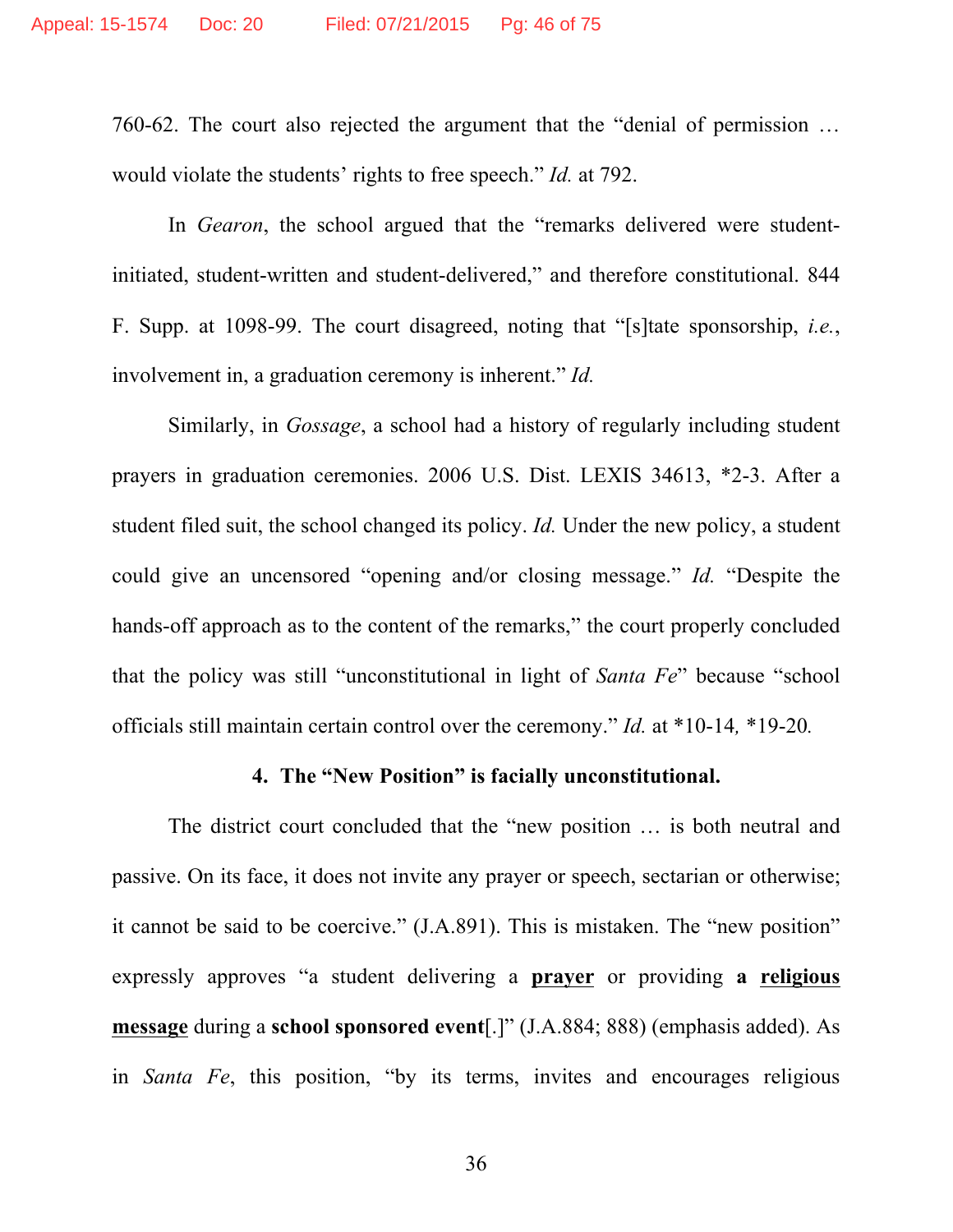760-62. The court also rejected the argument that the "denial of permission … would violate the students' rights to free speech." *Id.* at 792.

In *Gearon*, the school argued that the "remarks delivered were student-initiated, student-written and student-delivered," and therefore constitutional. 844 F. Supp. at 1098-99. The court disagreed, noting that "[s]tate sponsorship, *i.e.*, involvement in, a graduation ceremony is inherent." *Id.*

Similarly, in *Gossage*, a school had a history of regularly including student prayers in graduation ceremonies. 2006 U.S. Dist. LEXIS 34613, *2-3. After a student filed suit, the school changed its policy. *Id.* Under the new policy, a student could give an uncensored "opening and/or closing message." *Id.* "Despite the hands-off approach as to the content of the remarks," the court properly concluded that the policy was still "unconstitutional in light of *Santa Fe*" because "school officials still maintain certain control over the ceremony." *Id.* at *10-14, *19-20.

**4. The "New Position" is facially unconstitutional.**

The district court concluded that the "new position … is both neutral and passive. On its face, it does not invite any prayer or speech, sectarian or otherwise; it cannot be said to be coercive." (J.A.891). This is mistaken. The "new position" expressly approves "a student delivering a **<u>prayer</u>** or providing **a <u>religious message</u>** during a **school sponsored event**[.]" (J.A.884; 888) (emphasis added). As in *Santa Fe*, this position, "by its terms, invites and encourages religious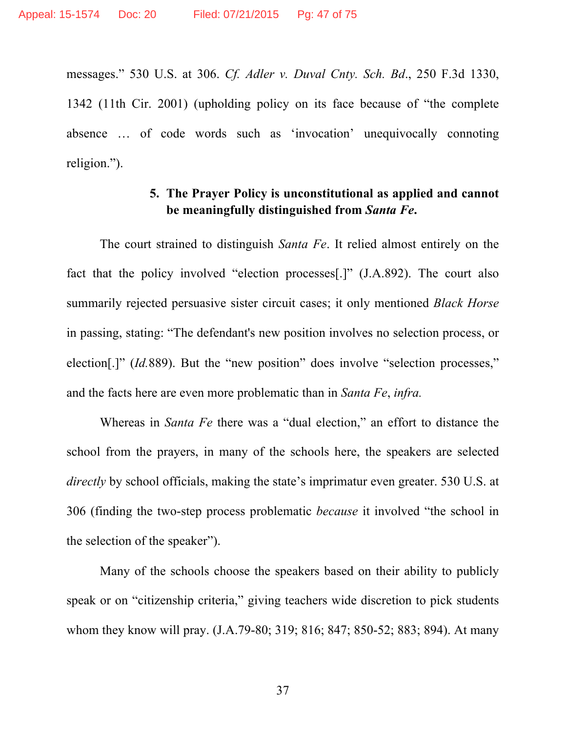messages." 530 U.S. at 306. *Cf. Adler v. Duval Cnty. Sch. Bd*., 250 F.3d 1330, 1342 (11th Cir. 2001) (upholding policy on its face because of "the complete absence … of code words such as 'invocation' unequivocally connoting religion.").

**5. The Prayer Policy is unconstitutional as applied and cannot be meaningfully distinguished from *Santa Fe*.**

The court strained to distinguish *Santa Fe*. It relied almost entirely on the fact that the policy involved "election processes[.]" (J.A.892). The court also summarily rejected persuasive sister circuit cases; it only mentioned *Black Horse* in passing, stating: "The defendant's new position involves no selection process, or election[.]" (*Id.*889). But the "new position" does involve "selection processes," and the facts here are even more problematic than in *Santa Fe*, *infra.*

Whereas in *Santa Fe* there was a "dual election," an effort to distance the school from the prayers, in many of the schools here, the speakers are selected *directly* by school officials, making the state's imprimatur even greater. 530 U.S. at 306 (finding the two-step process problematic *because* it involved "the school in the selection of the speaker").

Many of the schools choose the speakers based on their ability to publicly speak or on "citizenship criteria," giving teachers wide discretion to pick students whom they know will pray. (J.A.79-80; 319; 816; 847; 850-52; 883; 894). At many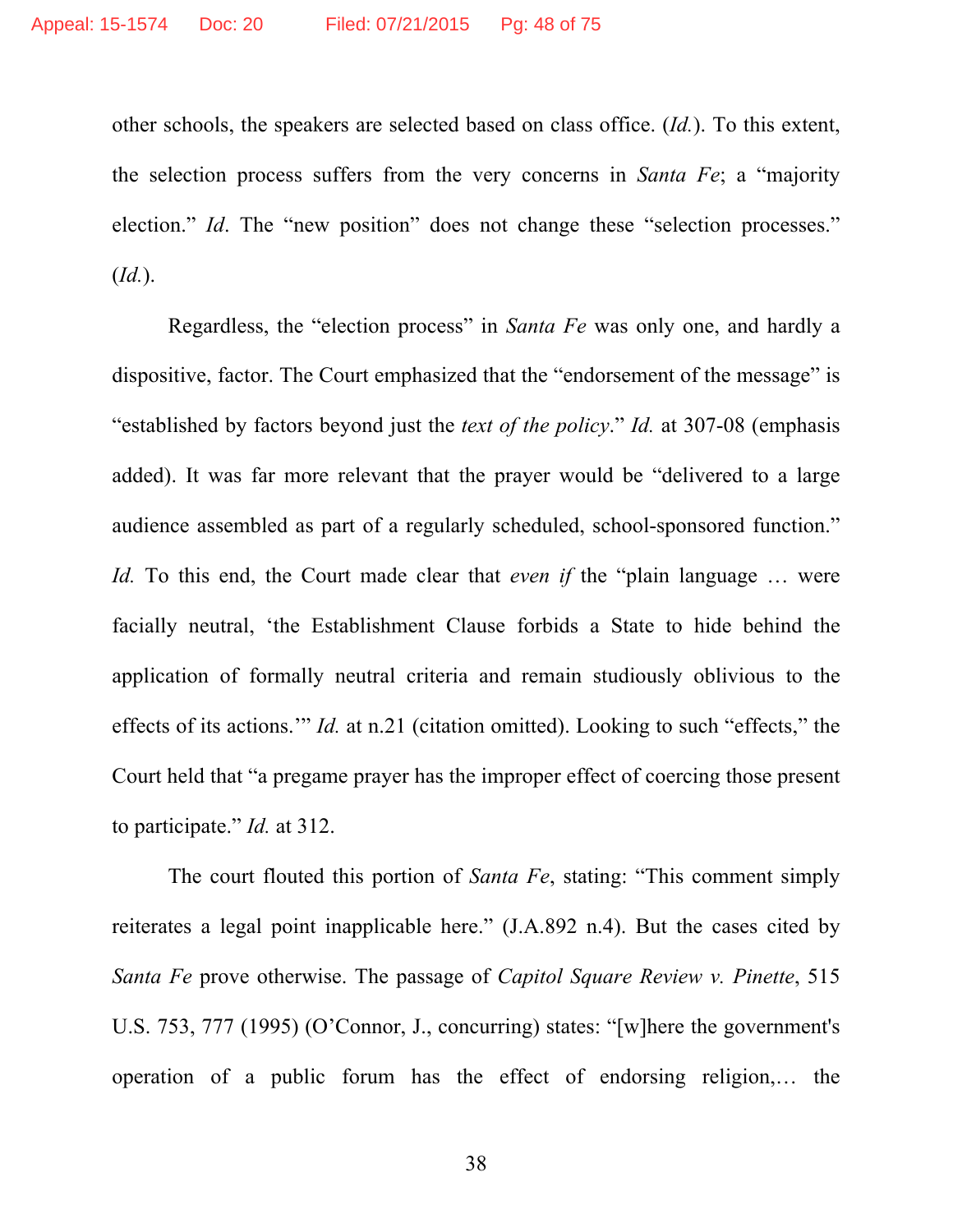other schools, the speakers are selected based on class office. (*Id.*). To this extent, the selection process suffers from the very concerns in *Santa Fe*; a "majority election." *Id*. The "new position" does not change these "selection processes." (*Id.*).

Regardless, the "election process" in *Santa Fe* was only one, and hardly a dispositive, factor. The Court emphasized that the "endorsement of the message" is "established by factors beyond just the *text of the policy*." *Id.* at 307-08 (emphasis added). It was far more relevant that the prayer would be "delivered to a large audience assembled as part of a regularly scheduled, school-sponsored function." *Id.* To this end, the Court made clear that *even if* the "plain language … were facially neutral, 'the Establishment Clause forbids a State to hide behind the application of formally neutral criteria and remain studiously oblivious to the effects of its actions.'" *Id.* at n.21 (citation omitted). Looking to such "effects," the Court held that "a pregame prayer has the improper effect of coercing those present to participate." *Id.* at 312.

The court flouted this portion of *Santa Fe*, stating: "This comment simply reiterates a legal point inapplicable here." (J.A.892 n.4). But the cases cited by *Santa Fe* prove otherwise. The passage of *Capitol Square Review v. Pinette*, 515 U.S. 753, 777 (1995) (O'Connor, J., concurring) states: "[w]here the government's operation of a public forum has the effect of endorsing religion,… the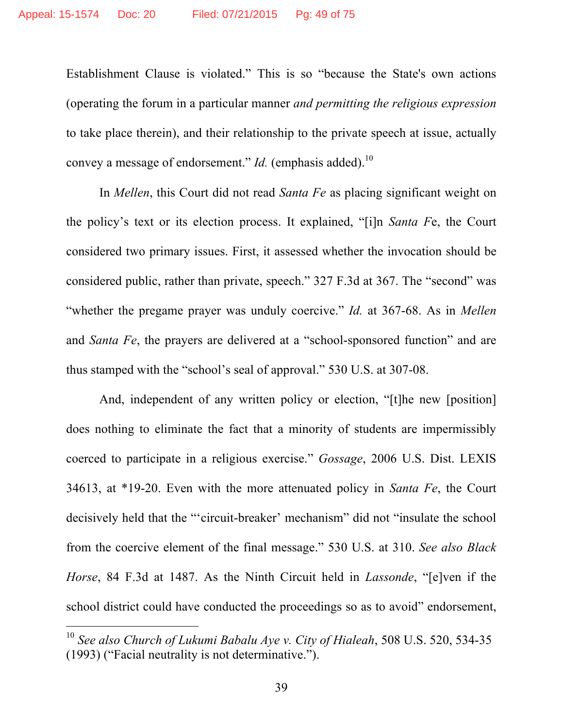Establishment Clause is violated." This is so "because the State's own actions (operating the forum in a particular manner *and permitting the religious expression* to take place therein), and their relationship to the private speech at issue, actually convey a message of endorsement." *Id.* (emphasis added).[10]

In *Mellen*, this Court did not read *Santa Fe* as placing significant weight on the policy's text or its election process. It explained, "[i]n *Santa Fe*, the Court considered two primary issues. First, it assessed whether the invocation should be considered public, rather than private, speech." 327 F.3d at 367. The "second" was "whether the pregame prayer was unduly coercive." *Id.* at 367-68. As in *Mellen* and *Santa Fe*, the prayers are delivered at a "school-sponsored function" and are thus stamped with the "school's seal of approval." 530 U.S. at 307-08.

And, independent of any written policy or election, "[t]he new [position] does nothing to eliminate the fact that a minority of students are impermissibly coerced to participate in a religious exercise." *Gossage*, 2006 U.S. Dist. LEXIS 34613, at *19-20. Even with the more attenuated policy in *Santa Fe*, the Court decisively held that the "'circuit-breaker' mechanism" did not "insulate the school from the coercive element of the final message." 530 U.S. at 310. *See also Black Horse*, 84 F.3d at 1487. As the Ninth Circuit held in *Lassonde*, "[e]ven if the school district could have conducted the proceedings so as to avoid" endorsement,

---

[10] *See also Church of Lukumi Babalu Aye v. City of Hialeah*, 508 U.S. 520, 534-35 (1993) ("Facial neutrality is not determinative.").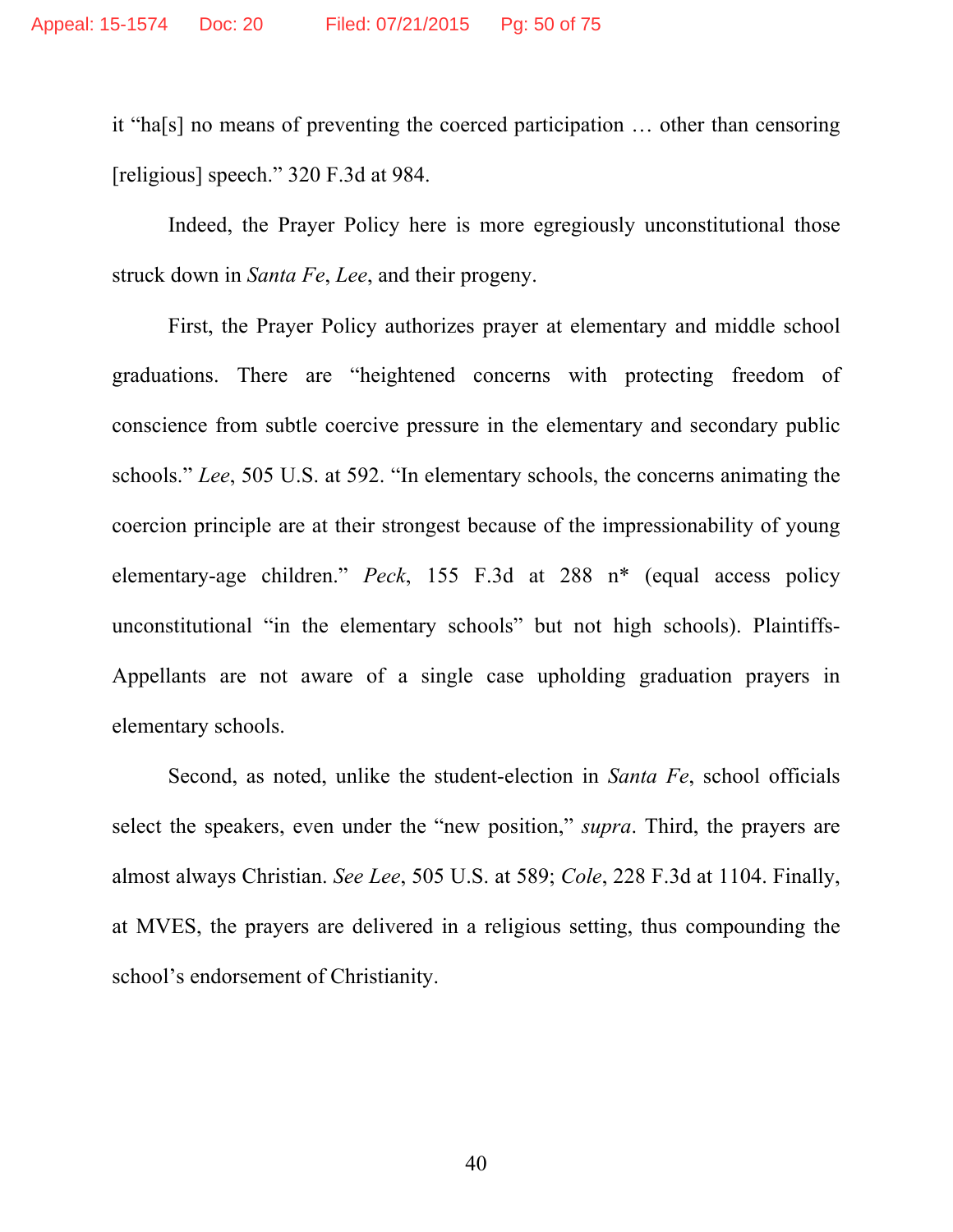it "ha[s] no means of preventing the coerced participation … other than censoring [religious] speech." 320 F.3d at 984.

Indeed, the Prayer Policy here is more egregiously unconstitutional those struck down in *Santa Fe*, *Lee*, and their progeny.

First, the Prayer Policy authorizes prayer at elementary and middle school graduations. There are "heightened concerns with protecting freedom of conscience from subtle coercive pressure in the elementary and secondary public schools." *Lee*, 505 U.S. at 592. "In elementary schools, the concerns animating the coercion principle are at their strongest because of the impressionability of young elementary-age children." *Peck*, 155 F.3d at 288 n* (equal access policy unconstitutional "in the elementary schools" but not high schools). Plaintiffs-Appellants are not aware of a single case upholding graduation prayers in elementary schools.

Second, as noted, unlike the student-election in *Santa Fe*, school officials select the speakers, even under the "new position," *supra*. Third, the prayers are almost always Christian. *See Lee*, 505 U.S. at 589; *Cole*, 228 F.3d at 1104. Finally, at MVES, the prayers are delivered in a religious setting, thus compounding the school's endorsement of Christianity.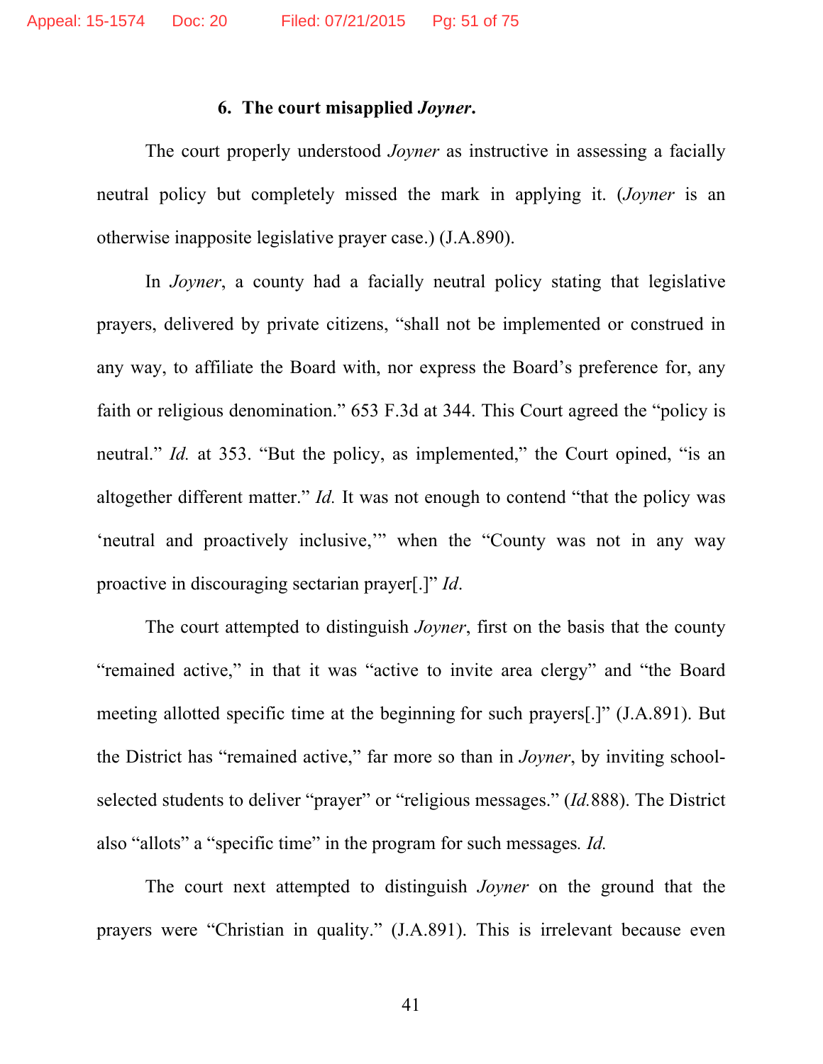### 6. The court misapplied *Joyner*.

The court properly understood *Joyner* as instructive in assessing a facially neutral policy but completely missed the mark in applying it. (*Joyner* is an otherwise inapposite legislative prayer case.) (J.A.890).

In *Joyner*, a county had a facially neutral policy stating that legislative prayers, delivered by private citizens, "shall not be implemented or construed in any way, to affiliate the Board with, nor express the Board's preference for, any faith or religious denomination." 653 F.3d at 344. This Court agreed the "policy is neutral." *Id.* at 353. "But the policy, as implemented," the Court opined, "is an altogether different matter." *Id.* It was not enough to contend "that the policy was 'neutral and proactively inclusive,'" when the "County was not in any way proactive in discouraging sectarian prayer[.]" *Id*.

The court attempted to distinguish *Joyner*, first on the basis that the county "remained active," in that it was "active to invite area clergy" and "the Board meeting allotted specific time at the beginning for such prayers[.]" (J.A.891). But the District has "remained active," far more so than in *Joyner*, by inviting school-selected students to deliver "prayer" or "religious messages." (*Id.*888). The District also "allots" a "specific time" in the program for such messages. *Id.*

The court next attempted to distinguish *Joyner* on the ground that the prayers were "Christian in quality." (J.A.891). This is irrelevant because even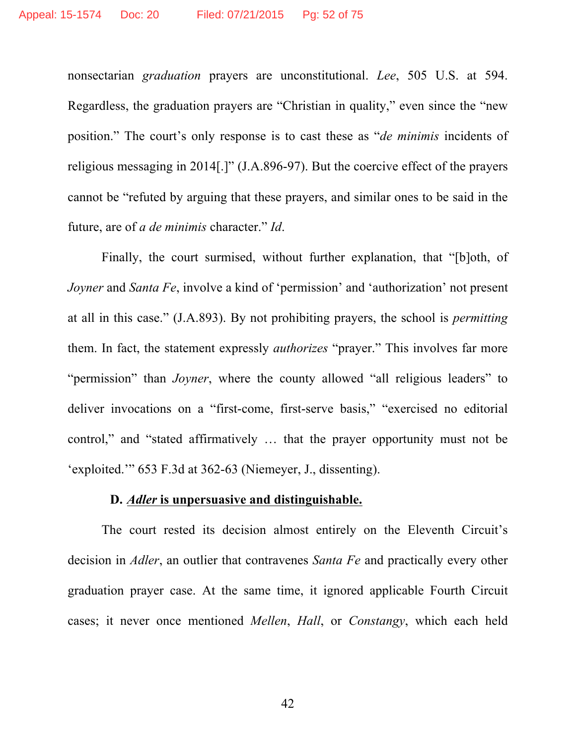nonsectarian *graduation* prayers are unconstitutional. *Lee*, 505 U.S. at 594. Regardless, the graduation prayers are "Christian in quality," even since the "new position." The court's only response is to cast these as "*de minimis* incidents of religious messaging in 2014[.]" (J.A.896-97). But the coercive effect of the prayers cannot be "refuted by arguing that these prayers, and similar ones to be said in the future, are of *a de minimis* character." *Id*.

Finally, the court surmised, without further explanation, that "[b]oth, of *Joyner* and *Santa Fe*, involve a kind of 'permission' and 'authorization' not present at all in this case." (J.A.893). By not prohibiting prayers, the school is *permitting* them. In fact, the statement expressly *authorizes* "prayer." This involves far more "permission" than *Joyner*, where the county allowed "all religious leaders" to deliver invocations on a "first-come, first-serve basis," "exercised no editorial control," and "stated affirmatively … that the prayer opportunity must not be 'exploited.'" 653 F.3d at 362-63 (Niemeyer, J., dissenting).

**D. *Adler* is unpersuasive and distinguishable.**

The court rested its decision almost entirely on the Eleventh Circuit's decision in *Adler*, an outlier that contravenes *Santa Fe* and practically every other graduation prayer case. At the same time, it ignored applicable Fourth Circuit cases; it never once mentioned *Mellen*, *Hall*, or *Constangy*, which each held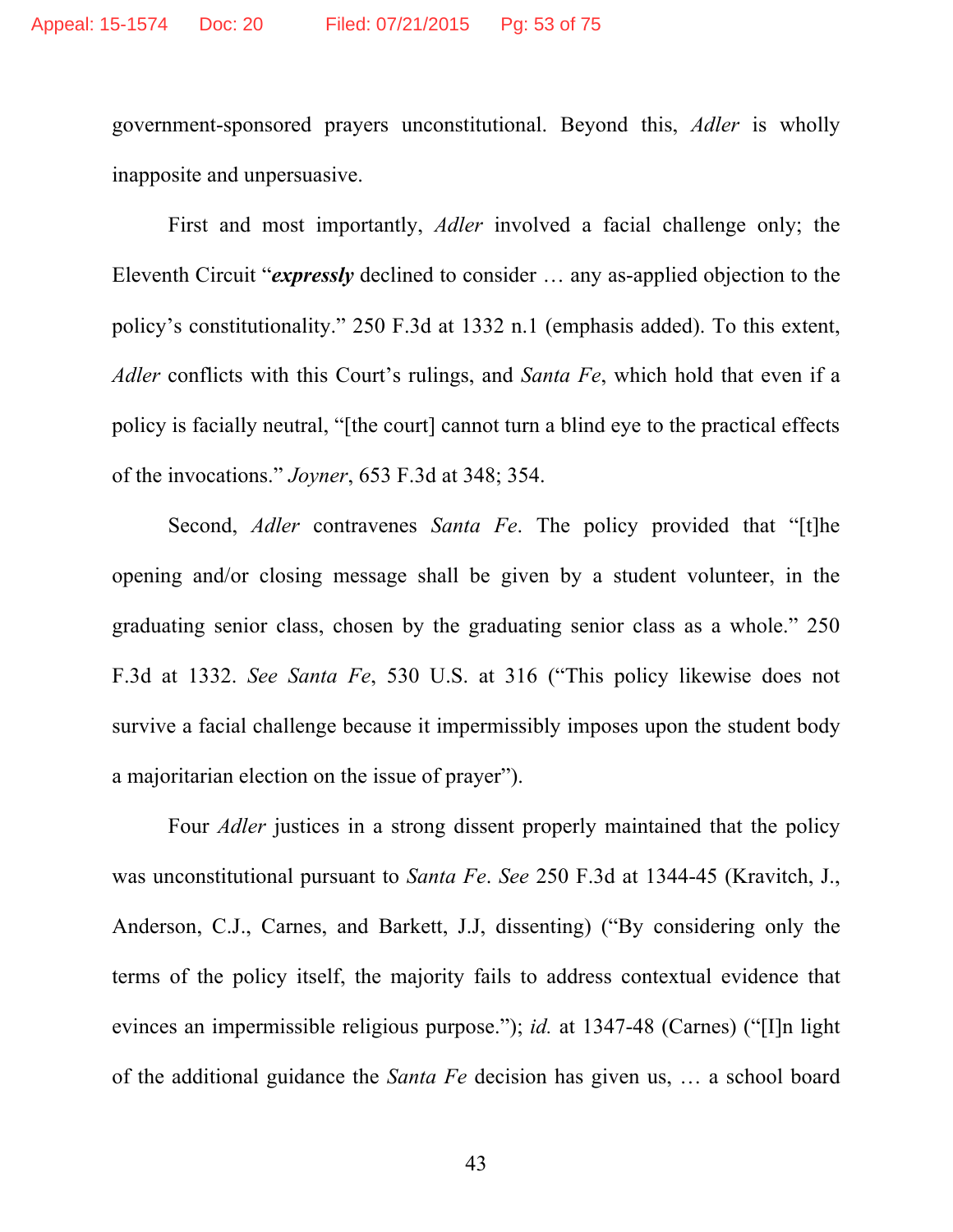government-sponsored prayers unconstitutional. Beyond this, *Adler* is wholly inapposite and unpersuasive.

First and most importantly, *Adler* involved a facial challenge only; the Eleventh Circuit "***expressly*** declined to consider … any as-applied objection to the policy's constitutionality." 250 F.3d at 1332 n.1 (emphasis added). To this extent, *Adler* conflicts with this Court's rulings, and *Santa Fe*, which hold that even if a policy is facially neutral, "[the court] cannot turn a blind eye to the practical effects of the invocations." *Joyner*, 653 F.3d at 348; 354.

Second, *Adler* contravenes *Santa Fe*. The policy provided that "[t]he opening and/or closing message shall be given by a student volunteer, in the graduating senior class, chosen by the graduating senior class as a whole." 250 F.3d at 1332. *See Santa Fe*, 530 U.S. at 316 ("This policy likewise does not survive a facial challenge because it impermissibly imposes upon the student body a majoritarian election on the issue of prayer").

Four *Adler* justices in a strong dissent properly maintained that the policy was unconstitutional pursuant to *Santa Fe*. *See* 250 F.3d at 1344-45 (Kravitch, J., Anderson, C.J., Carnes, and Barkett, J.J, dissenting) ("By considering only the terms of the policy itself, the majority fails to address contextual evidence that evinces an impermissible religious purpose."); *id.* at 1347-48 (Carnes) ("[I]n light of the additional guidance the *Santa Fe* decision has given us, … a school board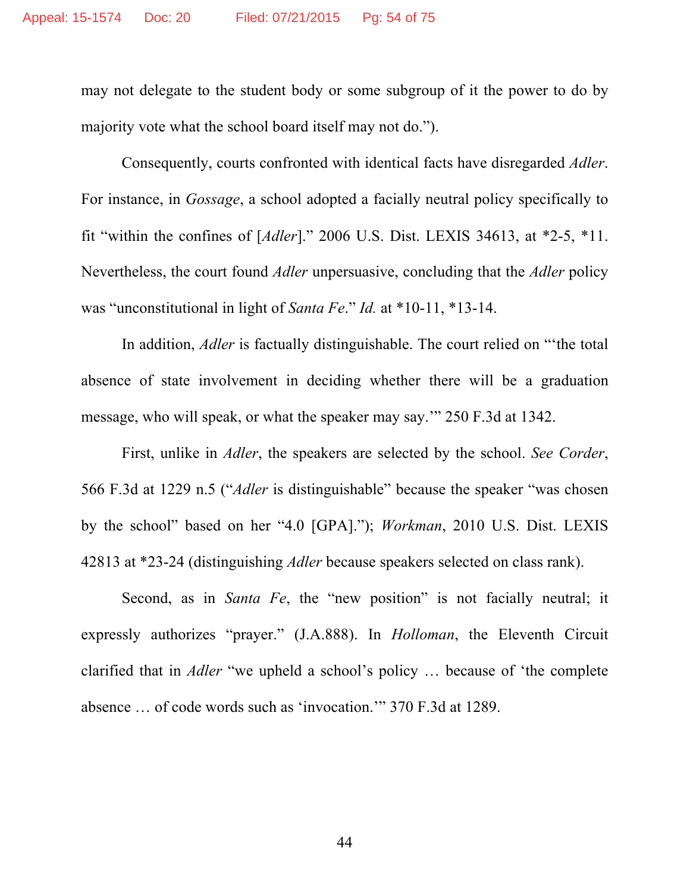may not delegate to the student body or some subgroup of it the power to do by majority vote what the school board itself may not do.").

Consequently, courts confronted with identical facts have disregarded *Adler*. For instance, in *Gossage*, a school adopted a facially neutral policy specifically to fit "within the confines of [*Adler*]." 2006 U.S. Dist. LEXIS 34613, at *2-5, *11. Nevertheless, the court found *Adler* unpersuasive, concluding that the *Adler* policy was "unconstitutional in light of *Santa Fe*." *Id.* at *10-11, *13-14.

In addition, *Adler* is factually distinguishable. The court relied on "'the total absence of state involvement in deciding whether there will be a graduation message, who will speak, or what the speaker may say.'" 250 F.3d at 1342.

First, unlike in *Adler*, the speakers are selected by the school. *See Corder*, 566 F.3d at 1229 n.5 ("*Adler* is distinguishable" because the speaker "was chosen by the school" based on her "4.0 [GPA]."); *Workman*, 2010 U.S. Dist. LEXIS 42813 at *23-24 (distinguishing *Adler* because speakers selected on class rank).

Second, as in *Santa Fe*, the "new position" is not facially neutral; it expressly authorizes "prayer." (J.A.888). In *Holloman*, the Eleventh Circuit clarified that in *Adler* "we upheld a school's policy … because of 'the complete absence … of code words such as 'invocation.'" 370 F.3d at 1289.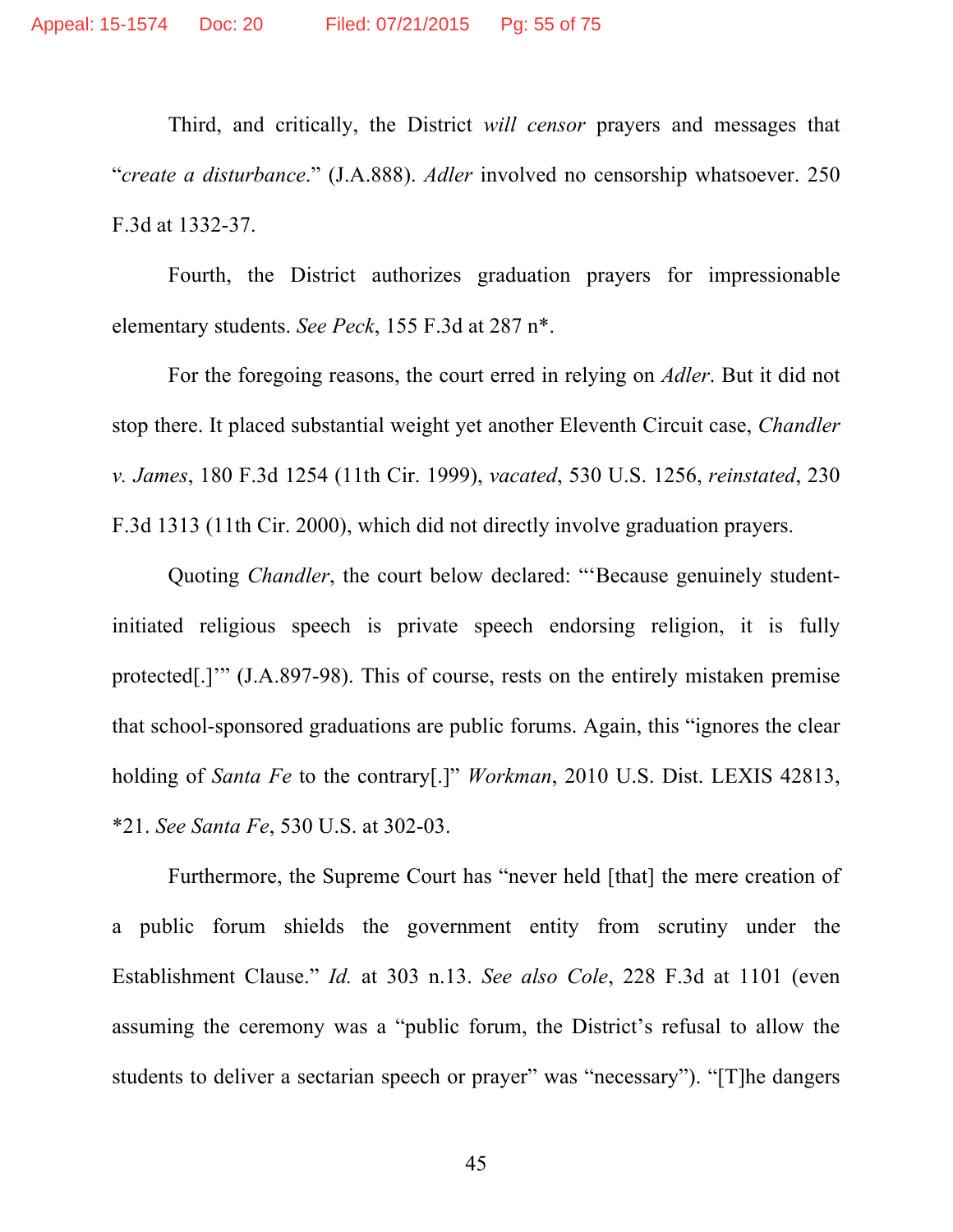Third, and critically, the District *will censor* prayers and messages that "*create a disturbance*." (J.A.888). *Adler* involved no censorship whatsoever. 250 F.3d at 1332-37.

Fourth, the District authorizes graduation prayers for impressionable elementary students. *See Peck*, 155 F.3d at 287 n*.

For the foregoing reasons, the court erred in relying on *Adler*. But it did not stop there. It placed substantial weight yet another Eleventh Circuit case, *Chandler v. James*, 180 F.3d 1254 (11th Cir. 1999), *vacated*, 530 U.S. 1256, *reinstated*, 230 F.3d 1313 (11th Cir. 2000), which did not directly involve graduation prayers.

Quoting *Chandler*, the court below declared: "'Because genuinely student-initiated religious speech is private speech endorsing religion, it is fully protected[.]'" (J.A.897-98). This of course, rests on the entirely mistaken premise that school-sponsored graduations are public forums. Again, this "ignores the clear holding of *Santa Fe* to the contrary[.]" *Workman*, 2010 U.S. Dist. LEXIS 42813, *21. *See Santa Fe*, 530 U.S. at 302-03.

Furthermore, the Supreme Court has "never held [that] the mere creation of a public forum shields the government entity from scrutiny under the Establishment Clause." *Id.* at 303 n.13. *See also Cole*, 228 F.3d at 1101 (even assuming the ceremony was a "public forum, the District's refusal to allow the students to deliver a sectarian speech or prayer" was "necessary"). "[T]he dangers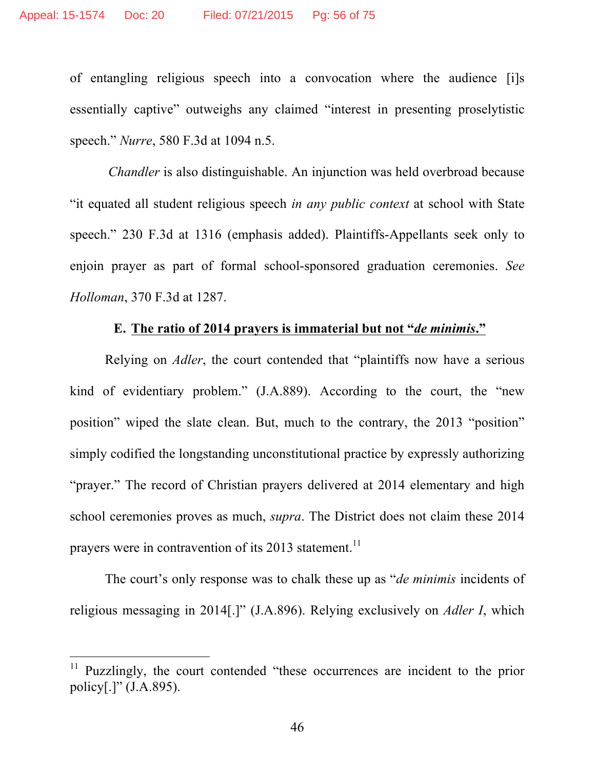of entangling religious speech into a convocation where the audience [i]s essentially captive" outweighs any claimed "interest in presenting proselytistic speech." *Nurre*, 580 F.3d at 1094 n.5.

*Chandler* is also distinguishable. An injunction was held overbroad because "it equated all student religious speech *in any public context* at school with State speech." 230 F.3d at 1316 (emphasis added). Plaintiffs-Appellants seek only to enjoin prayer as part of formal school-sponsored graduation ceremonies. *See Holloman*, 370 F.3d at 1287.

### E. The ratio of 2014 prayers is immaterial but not "*de minimis*."

Relying on *Adler*, the court contended that "plaintiffs now have a serious kind of evidentiary problem." (J.A.889). According to the court, the "new position" wiped the slate clean. But, much to the contrary, the 2013 "position" simply codified the longstanding unconstitutional practice by expressly authorizing "prayer." The record of Christian prayers delivered at 2014 elementary and high school ceremonies proves as much, *supra*. The District does not claim these 2014 prayers were in contravention of its 2013 statement.[11]

The court's only response was to chalk these up as "*de minimis* incidents of religious messaging in 2014[.]" (J.A.896). Relying exclusively on *Adler I*, which

---

[11] Puzzlingly, the court contended "these occurrences are incident to the prior policy[.]" (J.A.895).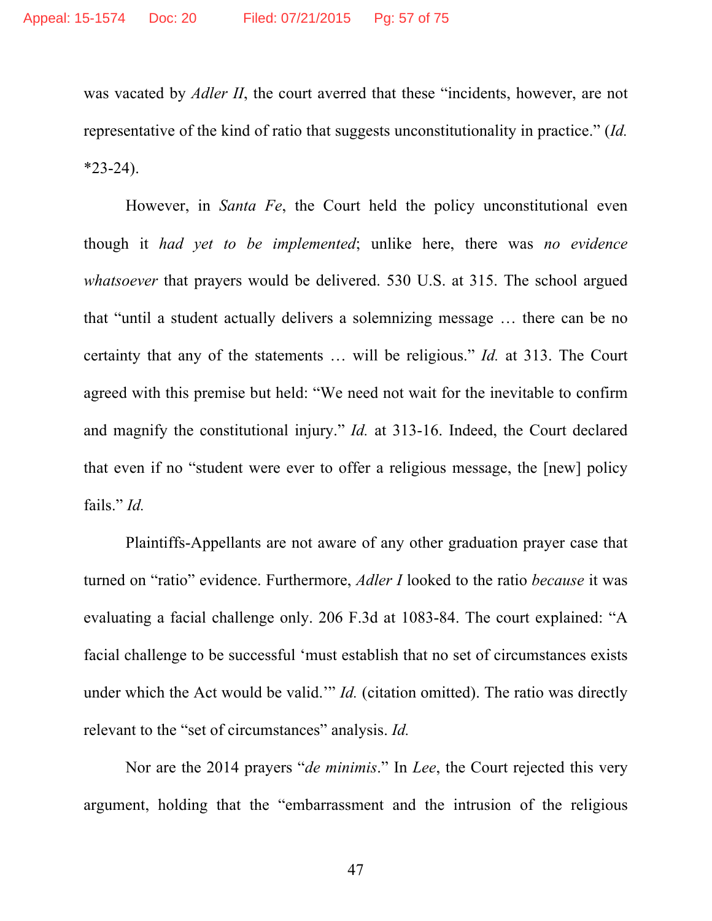was vacated by *Adler II*, the court averred that these "incidents, however, are not representative of the kind of ratio that suggests unconstitutionality in practice." (*Id.* *23-24).

However, in *Santa Fe*, the Court held the policy unconstitutional even though it *had yet to be implemented*; unlike here, there was *no evidence whatsoever* that prayers would be delivered. 530 U.S. at 315. The school argued that "until a student actually delivers a solemnizing message … there can be no certainty that any of the statements … will be religious." *Id.* at 313. The Court agreed with this premise but held: "We need not wait for the inevitable to confirm and magnify the constitutional injury." *Id.* at 313-16. Indeed, the Court declared that even if no "student were ever to offer a religious message, the [new] policy fails." *Id.*

Plaintiffs-Appellants are not aware of any other graduation prayer case that turned on "ratio" evidence. Furthermore, *Adler I* looked to the ratio *because* it was evaluating a facial challenge only. 206 F.3d at 1083-84. The court explained: "A facial challenge to be successful 'must establish that no set of circumstances exists under which the Act would be valid.'" *Id.* (citation omitted). The ratio was directly relevant to the "set of circumstances" analysis. *Id.*

Nor are the 2014 prayers "*de minimis*." In *Lee*, the Court rejected this very argument, holding that the "embarrassment and the intrusion of the religious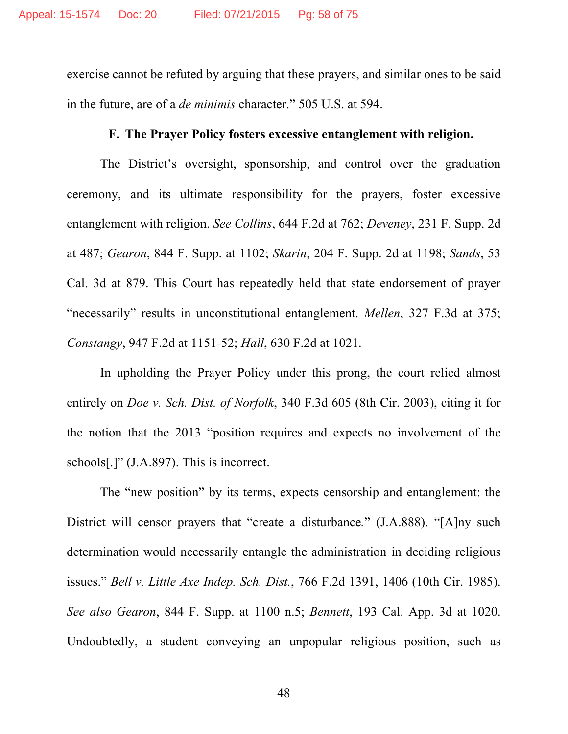exercise cannot be refuted by arguing that these prayers, and similar ones to be said in the future, are of a *de minimis* character." 505 U.S. at 594.

### F. <u>The Prayer Policy fosters excessive entanglement with religion.</u>

The District's oversight, sponsorship, and control over the graduation ceremony, and its ultimate responsibility for the prayers, foster excessive entanglement with religion. *See Collins*, 644 F.2d at 762; *Deveney*, 231 F. Supp. 2d at 487; *Gearon*, 844 F. Supp. at 1102; *Skarin*, 204 F. Supp. 2d at 1198; *Sands*, 53 Cal. 3d at 879. This Court has repeatedly held that state endorsement of prayer "necessarily" results in unconstitutional entanglement. *Mellen*, 327 F.3d at 375; *Constangy*, 947 F.2d at 1151-52; *Hall*, 630 F.2d at 1021.

In upholding the Prayer Policy under this prong, the court relied almost entirely on *Doe v. Sch. Dist. of Norfolk*, 340 F.3d 605 (8th Cir. 2003), citing it for the notion that the 2013 "position requires and expects no involvement of the schools[.]" (J.A.897). This is incorrect.

The "new position" by its terms, expects censorship and entanglement: the District will censor prayers that "create a disturbance." (J.A.888). "[A]ny such determination would necessarily entangle the administration in deciding religious issues." *Bell v. Little Axe Indep. Sch. Dist.*, 766 F.2d 1391, 1406 (10th Cir. 1985). *See also Gearon*, 844 F. Supp. at 1100 n.5; *Bennett*, 193 Cal. App. 3d at 1020. Undoubtedly, a student conveying an unpopular religious position, such as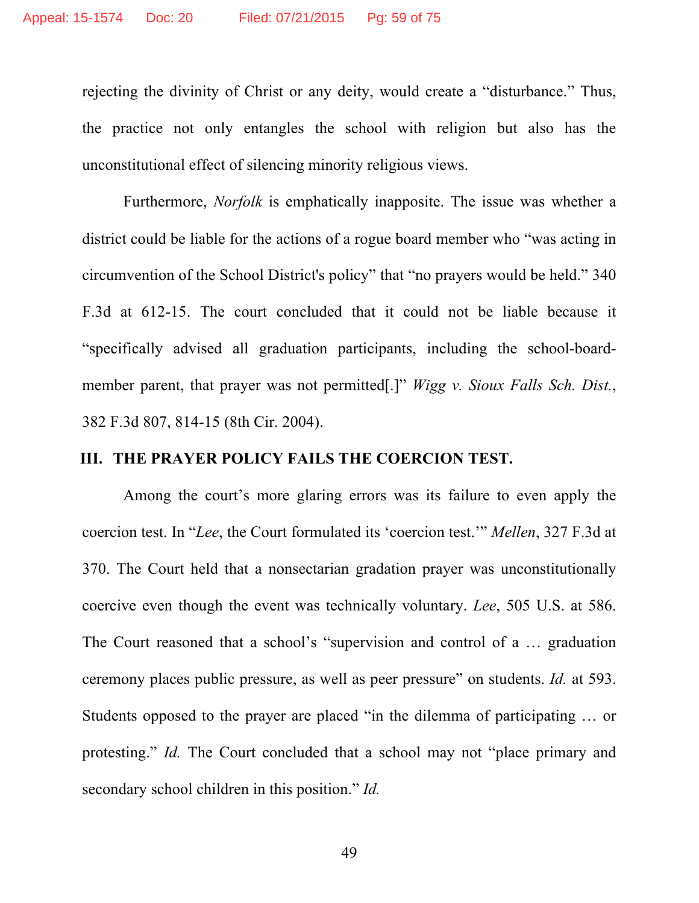rejecting the divinity of Christ or any deity, would create a "disturbance." Thus, the practice not only entangles the school with religion but also has the unconstitutional effect of silencing minority religious views.

Furthermore, *Norfolk* is emphatically inapposite. The issue was whether a district could be liable for the actions of a rogue board member who "was acting in circumvention of the School District's policy" that "no prayers would be held." 340 F.3d at 612-15. The court concluded that it could not be liable because it "specifically advised all graduation participants, including the school-board-member parent, that prayer was not permitted[.]" *Wigg v. Sioux Falls Sch. Dist.*, 382 F.3d 807, 814-15 (8th Cir. 2004).

## III. THE PRAYER POLICY FAILS THE COERCION TEST.

Among the court's more glaring errors was its failure to even apply the coercion test. In "*Lee*, the Court formulated its 'coercion test.'" *Mellen*, 327 F.3d at 370. The Court held that a nonsectarian gradation prayer was unconstitutionally coercive even though the event was technically voluntary. *Lee*, 505 U.S. at 586. The Court reasoned that a school's "supervision and control of a … graduation ceremony places public pressure, as well as peer pressure" on students. *Id.* at 593. Students opposed to the prayer are placed "in the dilemma of participating … or protesting." *Id.* The Court concluded that a school may not "place primary and secondary school children in this position." *Id.*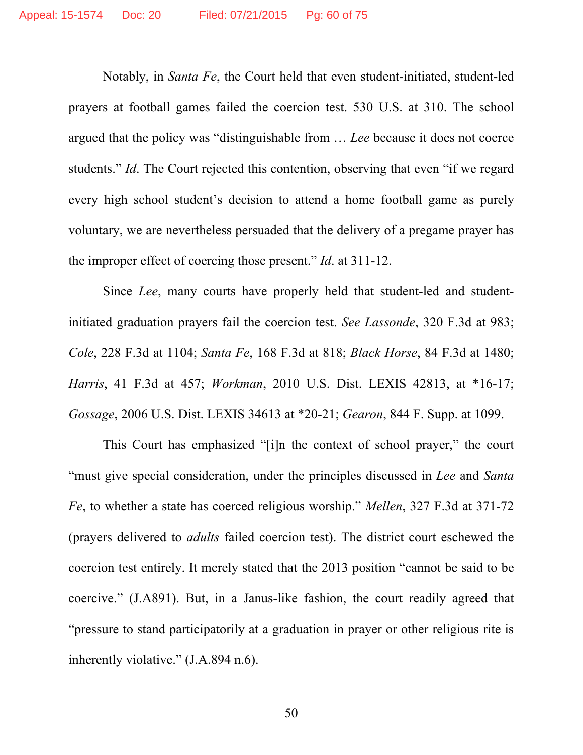Notably, in *Santa Fe*, the Court held that even student-initiated, student-led prayers at football games failed the coercion test. 530 U.S. at 310. The school argued that the policy was "distinguishable from … *Lee* because it does not coerce students." *Id*. The Court rejected this contention, observing that even "if we regard every high school student's decision to attend a home football game as purely voluntary, we are nevertheless persuaded that the delivery of a pregame prayer has the improper effect of coercing those present." *Id*. at 311-12.

Since *Lee*, many courts have properly held that student-led and student-initiated graduation prayers fail the coercion test. *See Lassonde*, 320 F.3d at 983; *Cole*, 228 F.3d at 1104; *Santa Fe*, 168 F.3d at 818; *Black Horse*, 84 F.3d at 1480; *Harris*, 41 F.3d at 457; *Workman*, 2010 U.S. Dist. LEXIS 42813, at *16-17; *Gossage*, 2006 U.S. Dist. LEXIS 34613 at *20-21; *Gearon*, 844 F. Supp. at 1099.

This Court has emphasized "[i]n the context of school prayer," the court "must give special consideration, under the principles discussed in *Lee* and *Santa Fe*, to whether a state has coerced religious worship." *Mellen*, 327 F.3d at 371-72 (prayers delivered to *adults* failed coercion test). The district court eschewed the coercion test entirely. It merely stated that the 2013 position "cannot be said to be coercive." (J.A891). But, in a Janus-like fashion, the court readily agreed that "pressure to stand participatorily at a graduation in prayer or other religious rite is inherently violative." (J.A.894 n.6).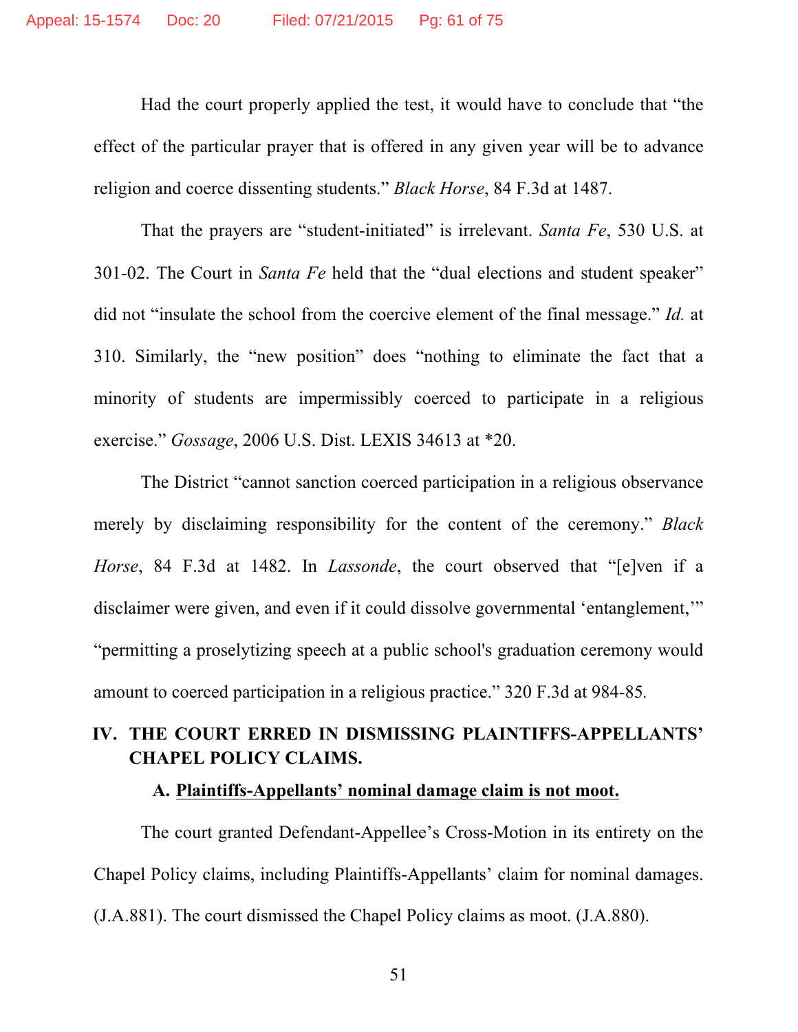Had the court properly applied the test, it would have to conclude that "the effect of the particular prayer that is offered in any given year will be to advance religion and coerce dissenting students." *Black Horse*, 84 F.3d at 1487.

That the prayers are "student-initiated" is irrelevant. *Santa Fe*, 530 U.S. at 301-02. The Court in *Santa Fe* held that the "dual elections and student speaker" did not "insulate the school from the coercive element of the final message." *Id.* at 310. Similarly, the "new position" does "nothing to eliminate the fact that a minority of students are impermissibly coerced to participate in a religious exercise." *Gossage*, 2006 U.S. Dist. LEXIS 34613 at *20.

The District "cannot sanction coerced participation in a religious observance merely by disclaiming responsibility for the content of the ceremony." *Black Horse*, 84 F.3d at 1482. In *Lassonde*, the court observed that "[e]ven if a disclaimer were given, and even if it could dissolve governmental 'entanglement,'" "permitting a proselytizing speech at a public school's graduation ceremony would amount to coerced participation in a religious practice." 320 F.3d at 984-85.

## IV. THE COURT ERRED IN DISMISSING PLAINTIFFS-APPELLANTS' CHAPEL POLICY CLAIMS.

### A. Plaintiffs-Appellants' nominal damage claim is not moot.

The court granted Defendant-Appellee's Cross-Motion in its entirety on the Chapel Policy claims, including Plaintiffs-Appellants' claim for nominal damages. (J.A.881). The court dismissed the Chapel Policy claims as moot. (J.A.880).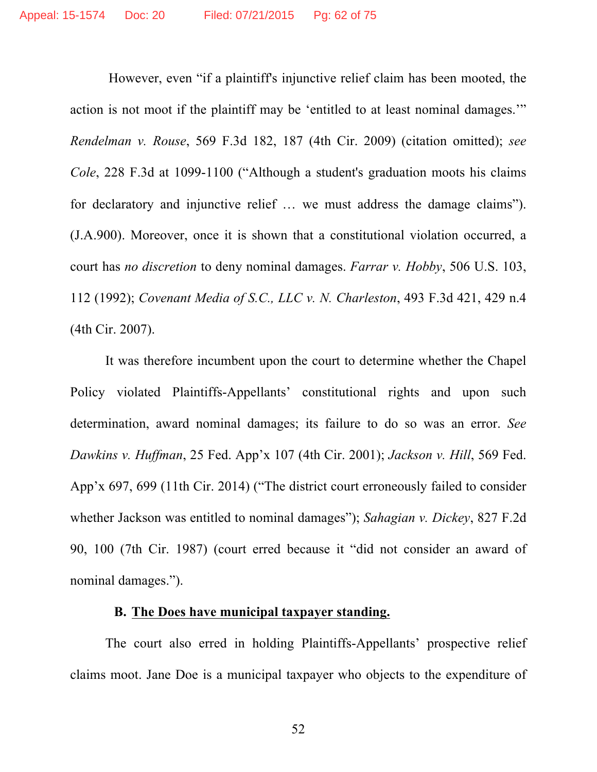However, even "if a plaintiff's injunctive relief claim has been mooted, the action is not moot if the plaintiff may be 'entitled to at least nominal damages.'" *Rendelman v. Rouse*, 569 F.3d 182, 187 (4th Cir. 2009) (citation omitted); *see Cole*, 228 F.3d at 1099-1100 ("Although a student's graduation moots his claims for declaratory and injunctive relief … we must address the damage claims"). (J.A.900). Moreover, once it is shown that a constitutional violation occurred, a court has *no discretion* to deny nominal damages. *Farrar v. Hobby*, 506 U.S. 103, 112 (1992); *Covenant Media of S.C., LLC v. N. Charleston*, 493 F.3d 421, 429 n.4 (4th Cir. 2007).

It was therefore incumbent upon the court to determine whether the Chapel Policy violated Plaintiffs-Appellants' constitutional rights and upon such determination, award nominal damages; its failure to do so was an error. *See Dawkins v. Huffman*, 25 Fed. App'x 107 (4th Cir. 2001); *Jackson v. Hill*, 569 Fed. App'x 697, 699 (11th Cir. 2014) ("The district court erroneously failed to consider whether Jackson was entitled to nominal damages"); *Sahagian v. Dickey*, 827 F.2d 90, 100 (7th Cir. 1987) (court erred because it "did not consider an award of nominal damages.").

### B. <u>The Does have municipal taxpayer standing.</u>

The court also erred in holding Plaintiffs-Appellants' prospective relief claims moot. Jane Doe is a municipal taxpayer who objects to the expenditure of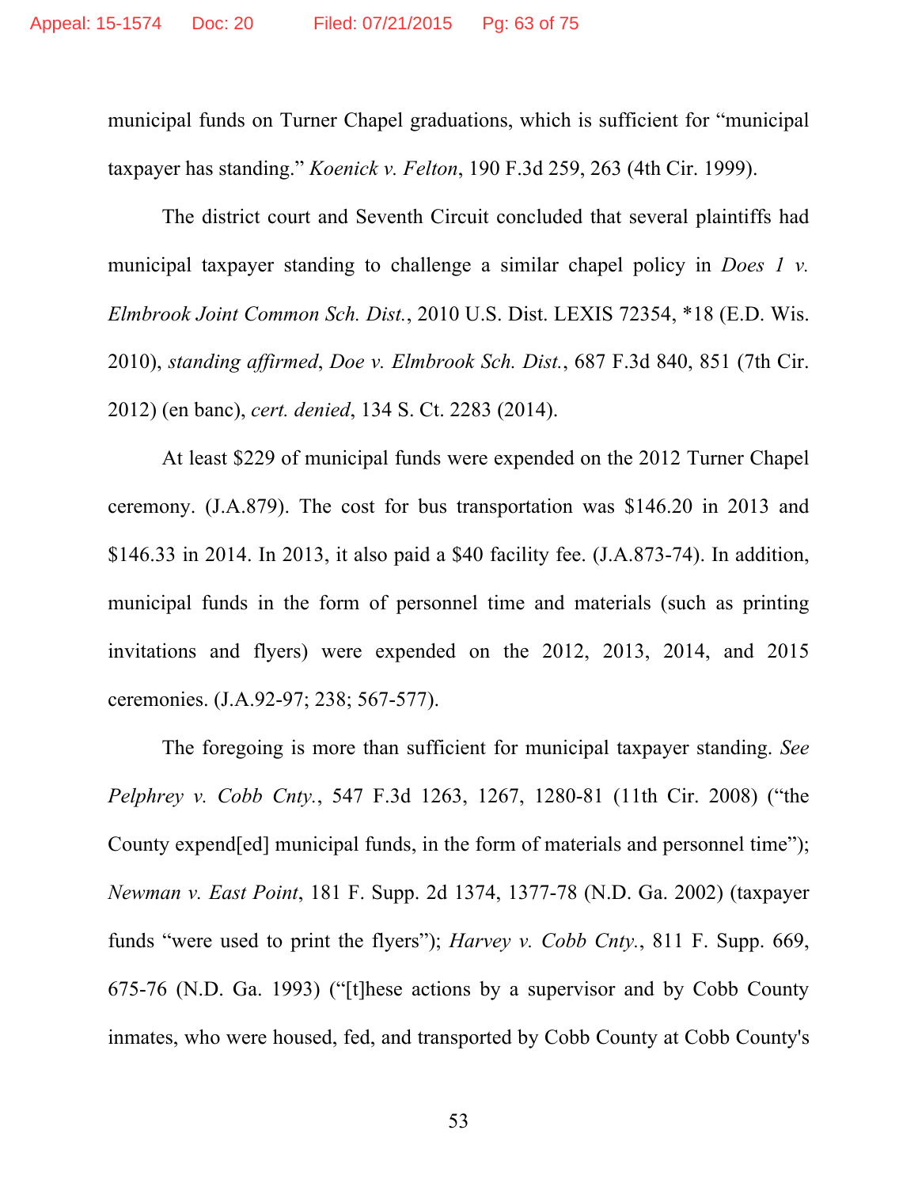municipal funds on Turner Chapel graduations, which is sufficient for "municipal taxpayer has standing." *Koenick v. Felton*, 190 F.3d 259, 263 (4th Cir. 1999).

The district court and Seventh Circuit concluded that several plaintiffs had municipal taxpayer standing to challenge a similar chapel policy in *Does 1 v. Elmbrook Joint Common Sch. Dist.*, 2010 U.S. Dist. LEXIS 72354, *18 (E.D. Wis. 2010), *standing affirmed*, *Doe v. Elmbrook Sch. Dist.*, 687 F.3d 840, 851 (7th Cir. 2012) (en banc), *cert. denied*, 134 S. Ct. 2283 (2014).

At least $229 of municipal funds were expended on the 2012 Turner Chapel ceremony. (J.A.879). The cost for bus transportation was $146.20 in 2013 and $146.33 in 2014. In 2013, it also paid a $40 facility fee. (J.A.873-74). In addition, municipal funds in the form of personnel time and materials (such as printing invitations and flyers) were expended on the 2012, 2013, 2014, and 2015 ceremonies. (J.A.92-97; 238; 567-577).

The foregoing is more than sufficient for municipal taxpayer standing. *See Pelphrey v. Cobb Cnty.*, 547 F.3d 1263, 1267, 1280-81 (11th Cir. 2008) ("the County expend[ed] municipal funds, in the form of materials and personnel time"); *Newman v. East Point*, 181 F. Supp. 2d 1374, 1377-78 (N.D. Ga. 2002) (taxpayer funds "were used to print the flyers"); *Harvey v. Cobb Cnty.*, 811 F. Supp. 669, 675-76 (N.D. Ga. 1993) ("[t]hese actions by a supervisor and by Cobb County inmates, who were housed, fed, and transported by Cobb County at Cobb County's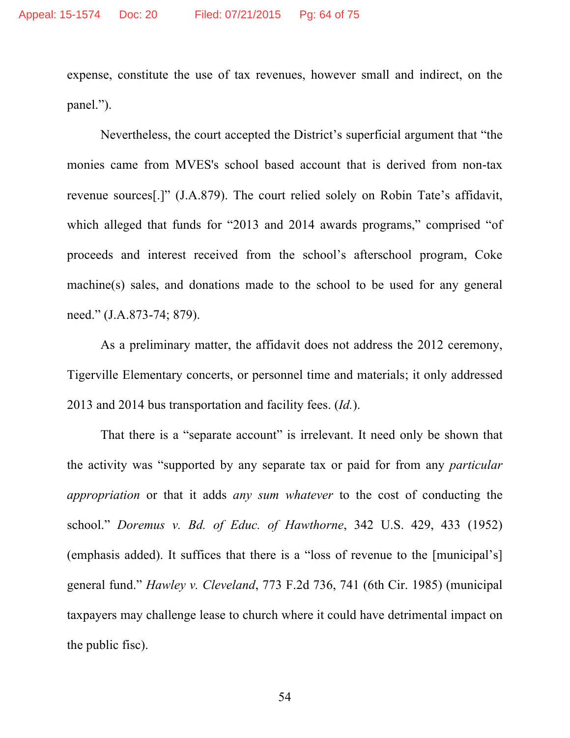expense, constitute the use of tax revenues, however small and indirect, on the panel.").

Nevertheless, the court accepted the District's superficial argument that "the monies came from MVES's school based account that is derived from non-tax revenue sources[.]" (J.A.879). The court relied solely on Robin Tate's affidavit, which alleged that funds for "2013 and 2014 awards programs," comprised "of proceeds and interest received from the school's afterschool program, Coke machine(s) sales, and donations made to the school to be used for any general need." (J.A.873-74; 879).

As a preliminary matter, the affidavit does not address the 2012 ceremony, Tigerville Elementary concerts, or personnel time and materials; it only addressed 2013 and 2014 bus transportation and facility fees. (*Id.*).

That there is a "separate account" is irrelevant. It need only be shown that the activity was "supported by any separate tax or paid for from any *particular appropriation* or that it adds *any sum whatever* to the cost of conducting the school." *Doremus v. Bd. of Educ. of Hawthorne*, 342 U.S. 429, 433 (1952) (emphasis added). It suffices that there is a "loss of revenue to the [municipal's] general fund." *Hawley v. Cleveland*, 773 F.2d 736, 741 (6th Cir. 1985) (municipal taxpayers may challenge lease to church where it could have detrimental impact on the public fisc).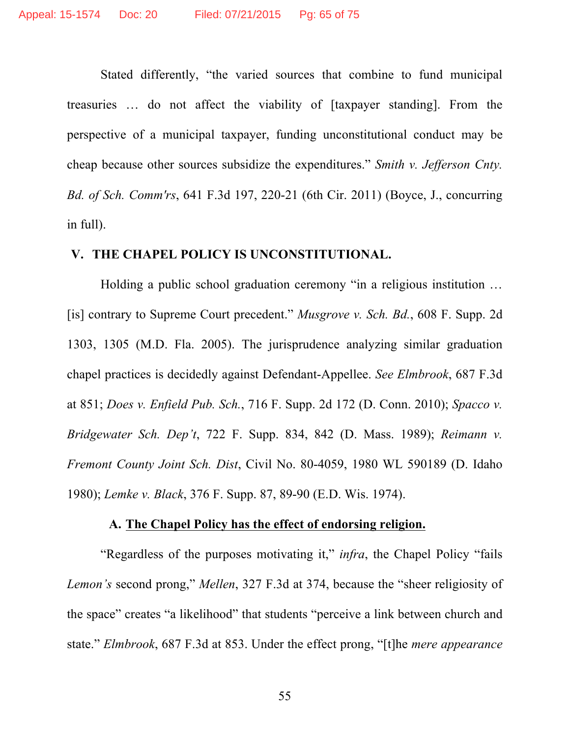Stated differently, "the varied sources that combine to fund municipal treasuries … do not affect the viability of [taxpayer standing]. From the perspective of a municipal taxpayer, funding unconstitutional conduct may be cheap because other sources subsidize the expenditures." *Smith v. Jefferson Cnty. Bd. of Sch. Comm'rs*, 641 F.3d 197, 220-21 (6th Cir. 2011) (Boyce, J., concurring in full).

## V. THE CHAPEL POLICY IS UNCONSTITUTIONAL.

Holding a public school graduation ceremony "in a religious institution … [is] contrary to Supreme Court precedent." *Musgrove v. Sch. Bd.*, 608 F. Supp. 2d 1303, 1305 (M.D. Fla. 2005). The jurisprudence analyzing similar graduation chapel practices is decidedly against Defendant-Appellee. *See Elmbrook*, 687 F.3d at 851; *Does v. Enfield Pub. Sch.*, 716 F. Supp. 2d 172 (D. Conn. 2010); *Spacco v. Bridgewater Sch. Dep't*, 722 F. Supp. 834, 842 (D. Mass. 1989); *Reimann v. Fremont County Joint Sch. Dist*, Civil No. 80-4059, 1980 WL 590189 (D. Idaho 1980); *Lemke v. Black*, 376 F. Supp. 87, 89-90 (E.D. Wis. 1974).

### A. The Chapel Policy has the effect of endorsing religion.

"Regardless of the purposes motivating it," *infra*, the Chapel Policy "fails *Lemon's* second prong," *Mellen*, 327 F.3d at 374, because the "sheer religiosity of the space" creates "a likelihood" that students "perceive a link between church and state." *Elmbrook*, 687 F.3d at 853. Under the effect prong, "[t]he *mere appearance*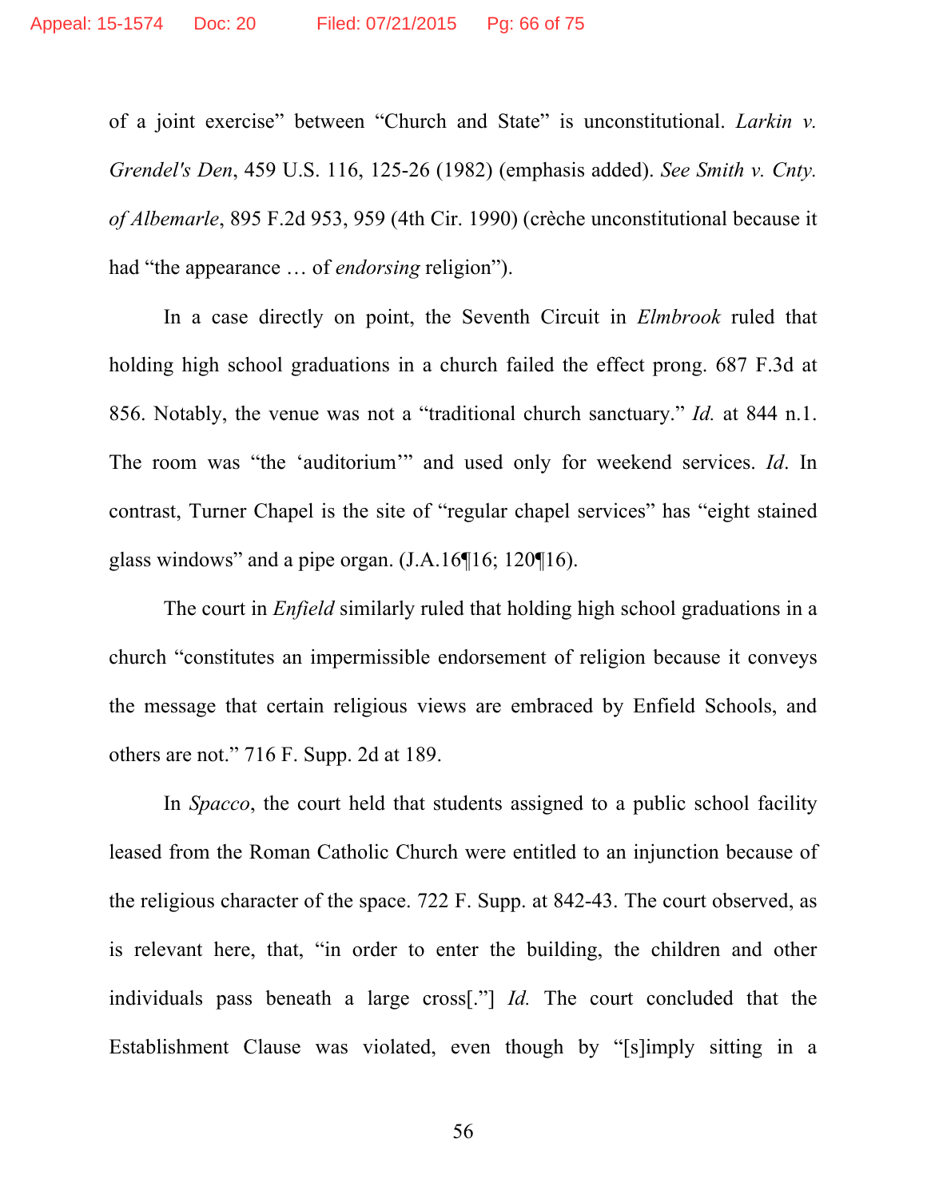of a joint exercise" between "Church and State" is unconstitutional. *Larkin v. Grendel's Den*, 459 U.S. 116, 125-26 (1982) (emphasis added). *See Smith v. Cnty. of Albemarle*, 895 F.2d 953, 959 (4th Cir. 1990) (crèche unconstitutional because it had "the appearance … of *endorsing* religion").

In a case directly on point, the Seventh Circuit in *Elmbrook* ruled that holding high school graduations in a church failed the effect prong. 687 F.3d at 856. Notably, the venue was not a "traditional church sanctuary." *Id.* at 844 n.1. The room was "the 'auditorium'" and used only for weekend services. *Id*. In contrast, Turner Chapel is the site of "regular chapel services" has "eight stained glass windows" and a pipe organ. (J.A.16¶16; 120¶16).

The court in *Enfield* similarly ruled that holding high school graduations in a church "constitutes an impermissible endorsement of religion because it conveys the message that certain religious views are embraced by Enfield Schools, and others are not." 716 F. Supp. 2d at 189.

In *Spacco*, the court held that students assigned to a public school facility leased from the Roman Catholic Church were entitled to an injunction because of the religious character of the space. 722 F. Supp. at 842-43. The court observed, as is relevant here, that, "in order to enter the building, the children and other individuals pass beneath a large cross[."] *Id.* The court concluded that the Establishment Clause was violated, even though by "[s]imply sitting in a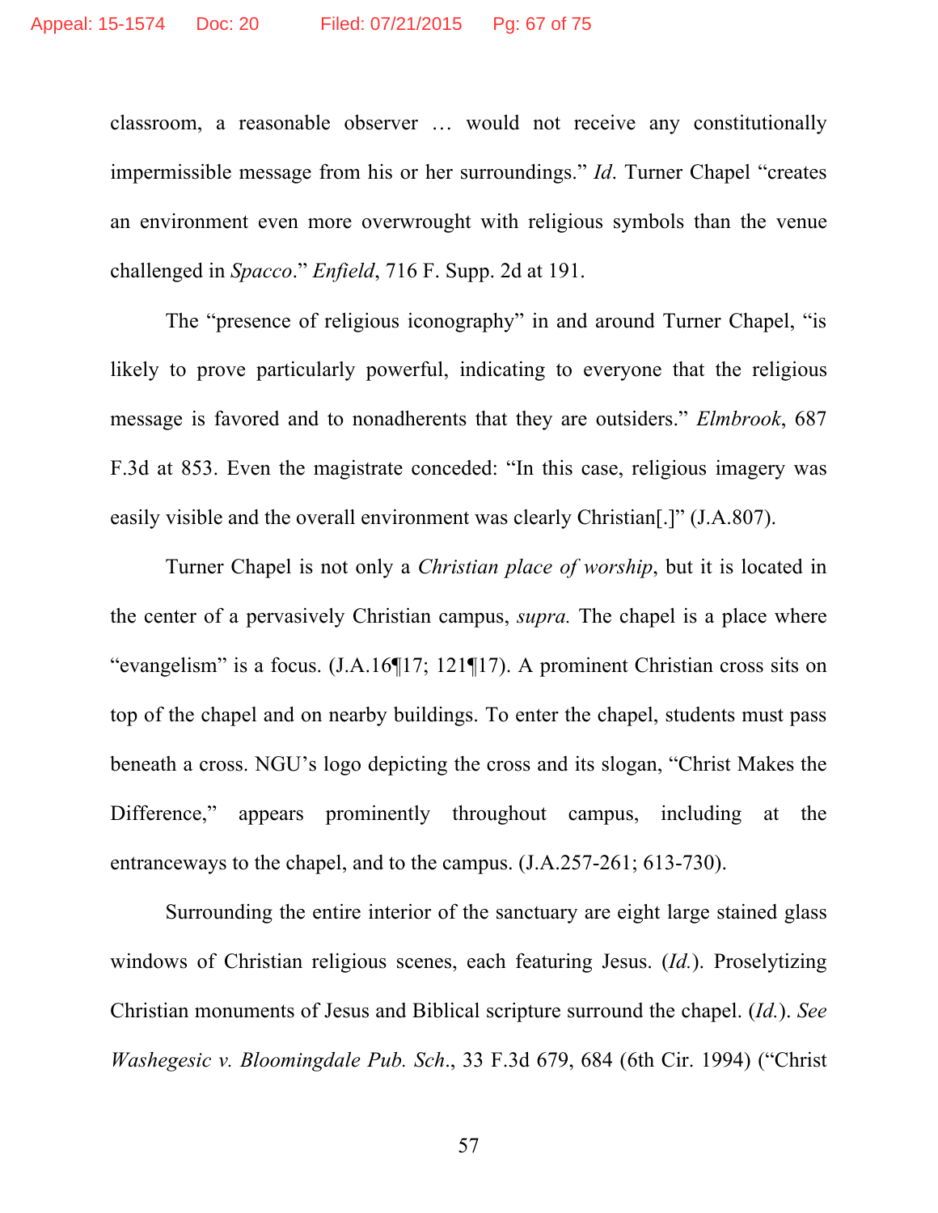classroom, a reasonable observer … would not receive any constitutionally impermissible message from his or her surroundings." *Id*. Turner Chapel "creates an environment even more overwrought with religious symbols than the venue challenged in *Spacco*." *Enfield*, 716 F. Supp. 2d at 191.

The "presence of religious iconography" in and around Turner Chapel, "is likely to prove particularly powerful, indicating to everyone that the religious message is favored and to nonadherents that they are outsiders." *Elmbrook*, 687 F.3d at 853. Even the magistrate conceded: "In this case, religious imagery was easily visible and the overall environment was clearly Christian[.]" (J.A.807).

Turner Chapel is not only a *Christian place of worship*, but it is located in the center of a pervasively Christian campus, *supra.* The chapel is a place where "evangelism" is a focus. (J.A.16¶17; 121¶17). A prominent Christian cross sits on top of the chapel and on nearby buildings. To enter the chapel, students must pass beneath a cross. NGU's logo depicting the cross and its slogan, "Christ Makes the Difference," appears prominently throughout campus, including at the entranceways to the chapel, and to the campus. (J.A.257-261; 613-730).

Surrounding the entire interior of the sanctuary are eight large stained glass windows of Christian religious scenes, each featuring Jesus. (*Id.*). Proselytizing Christian monuments of Jesus and Biblical scripture surround the chapel. (*Id.*). *See Washegesic v. Bloomingdale Pub. Sch*., 33 F.3d 679, 684 (6th Cir. 1994) ("Christ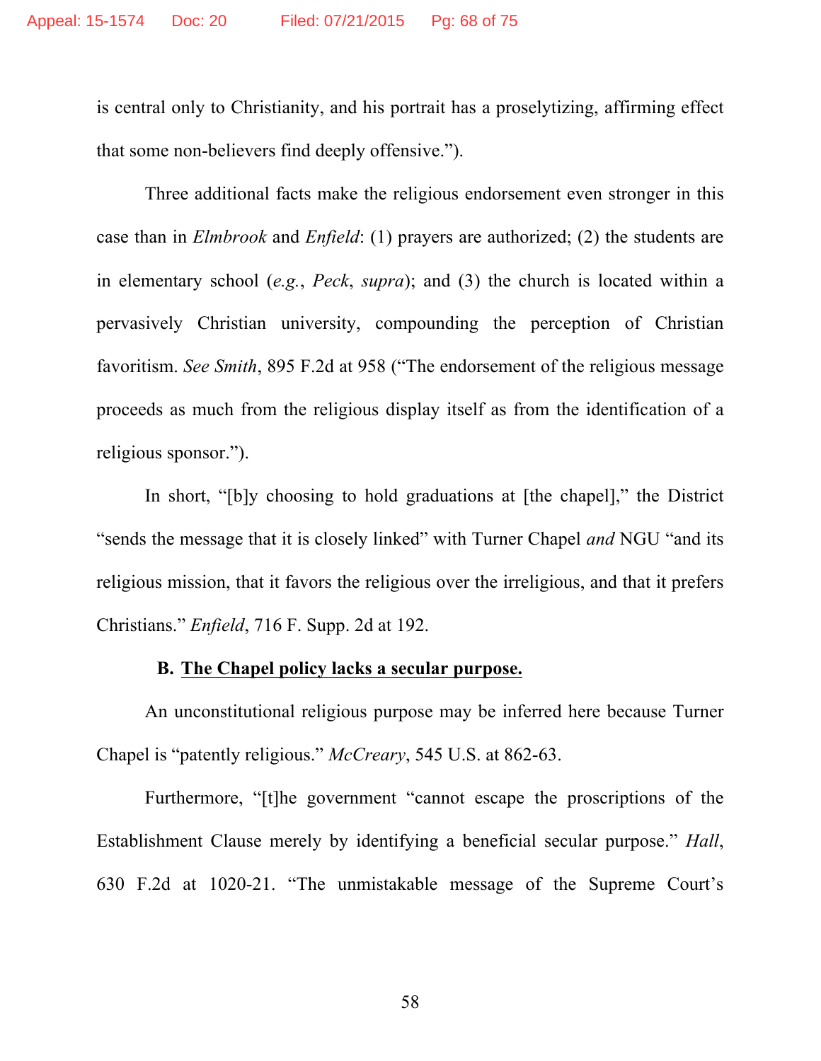is central only to Christianity, and his portrait has a proselytizing, affirming effect that some non-believers find deeply offensive.").

Three additional facts make the religious endorsement even stronger in this case than in *Elmbrook* and *Enfield*: (1) prayers are authorized; (2) the students are in elementary school (*e.g.*, *Peck*, *supra*); and (3) the church is located within a pervasively Christian university, compounding the perception of Christian favoritism. *See Smith*, 895 F.2d at 958 ("The endorsement of the religious message proceeds as much from the religious display itself as from the identification of a religious sponsor.").

In short, "[b]y choosing to hold graduations at [the chapel]," the District "sends the message that it is closely linked" with Turner Chapel *and* NGU "and its religious mission, that it favors the religious over the irreligious, and that it prefers Christians." *Enfield*, 716 F. Supp. 2d at 192.

**B. <u>The Chapel policy lacks a secular purpose.</u>**

An unconstitutional religious purpose may be inferred here because Turner Chapel is "patently religious." *McCreary*, 545 U.S. at 862-63.

Furthermore, "[t]he government "cannot escape the proscriptions of the Establishment Clause merely by identifying a beneficial secular purpose." *Hall*, 630 F.2d at 1020-21. "The unmistakable message of the Supreme Court's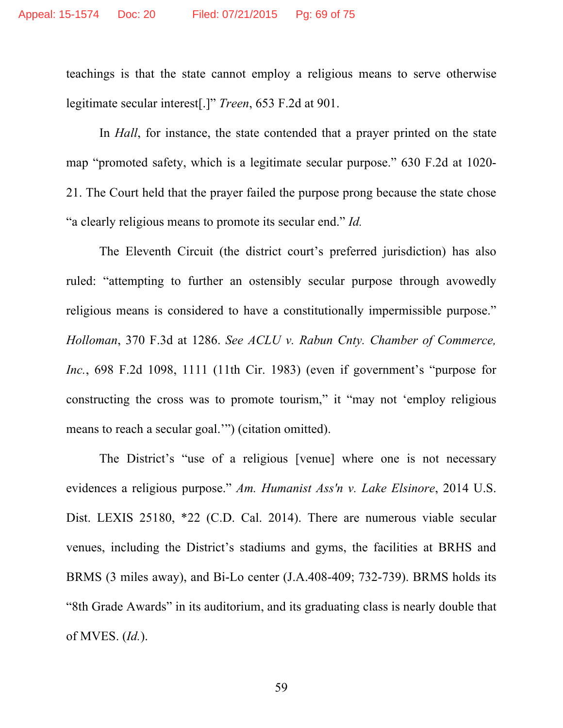teachings is that the state cannot employ a religious means to serve otherwise legitimate secular interest[.]" *Treen*, 653 F.2d at 901.

In *Hall*, for instance, the state contended that a prayer printed on the state map "promoted safety, which is a legitimate secular purpose." 630 F.2d at 1020-21. The Court held that the prayer failed the purpose prong because the state chose "a clearly religious means to promote its secular end." *Id.*

The Eleventh Circuit (the district court's preferred jurisdiction) has also ruled: "attempting to further an ostensibly secular purpose through avowedly religious means is considered to have a constitutionally impermissible purpose." *Holloman*, 370 F.3d at 1286. *See ACLU v. Rabun Cnty. Chamber of Commerce, Inc.*, 698 F.2d 1098, 1111 (11th Cir. 1983) (even if government's "purpose for constructing the cross was to promote tourism," it "may not 'employ religious means to reach a secular goal.'") (citation omitted).

The District's "use of a religious [venue] where one is not necessary evidences a religious purpose." *Am. Humanist Ass'n v. Lake Elsinore*, 2014 U.S. Dist. LEXIS 25180, *22 (C.D. Cal. 2014). There are numerous viable secular venues, including the District's stadiums and gyms, the facilities at BRHS and BRMS (3 miles away), and Bi-Lo center (J.A.408-409; 732-739). BRMS holds its "8th Grade Awards" in its auditorium, and its graduating class is nearly double that of MVES. (*Id.*).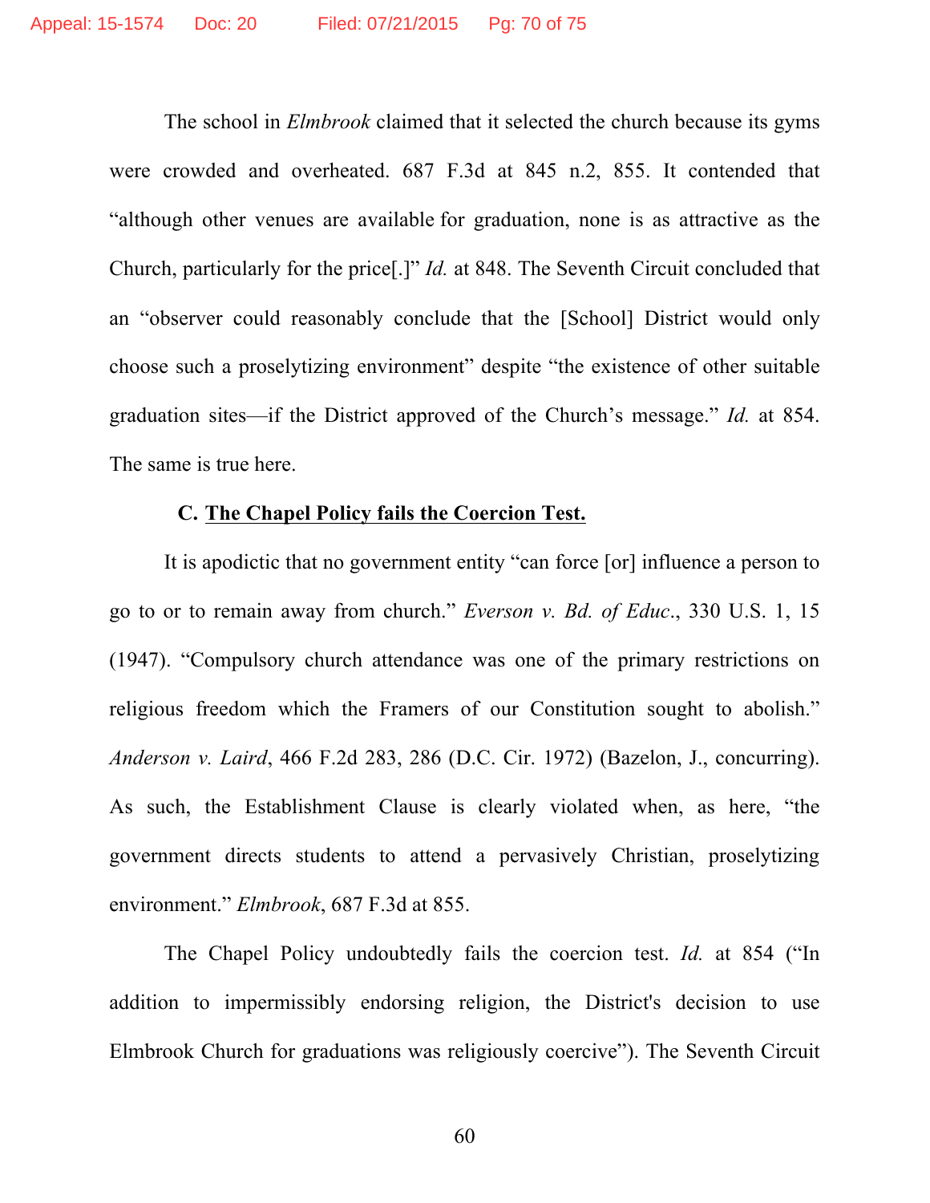The school in *Elmbrook* claimed that it selected the church because its gyms were crowded and overheated. 687 F.3d at 845 n.2, 855. It contended that "although other venues are available for graduation, none is as attractive as the Church, particularly for the price[.]" *Id.* at 848. The Seventh Circuit concluded that an "observer could reasonably conclude that the [School] District would only choose such a proselytizing environment" despite "the existence of other suitable graduation sites—if the District approved of the Church's message." *Id.* at 854. The same is true here.

### C. <u>The Chapel Policy fails the Coercion Test.</u>

It is apodictic that no government entity "can force [or] influence a person to go to or to remain away from church." *Everson v. Bd. of Educ*., 330 U.S. 1, 15 (1947). "Compulsory church attendance was one of the primary restrictions on religious freedom which the Framers of our Constitution sought to abolish." *Anderson v. Laird*, 466 F.2d 283, 286 (D.C. Cir. 1972) (Bazelon, J., concurring). As such, the Establishment Clause is clearly violated when, as here, "the government directs students to attend a pervasively Christian, proselytizing environment." *Elmbrook*, 687 F.3d at 855.

The Chapel Policy undoubtedly fails the coercion test. *Id.* at 854 ("In addition to impermissibly endorsing religion, the District's decision to use Elmbrook Church for graduations was religiously coercive"). The Seventh Circuit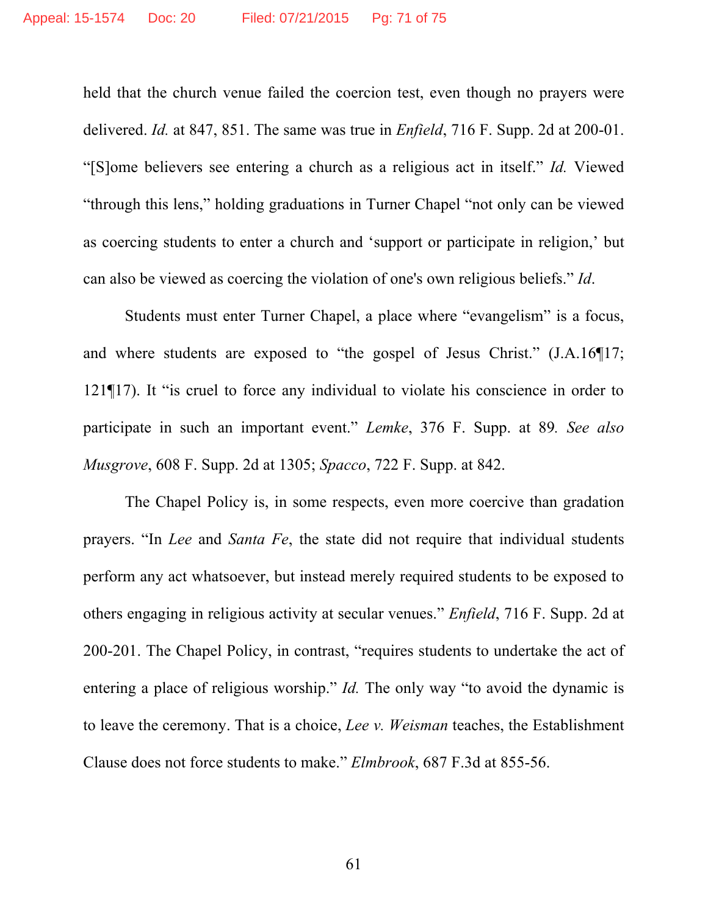held that the church venue failed the coercion test, even though no prayers were delivered. *Id.* at 847, 851. The same was true in *Enfield*, 716 F. Supp. 2d at 200-01. "[S]ome believers see entering a church as a religious act in itself." *Id.* Viewed "through this lens," holding graduations in Turner Chapel "not only can be viewed as coercing students to enter a church and 'support or participate in religion,' but can also be viewed as coercing the violation of one's own religious beliefs." *Id*.

Students must enter Turner Chapel, a place where "evangelism" is a focus, and where students are exposed to "the gospel of Jesus Christ." (J.A.16¶17; 121¶17). It "is cruel to force any individual to violate his conscience in order to participate in such an important event." *Lemke*, 376 F. Supp. at 89. *See also Musgrove*, 608 F. Supp. 2d at 1305; *Spacco*, 722 F. Supp. at 842.

The Chapel Policy is, in some respects, even more coercive than gradation prayers. "In *Lee* and *Santa Fe*, the state did not require that individual students perform any act whatsoever, but instead merely required students to be exposed to others engaging in religious activity at secular venues." *Enfield*, 716 F. Supp. 2d at 200-201. The Chapel Policy, in contrast, "requires students to undertake the act of entering a place of religious worship." *Id.* The only way "to avoid the dynamic is to leave the ceremony. That is a choice, *Lee v. Weisman* teaches, the Establishment Clause does not force students to make." *Elmbrook*, 687 F.3d at 855-56.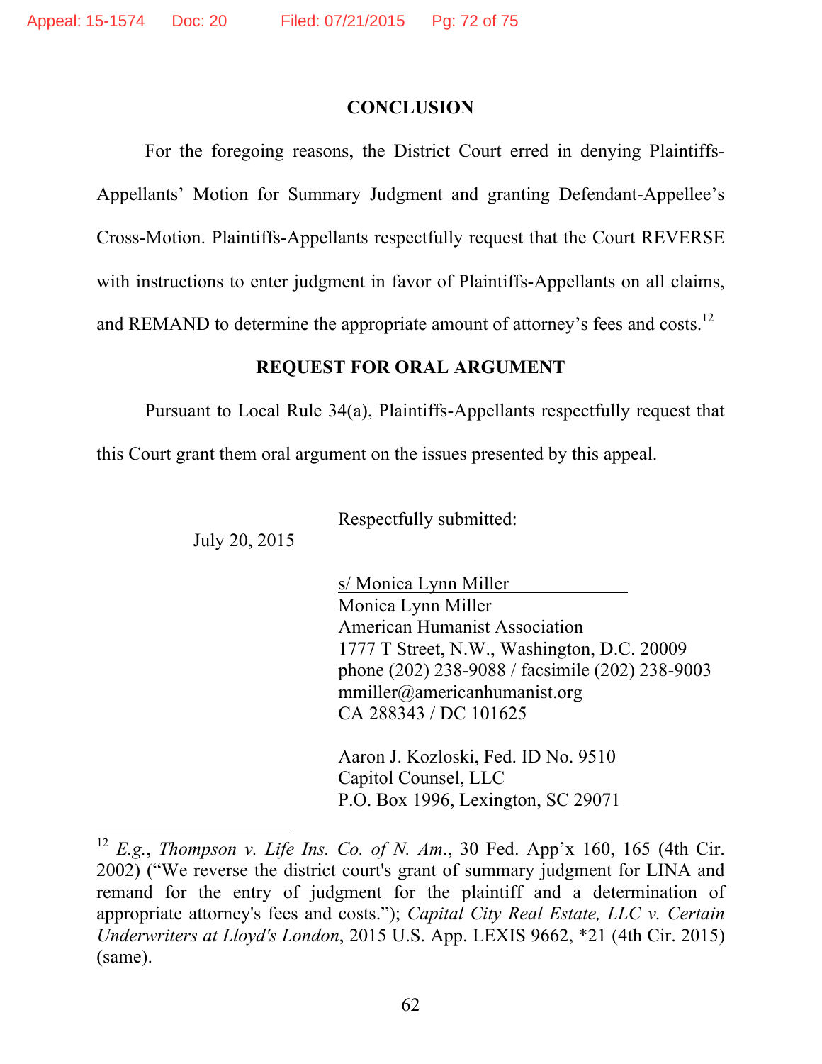## CONCLUSION

For the foregoing reasons, the District Court erred in denying Plaintiffs-Appellants' Motion for Summary Judgment and granting Defendant-Appellee's Cross-Motion. Plaintiffs-Appellants respectfully request that the Court REVERSE with instructions to enter judgment in favor of Plaintiffs-Appellants on all claims, and REMAND to determine the appropriate amount of attorney's fees and costs.[12]

## REQUEST FOR ORAL ARGUMENT

Pursuant to Local Rule 34(a), Plaintiffs-Appellants respectfully request that this Court grant them oral argument on the issues presented by this appeal.

July 20, 2015

Respectfully submitted:

s/ Monica Lynn Miller
Monica Lynn Miller
American Humanist Association
1777 T Street, N.W., Washington, D.C. 20009
phone (202) 238-9088 / facsimile (202) 238-9003
mmiller@americanhumanist.org
CA 288343 / DC 101625

Aaron J. Kozloski, Fed. ID No. 9510
Capitol Counsel, LLC
P.O. Box 1996, Lexington, SC 29071

---

[12] *E.g.*, *Thompson v. Life Ins. Co. of N. Am.*, 30 Fed. App'x 160, 165 (4th Cir. 2002) ("We reverse the district court's grant of summary judgment for LINA and remand for the entry of judgment for the plaintiff and a determination of appropriate attorney's fees and costs."); *Capital City Real Estate, LLC v. Certain Underwriters at Lloyd's London*, 2015 U.S. App. LEXIS 9662, *21 (4th Cir. 2015) (same).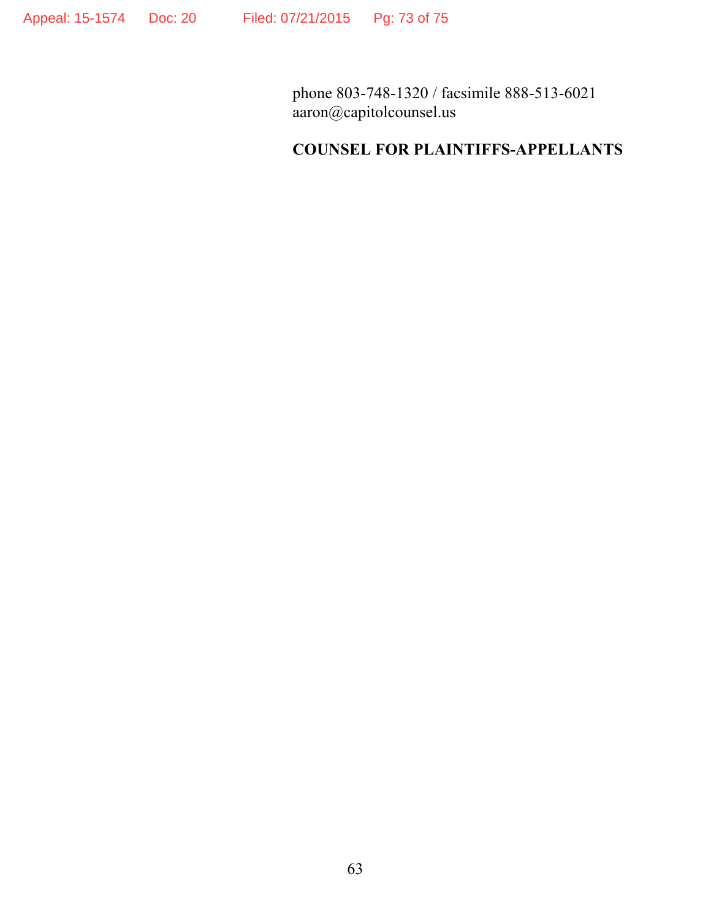phone 803-748-1320 / facsimile 888-513-6021
aaron@capitolcounsel.us

**COUNSEL FOR PLAINTIFFS-APPELLANTS**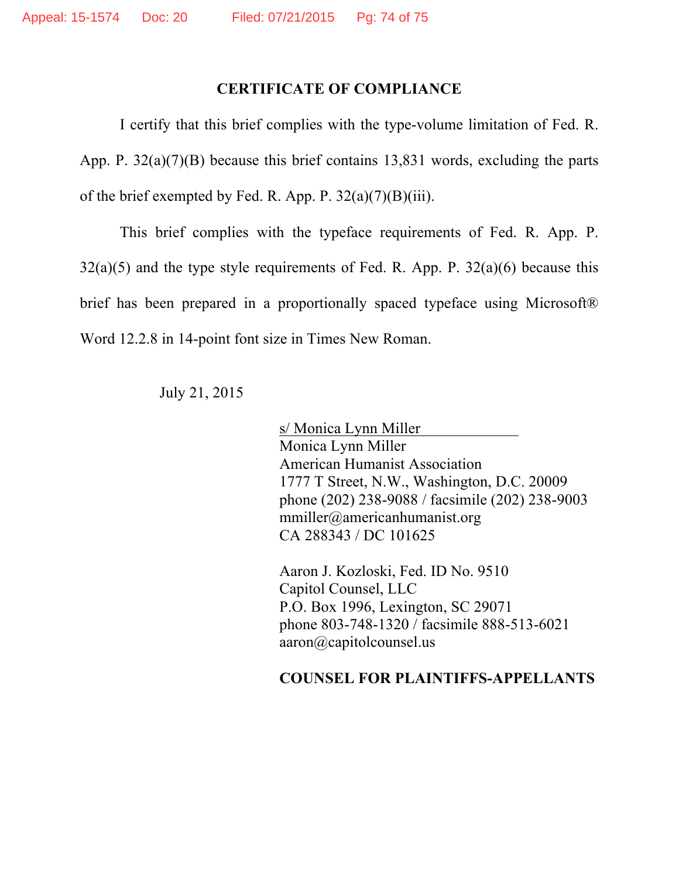## CERTIFICATE OF COMPLIANCE

I certify that this brief complies with the type-volume limitation of Fed. R. App. P. 32(a)(7)(B) because this brief contains 13,831 words, excluding the parts of the brief exempted by Fed. R. App. P. 32(a)(7)(B)(iii).

This brief complies with the typeface requirements of Fed. R. App. P. 32(a)(5) and the type style requirements of Fed. R. App. P. 32(a)(6) because this brief has been prepared in a proportionally spaced typeface using Microsoft® Word 12.2.8 in 14-point font size in Times New Roman.

July 21, 2015

s/ Monica Lynn Miller
Monica Lynn Miller
American Humanist Association
1777 T Street, N.W., Washington, D.C. 20009
phone (202) 238-9088 / facsimile (202) 238-9003
mmiller@americanhumanist.org
CA 288343 / DC 101625

Aaron J. Kozloski, Fed. ID No. 9510
Capitol Counsel, LLC
P.O. Box 1996, Lexington, SC 29071
phone 803-748-1320 / facsimile 888-513-6021
aaron@capitolcounsel.us

**COUNSEL FOR PLAINTIFFS-APPELLANTS**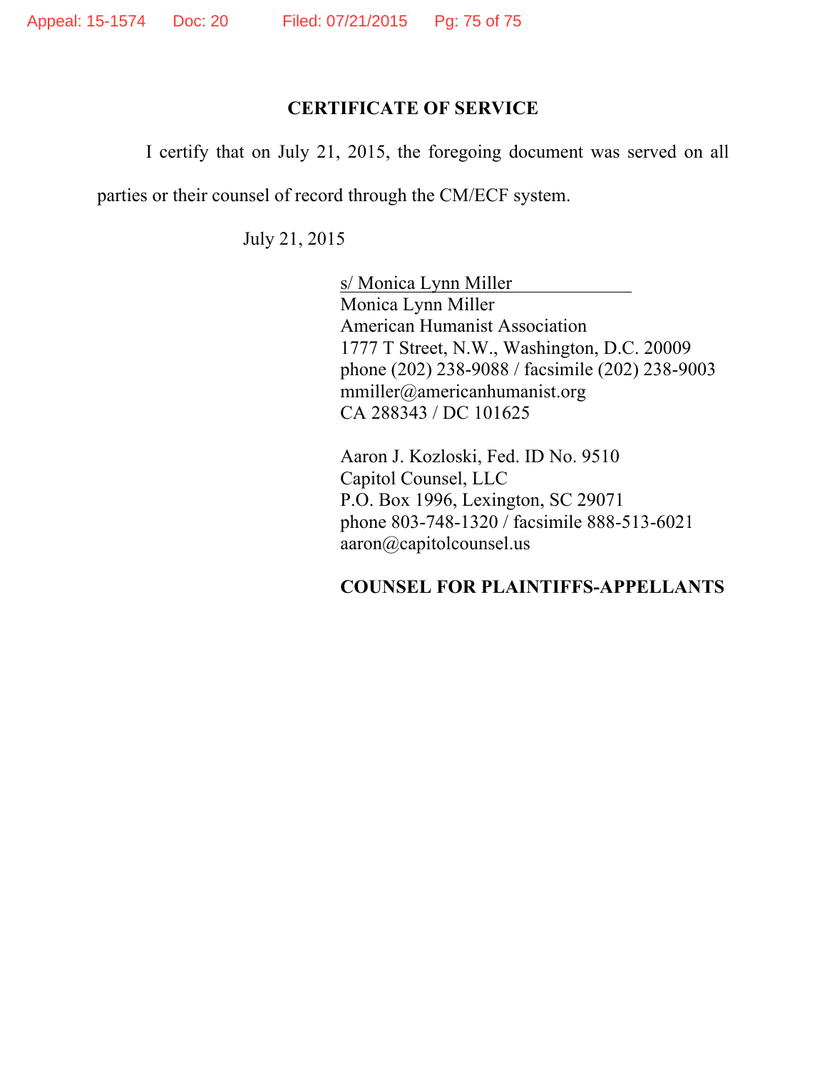## CERTIFICATE OF SERVICE

I certify that on July 21, 2015, the foregoing document was served on all parties or their counsel of record through the CM/ECF system.

July 21, 2015

s/ Monica Lynn Miller
Monica Lynn Miller
American Humanist Association
1777 T Street, N.W., Washington, D.C. 20009
phone (202) 238-9088 / facsimile (202) 238-9003
mmiller@americanhumanist.org
CA 288343 / DC 101625

Aaron J. Kozloski, Fed. ID No. 9510
Capitol Counsel, LLC
P.O. Box 1996, Lexington, SC 29071
phone 803-748-1320 / facsimile 888-513-6021
aaron@capitolcounsel.us

**COUNSEL FOR PLAINTIFFS-APPELLANTS**